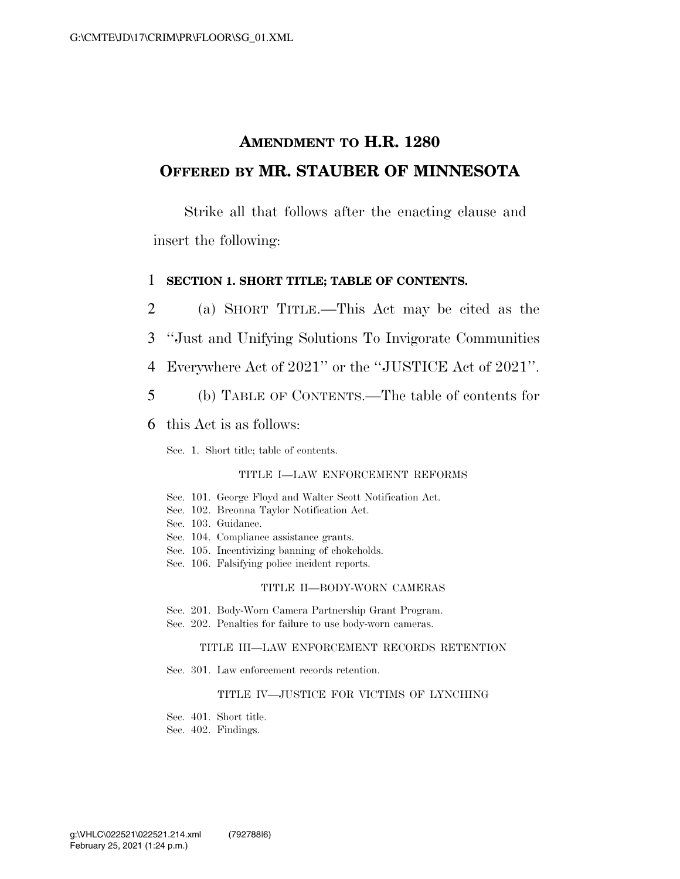# AMENDMENT TO H.R. 1280
## OFFERED BY MR. STAUBER OF MINNESOTA

Strike all that follows after the enacting clause and insert the following:

1 **SECTION 1. SHORT TITLE; TABLE OF CONTENTS.**

2 (a) SHORT TITLE.—This Act may be cited as the
3 "Just and Unifying Solutions To Invigorate Communities
4 Everywhere Act of 2021" or the "JUSTICE Act of 2021".
5 (b) TABLE OF CONTENTS.—The table of contents for
6 this Act is as follows:

Sec. 1. Short title; table of contents.

TITLE I—LAW ENFORCEMENT REFORMS

Sec. 101. George Floyd and Walter Scott Notification Act.
Sec. 102. Breonna Taylor Notification Act.
Sec. 103. Guidance.
Sec. 104. Compliance assistance grants.
Sec. 105. Incentivizing banning of chokeholds.
Sec. 106. Falsifying police incident reports.

TITLE II—BODY-WORN CAMERAS

Sec. 201. Body-Worn Camera Partnership Grant Program.
Sec. 202. Penalties for failure to use body-worn cameras.

TITLE III—LAW ENFORCEMENT RECORDS RETENTION

Sec. 301. Law enforcement records retention.

TITLE IV—JUSTICE FOR VICTIMS OF LYNCHING

Sec. 401. Short title.
Sec. 402. Findings.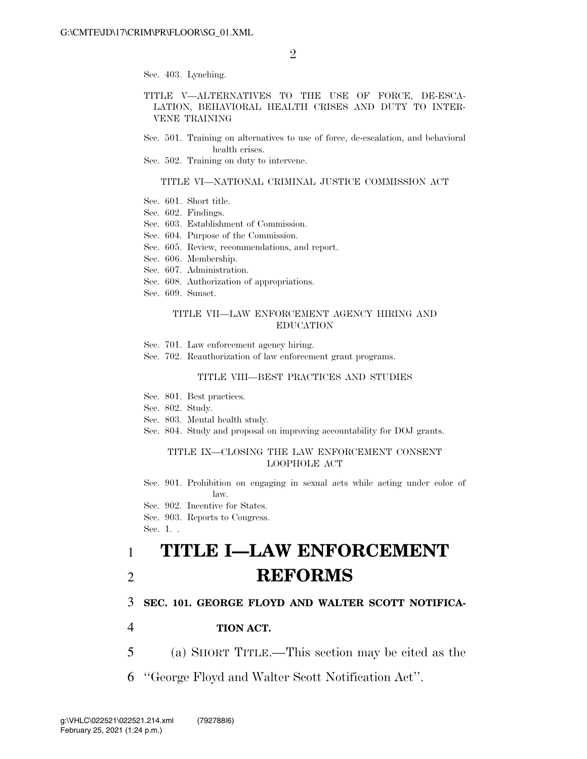Sec. 403. Lynching.

TITLE V—ALTERNATIVES TO THE USE OF FORCE, DE-ESCALATION, BEHAVIORAL HEALTH CRISES AND DUTY TO INTERVENE TRAINING

Sec. 501. Training on alternatives to use of force, de-escalation, and behavioral health crises.
Sec. 502. Training on duty to intervene.

TITLE VI—NATIONAL CRIMINAL JUSTICE COMMISSION ACT

Sec. 601. Short title.
Sec. 602. Findings.
Sec. 603. Establishment of Commission.
Sec. 604. Purpose of the Commission.
Sec. 605. Review, recommendations, and report.
Sec. 606. Membership.
Sec. 607. Administration.
Sec. 608. Authorization of appropriations.
Sec. 609. Sunset.

TITLE VII—LAW ENFORCEMENT AGENCY HIRING AND EDUCATION

Sec. 701. Law enforcement agency hiring.
Sec. 702. Reauthorization of law enforcement grant programs.

TITLE VIII—BEST PRACTICES AND STUDIES

Sec. 801. Best practices.
Sec. 802. Study.
Sec. 803. Mental health study.
Sec. 804. Study and proposal on improving accountability for DOJ grants.

TITLE IX—CLOSING THE LAW ENFORCEMENT CONSENT LOOPHOLE ACT

Sec. 901. Prohibition on engaging in sexual acts while acting under color of law.
Sec. 902. Incentive for States.
Sec. 903. Reports to Congress.
Sec. 1. .

# TITLE I—LAW ENFORCEMENT REFORMS

**SEC. 101. GEORGE FLOYD AND WALTER SCOTT NOTIFICATION ACT.**

(a) SHORT TITLE.—This section may be cited as the "George Floyd and Walter Scott Notification Act".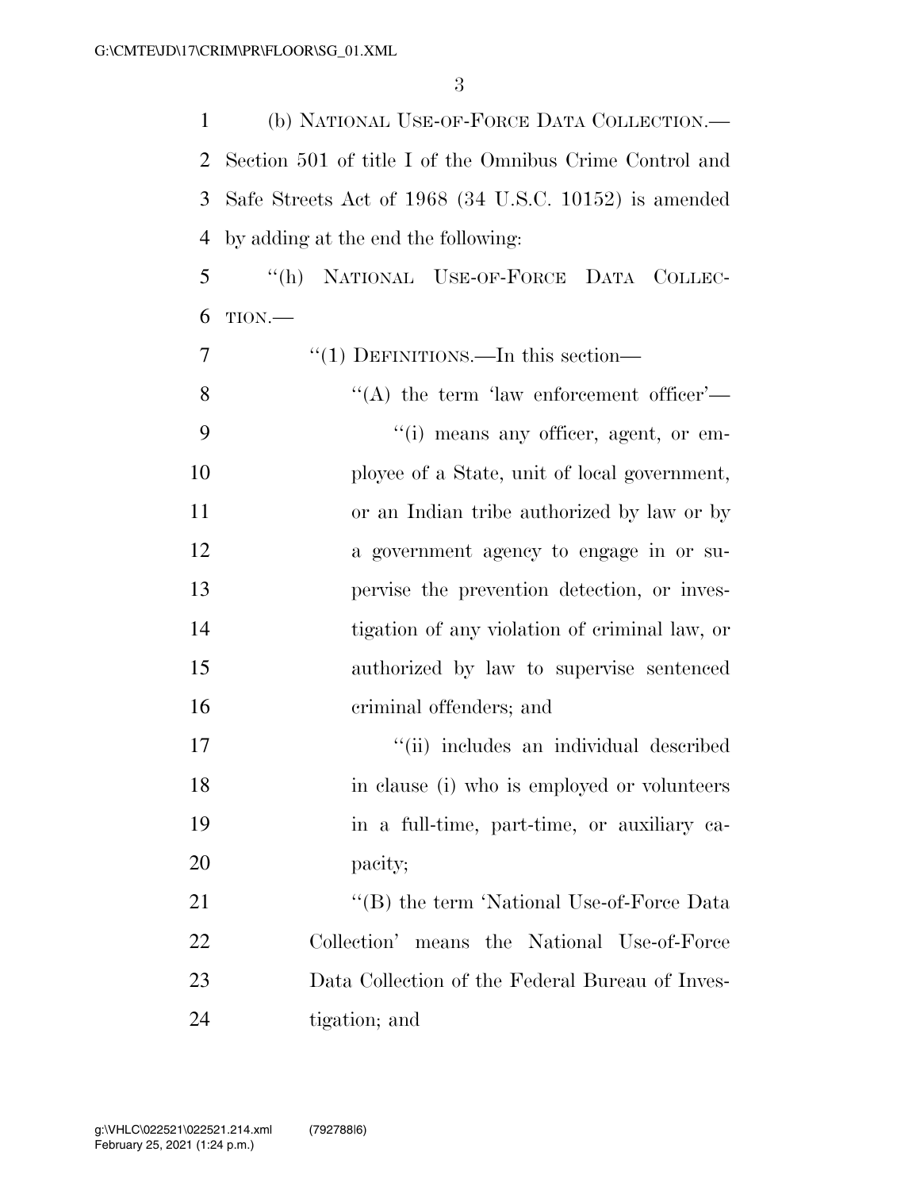(b) NATIONAL USE-OF-FORCE DATA COLLECTION.—Section 501 of title I of the Omnibus Crime Control and Safe Streets Act of 1968 (34 U.S.C. 10152) is amended by adding at the end the following:

"(h) NATIONAL USE-OF-FORCE DATA COLLECTION.—

"(1) DEFINITIONS.—In this section—

"(A) the term 'law enforcement officer'—

"(i) means any officer, agent, or employee of a State, unit of local government, or an Indian tribe authorized by law or by a government agency to engage in or supervise the prevention detection, or investigation of any violation of criminal law, or authorized by law to supervise sentenced criminal offenders; and

"(ii) includes an individual described in clause (i) who is employed or volunteers in a full-time, part-time, or auxiliary capacity;

"(B) the term 'National Use-of-Force Data Collection' means the National Use-of-Force Data Collection of the Federal Bureau of Investigation; and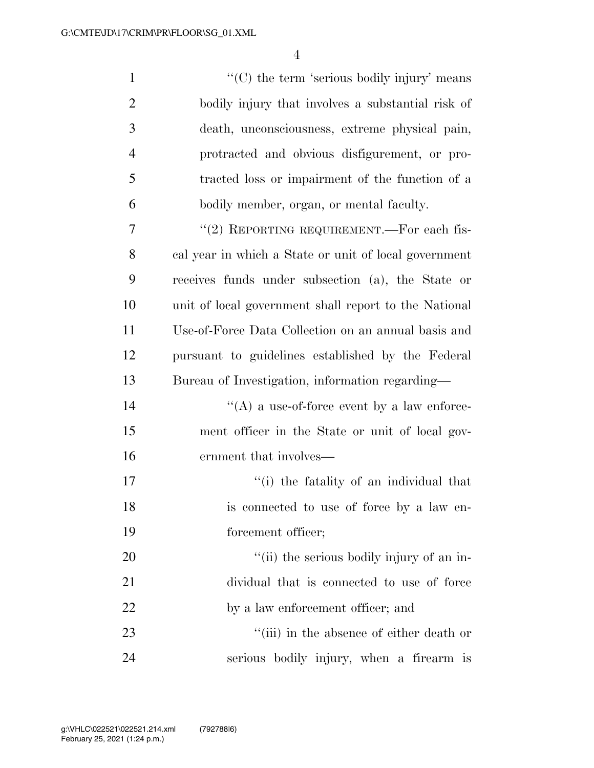''(C) the term 'serious bodily injury' means bodily injury that involves a substantial risk of death, unconsciousness, extreme physical pain, protracted and obvious disfigurement, or protracted loss or impairment of the function of a bodily member, organ, or mental faculty.

''(2) REPORTING REQUIREMENT.—For each fiscal year in which a State or unit of local government receives funds under subsection (a), the State or unit of local government shall report to the National Use-of-Force Data Collection on an annual basis and pursuant to guidelines established by the Federal Bureau of Investigation, information regarding—

''(A) a use-of-force event by a law enforcement officer in the State or unit of local government that involves—

''(i) the fatality of an individual that is connected to use of force by a law enforcement officer;

''(ii) the serious bodily injury of an individual that is connected to use of force by a law enforcement officer; and

''(iii) in the absence of either death or serious bodily injury, when a firearm is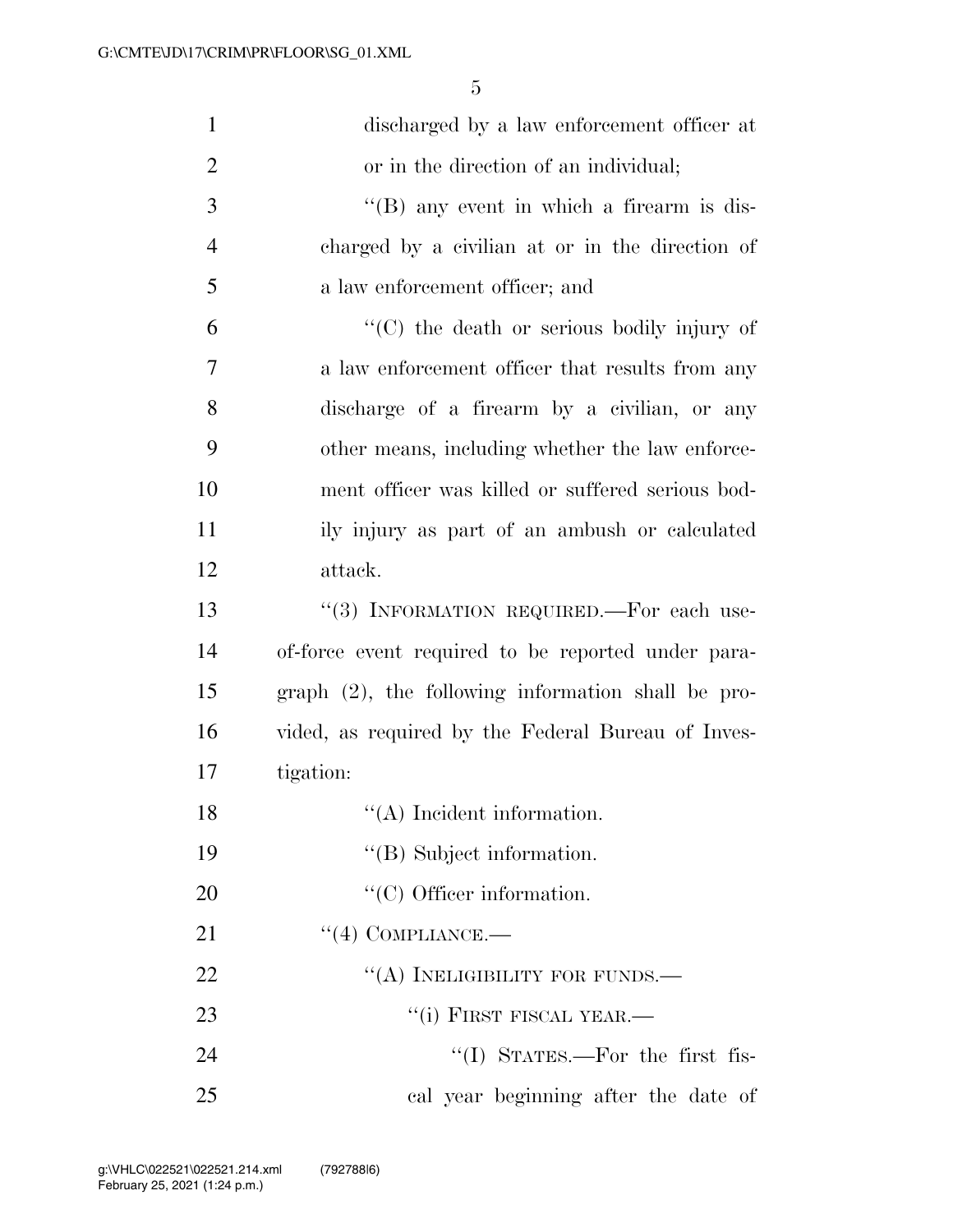discharged by a law enforcement officer at or in the direction of an individual;

''(B) any event in which a firearm is discharged by a civilian at or in the direction of a law enforcement officer; and

''(C) the death or serious bodily injury of a law enforcement officer that results from any discharge of a firearm by a civilian, or any other means, including whether the law enforcement officer was killed or suffered serious bodily injury as part of an ambush or calculated attack.

''(3) INFORMATION REQUIRED.—For each use-of-force event required to be reported under paragraph (2), the following information shall be provided, as required by the Federal Bureau of Investigation:

''(A) Incident information.

''(B) Subject information.

''(C) Officer information.

''(4) COMPLIANCE.—

''(A) INELIGIBILITY FOR FUNDS.—

''(i) FIRST FISCAL YEAR.—

''(I) STATES.—For the first fiscal year beginning after the date of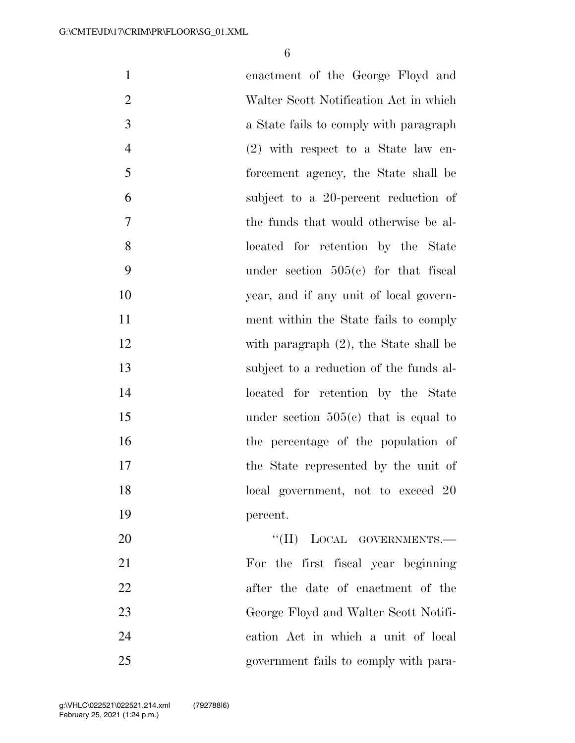enactment of the George Floyd and Walter Scott Notification Act in which a State fails to comply with paragraph (2) with respect to a State law enforcement agency, the State shall be subject to a 20-percent reduction of the funds that would otherwise be allocated for retention by the State under section 505(c) for that fiscal year, and if any unit of local government within the State fails to comply with paragraph (2), the State shall be subject to a reduction of the funds allocated for retention by the State under section 505(c) that is equal to the percentage of the population of the State represented by the unit of local government, not to exceed 20 percent.

"(II) LOCAL GOVERNMENTS.—For the first fiscal year beginning after the date of enactment of the George Floyd and Walter Scott Notification Act in which a unit of local government fails to comply with para-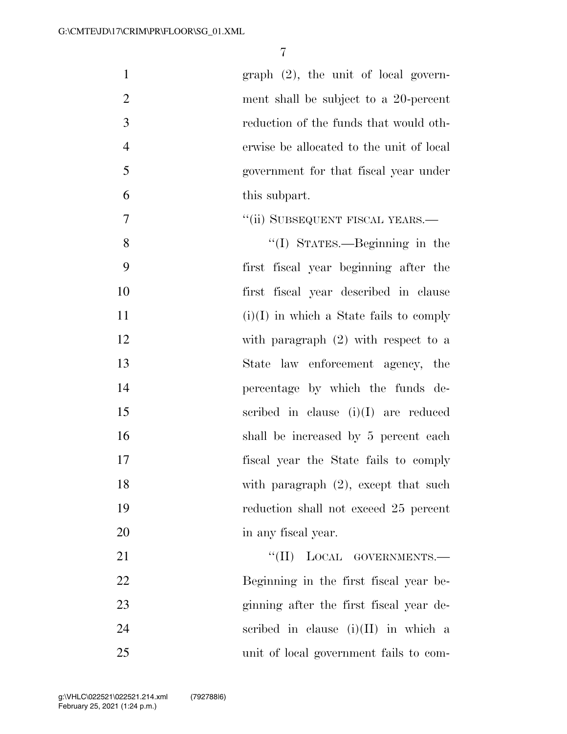graph (2), the unit of local government shall be subject to a 20-percent reduction of the funds that would otherwise be allocated to the unit of local government for that fiscal year under this subpart.

"(ii) SUBSEQUENT FISCAL YEARS.—

"(I) STATES.—Beginning in the first fiscal year beginning after the first fiscal year described in clause (i)(I) in which a State fails to comply with paragraph (2) with respect to a State law enforcement agency, the percentage by which the funds described in clause (i)(I) are reduced shall be increased by 5 percent each fiscal year the State fails to comply with paragraph (2), except that such reduction shall not exceed 25 percent in any fiscal year.

"(II) LOCAL GOVERNMENTS.—Beginning in the first fiscal year beginning after the first fiscal year described in clause (i)(II) in which a unit of local government fails to com-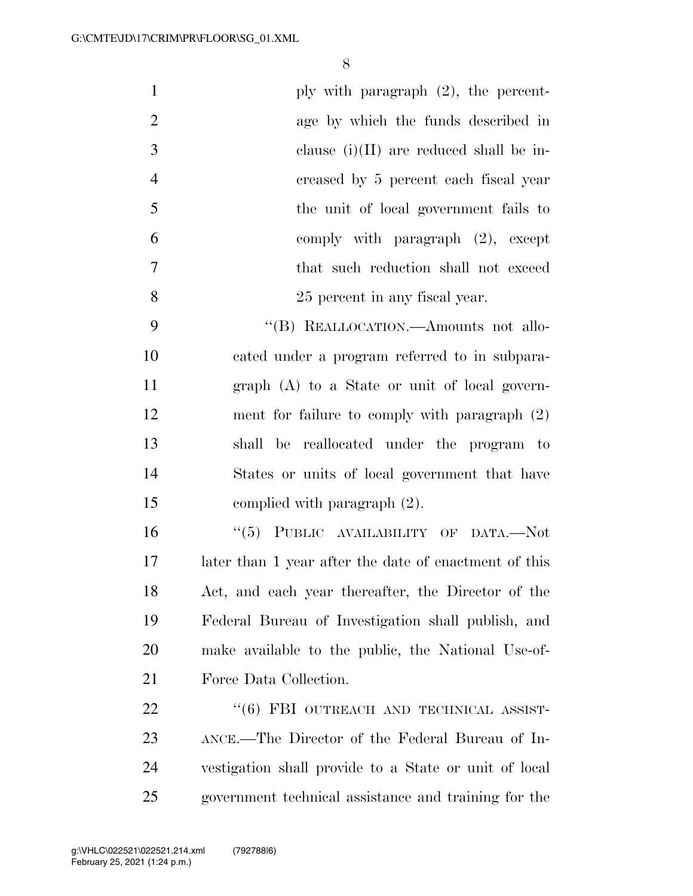ply with paragraph (2), the percentage by which the funds described in clause (i)(II) are reduced shall be increased by 5 percent each fiscal year the unit of local government fails to comply with paragraph (2), except that such reduction shall not exceed 25 percent in any fiscal year.

"(B) REALLOCATION.—Amounts not allocated under a program referred to in subparagraph (A) to a State or unit of local government for failure to comply with paragraph (2) shall be reallocated under the program to States or units of local government that have complied with paragraph (2).

"(5) PUBLIC AVAILABILITY OF DATA.—Not later than 1 year after the date of enactment of this Act, and each year thereafter, the Director of the Federal Bureau of Investigation shall publish, and make available to the public, the National Use-of-Force Data Collection.

"(6) FBI OUTREACH AND TECHNICAL ASSISTANCE.—The Director of the Federal Bureau of Investigation shall provide to a State or unit of local government technical assistance and training for the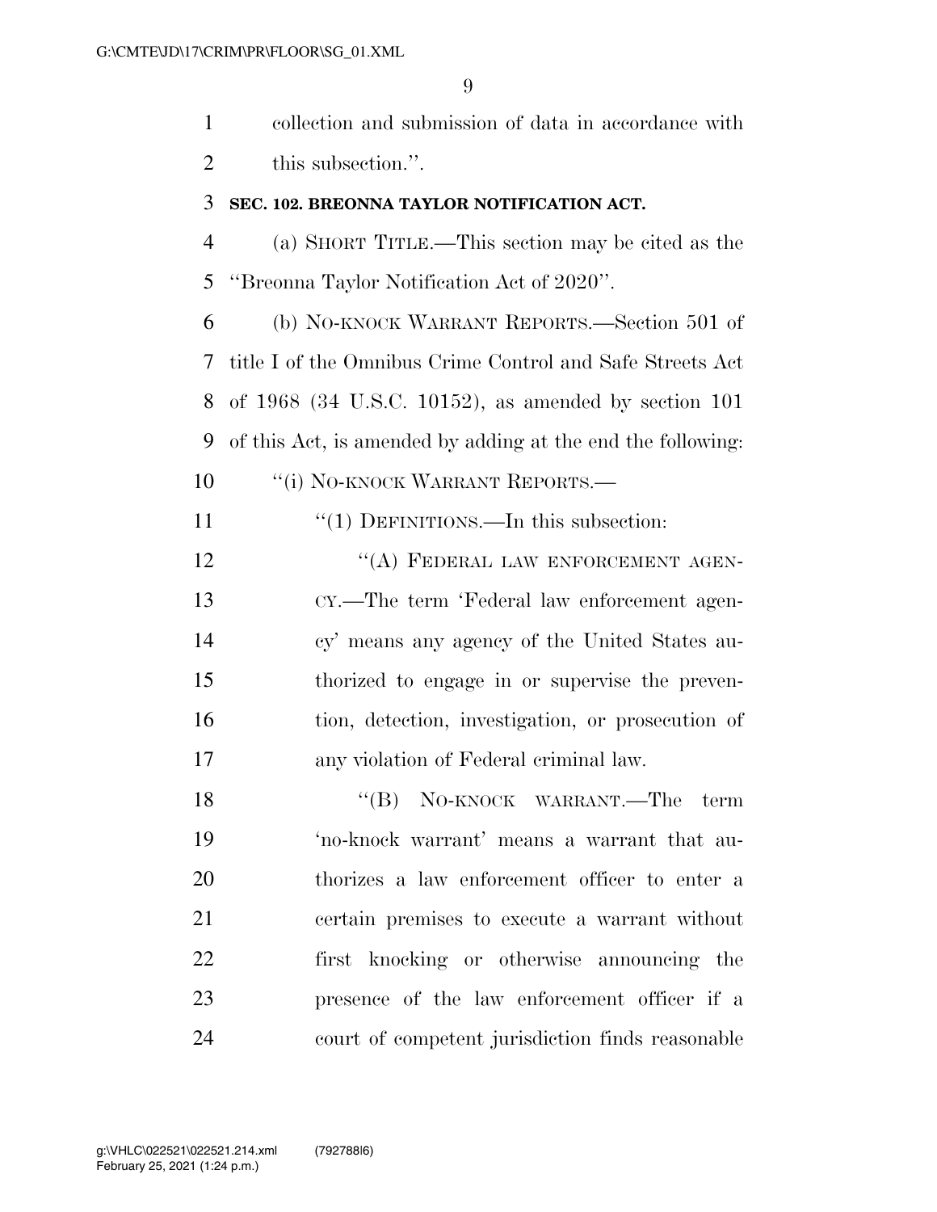collection and submission of data in accordance with this subsection.''.

**SEC. 102. BREONNA TAYLOR NOTIFICATION ACT.**

(a) SHORT TITLE.—This section may be cited as the ''Breonna Taylor Notification Act of 2020''.

(b) NO-KNOCK WARRANT REPORTS.—Section 501 of title I of the Omnibus Crime Control and Safe Streets Act of 1968 (34 U.S.C. 10152), as amended by section 101 of this Act, is amended by adding at the end the following:

''(i) NO-KNOCK WARRANT REPORTS.—

''(1) DEFINITIONS.—In this subsection:

''(A) FEDERAL LAW ENFORCEMENT AGENCY.—The term 'Federal law enforcement agency' means any agency of the United States authorized to engage in or supervise the prevention, detection, investigation, or prosecution of any violation of Federal criminal law.

''(B) NO-KNOCK WARRANT.—The term 'no-knock warrant' means a warrant that authorizes a law enforcement officer to enter a certain premises to execute a warrant without first knocking or otherwise announcing the presence of the law enforcement officer if a court of competent jurisdiction finds reasonable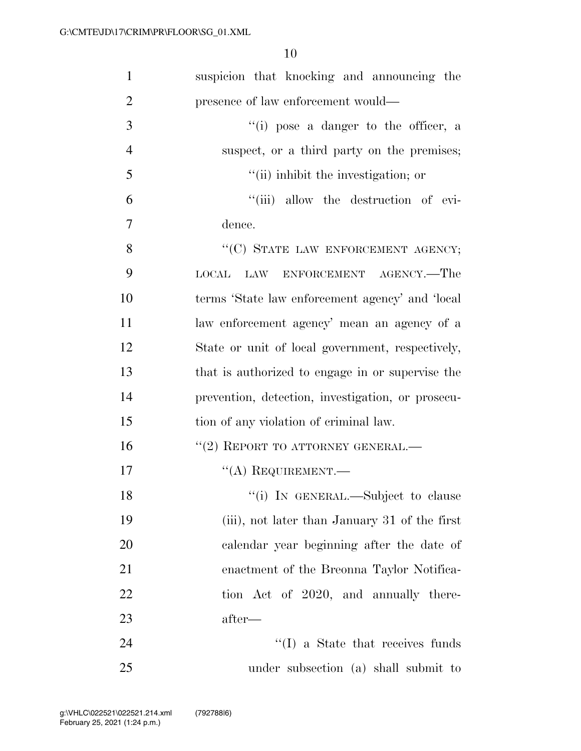suspicion that knocking and announcing the presence of law enforcement would—

"(i) pose a danger to the officer, a suspect, or a third party on the premises;

"(ii) inhibit the investigation; or

"(iii) allow the destruction of evidence.

"(C) STATE LAW ENFORCEMENT AGENCY; LOCAL LAW ENFORCEMENT AGENCY.—The terms 'State law enforcement agency' and 'local law enforcement agency' mean an agency of a State or unit of local government, respectively, that is authorized to engage in or supervise the prevention, detection, investigation, or prosecution of any violation of criminal law.

"(2) REPORT TO ATTORNEY GENERAL.—

"(A) REQUIREMENT.—

"(i) IN GENERAL.—Subject to clause (iii), not later than January 31 of the first calendar year beginning after the date of enactment of the Breonna Taylor Notification Act of 2020, and annually thereafter—

"(I) a State that receives funds under subsection (a) shall submit to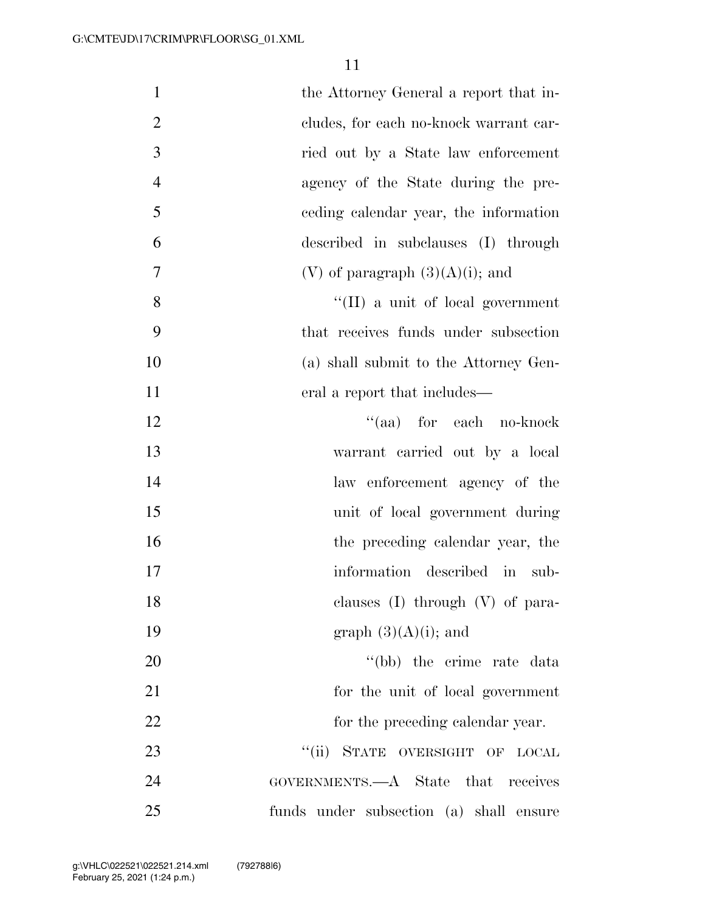the Attorney General a report that includes, for each no-knock warrant carried out by a State law enforcement agency of the State during the preceding calendar year, the information described in subclauses (I) through (V) of paragraph (3)(A)(i); and

"(II) a unit of local government that receives funds under subsection (a) shall submit to the Attorney General a report that includes—

"(aa) for each no-knock warrant carried out by a local law enforcement agency of the unit of local government during the preceding calendar year, the information described in subclauses (I) through (V) of paragraph (3)(A)(i); and

"(bb) the crime rate data for the unit of local government for the preceding calendar year.

"(ii) STATE OVERSIGHT OF LOCAL GOVERNMENTS.—A State that receives funds under subsection (a) shall ensure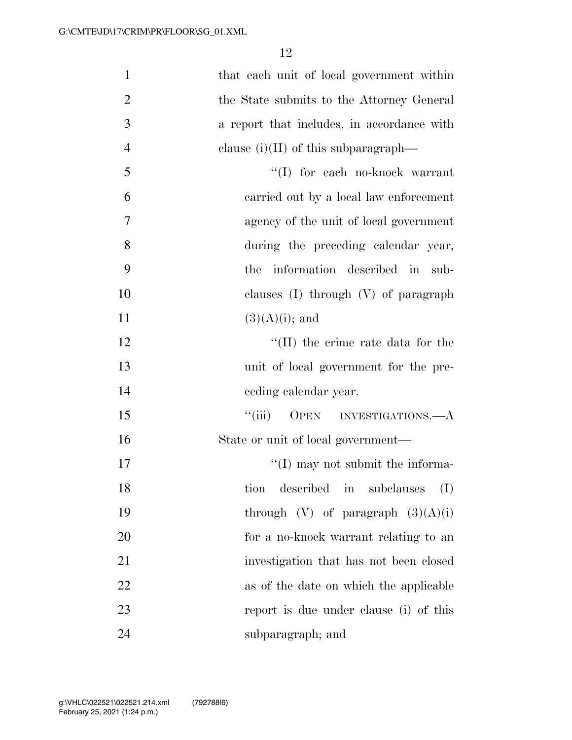that each unit of local government within the State submits to the Attorney General a report that includes, in accordance with clause (i)(II) of this subparagraph—

''(I) for each no-knock warrant carried out by a local law enforcement agency of the unit of local government during the preceding calendar year, the information described in subclauses (I) through (V) of paragraph (3)(A)(i); and

''(II) the crime rate data for the unit of local government for the preceding calendar year.

''(iii) OPEN INVESTIGATIONS.—A State or unit of local government—

''(I) may not submit the information described in subclauses (I) through (V) of paragraph (3)(A)(i) for a no-knock warrant relating to an investigation that has not been closed as of the date on which the applicable report is due under clause (i) of this subparagraph; and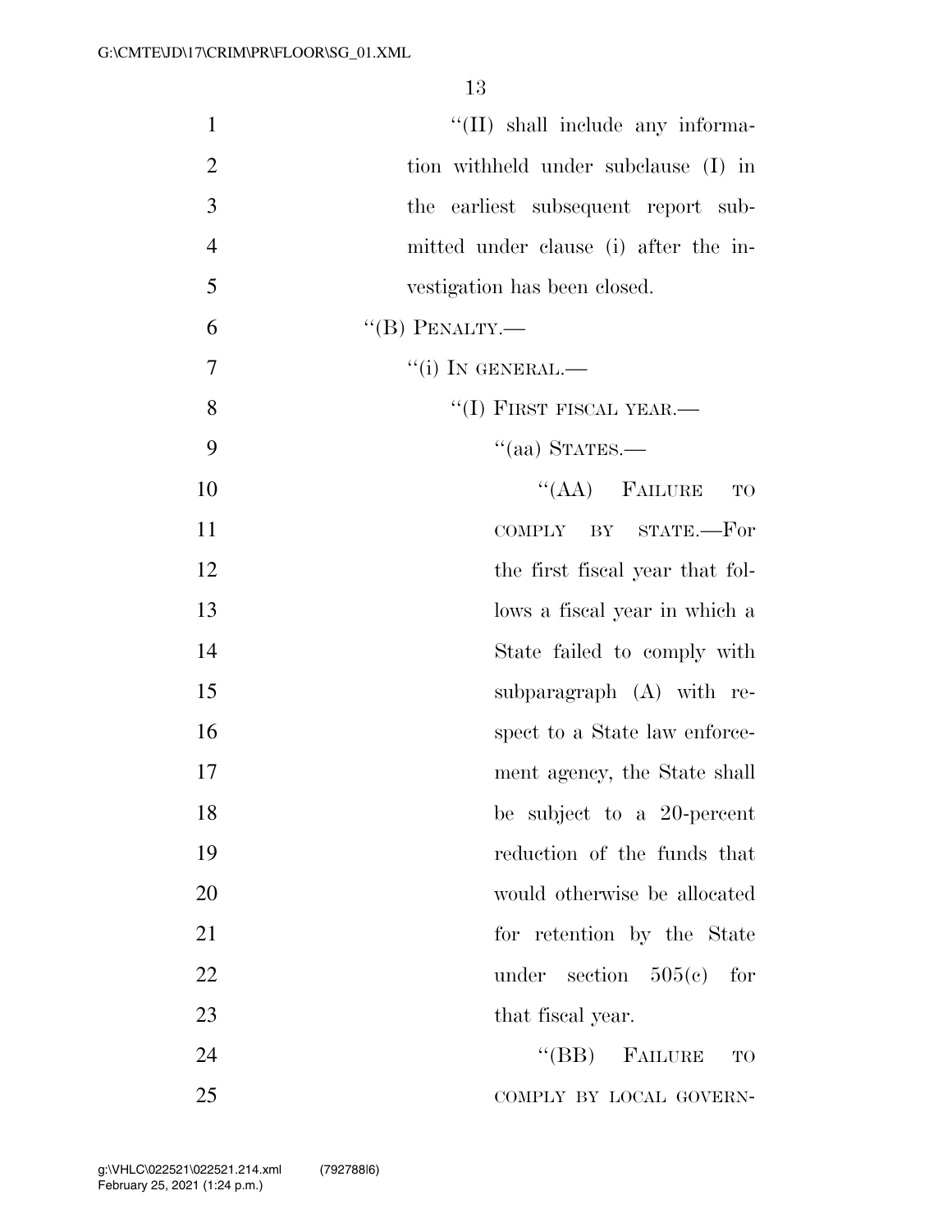"(II) shall include any information withheld under subclause (I) in the earliest subsequent report submitted under clause (i) after the investigation has been closed.

"(B) PENALTY.—

"(i) IN GENERAL.—

"(I) FIRST FISCAL YEAR.—

"(aa) STATES.—

"(AA) FAILURE TO COMPLY BY STATE.—For the first fiscal year that follows a fiscal year in which a State failed to comply with subparagraph (A) with respect to a State law enforcement agency, the State shall be subject to a 20-percent reduction of the funds that would otherwise be allocated for retention by the State under section 505(c) for that fiscal year.

"(BB) FAILURE TO COMPLY BY LOCAL GOVERN-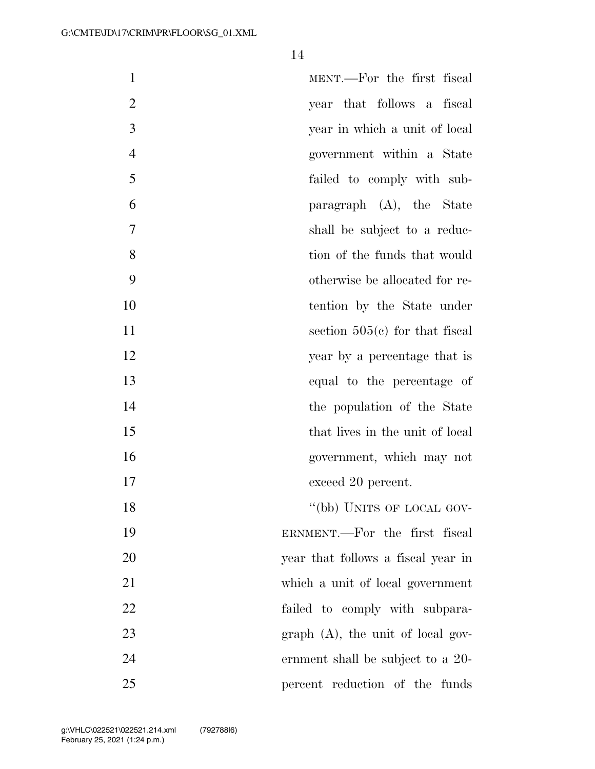MENT.—For the first fiscal year that follows a fiscal year in which a unit of local government within a State failed to comply with subparagraph (A), the State shall be subject to a reduction of the funds that would otherwise be allocated for retention by the State under section 505(c) for that fiscal year by a percentage that is equal to the percentage of the population of the State that lives in the unit of local government, which may not exceed 20 percent.

"(bb) UNITS OF LOCAL GOVERNMENT.—For the first fiscal year that follows a fiscal year in which a unit of local government failed to comply with subparagraph (A), the unit of local government shall be subject to a 20-percent reduction of the funds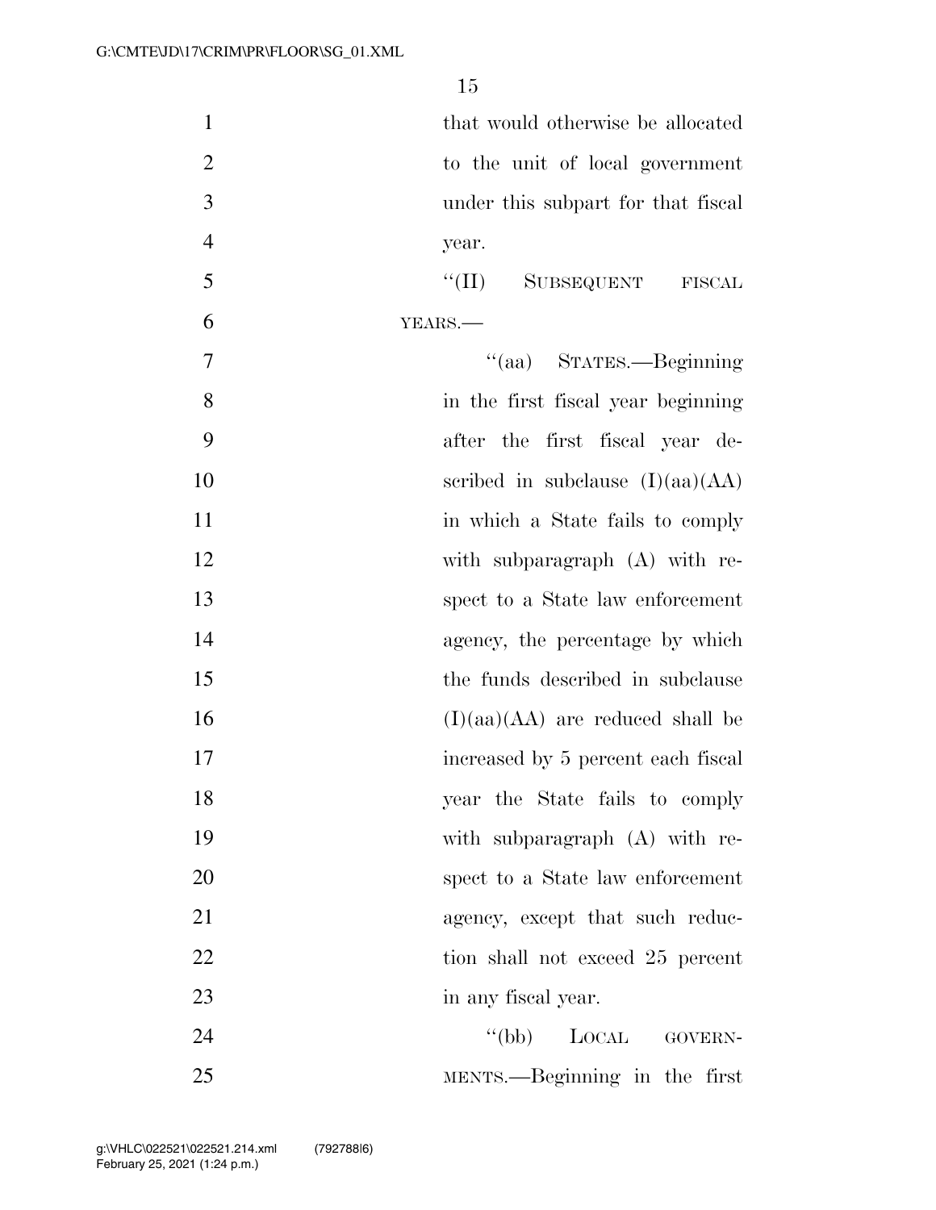that would otherwise be allocated to the unit of local government under this subpart for that fiscal year.

"(II) SUBSEQUENT FISCAL YEARS.—

"(aa) STATES.—Beginning in the first fiscal year beginning after the first fiscal year described in subclause (I)(aa)(AA) in which a State fails to comply with subparagraph (A) with respect to a State law enforcement agency, the percentage by which the funds described in subclause (I)(aa)(AA) are reduced shall be increased by 5 percent each fiscal year the State fails to comply with subparagraph (A) with respect to a State law enforcement agency, except that such reduction shall not exceed 25 percent in any fiscal year.

"(bb) LOCAL GOVERNMENTS.—Beginning in the first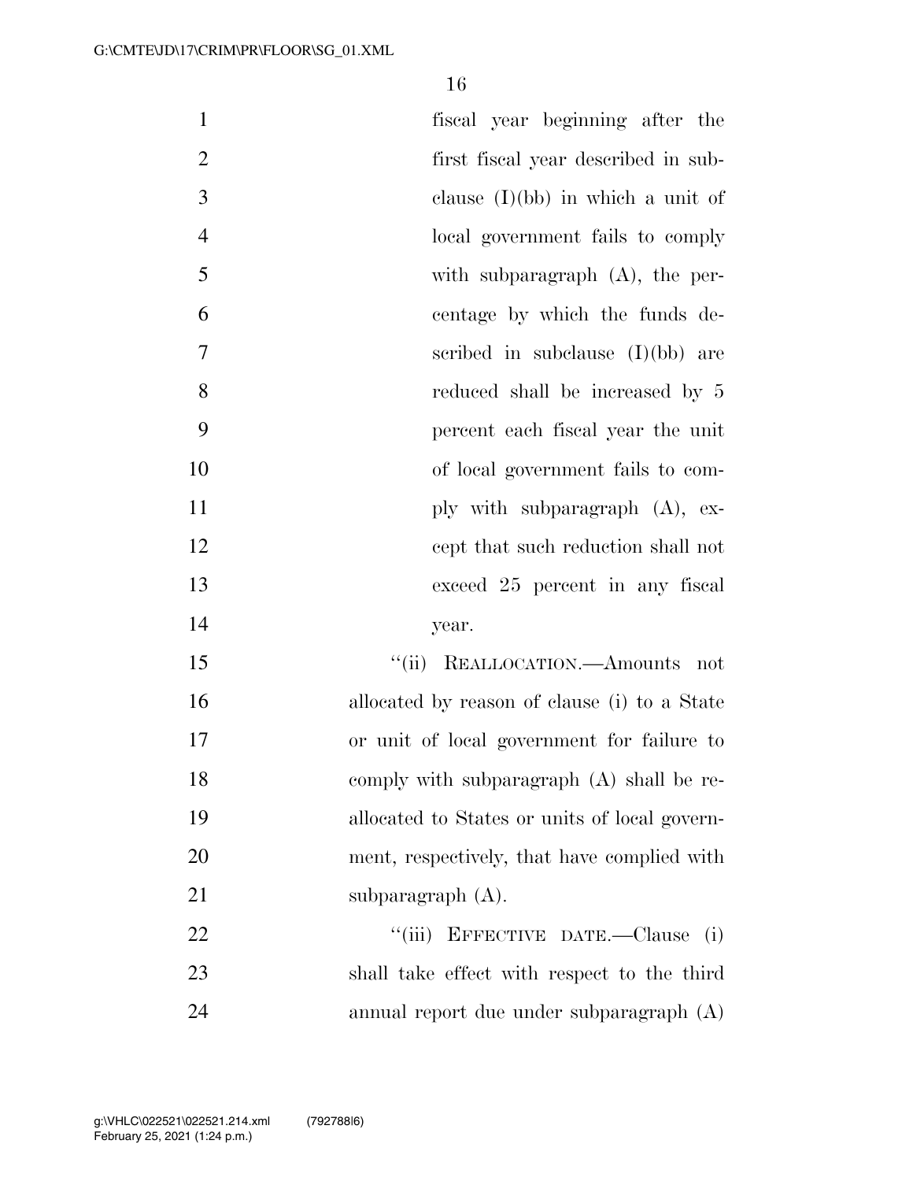fiscal year beginning after the first fiscal year described in subclause (I)(bb) in which a unit of local government fails to comply with subparagraph (A), the percentage by which the funds described in subclause (I)(bb) are reduced shall be increased by 5 percent each fiscal year the unit of local government fails to comply with subparagraph (A), except that such reduction shall not exceed 25 percent in any fiscal year.

"(ii) REALLOCATION.—Amounts not allocated by reason of clause (i) to a State or unit of local government for failure to comply with subparagraph (A) shall be reallocated to States or units of local government, respectively, that have complied with subparagraph (A).

"(iii) EFFECTIVE DATE.—Clause (i) shall take effect with respect to the third annual report due under subparagraph (A)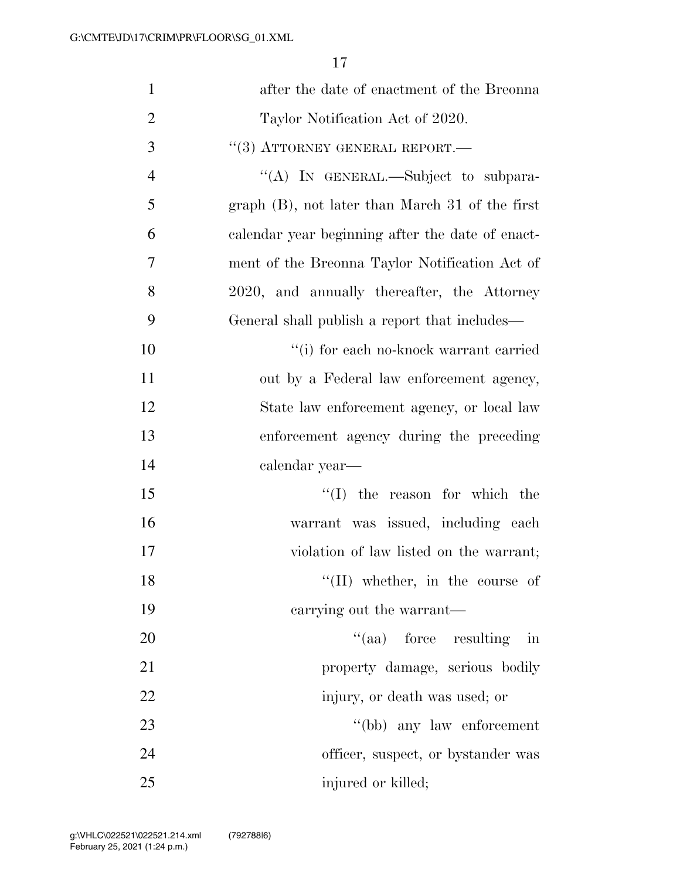after the date of enactment of the Breonna Taylor Notification Act of 2020.

"(3) ATTORNEY GENERAL REPORT.—

"(A) IN GENERAL.—Subject to subparagraph (B), not later than March 31 of the first calendar year beginning after the date of enactment of the Breonna Taylor Notification Act of 2020, and annually thereafter, the Attorney General shall publish a report that includes—

"(i) for each no-knock warrant carried out by a Federal law enforcement agency, State law enforcement agency, or local law enforcement agency during the preceding calendar year—

"(I) the reason for which the warrant was issued, including each violation of law listed on the warrant;

"(II) whether, in the course of carrying out the warrant—

"(aa) force resulting in property damage, serious bodily injury, or death was used; or

"(bb) any law enforcement officer, suspect, or bystander was injured or killed;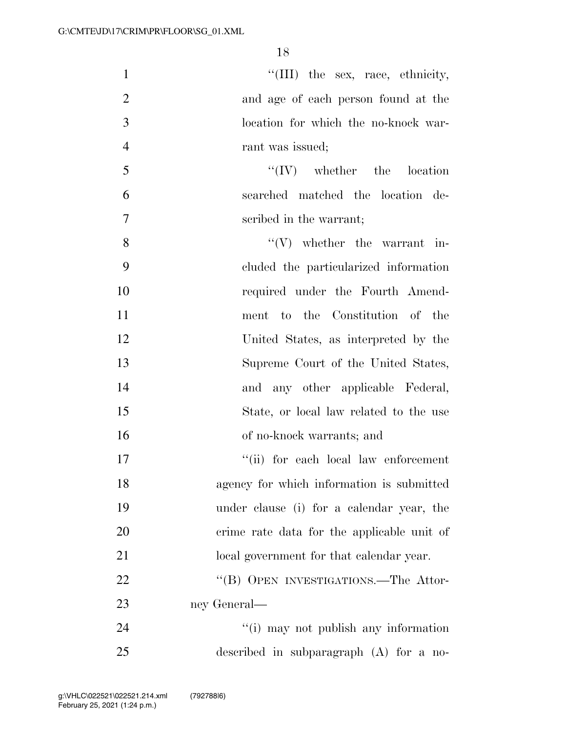"(III) the sex, race, ethnicity, and age of each person found at the location for which the no-knock warrant was issued;

"(IV) whether the location searched matched the location described in the warrant;

"(V) whether the warrant included the particularized information required under the Fourth Amendment to the Constitution of the United States, as interpreted by the Supreme Court of the United States, and any other applicable Federal, State, or local law related to the use of no-knock warrants; and

"(ii) for each local law enforcement agency for which information is submitted under clause (i) for a calendar year, the crime rate data for the applicable unit of local government for that calendar year.

"(B) OPEN INVESTIGATIONS.—The Attorney General—

"(i) may not publish any information described in subparagraph (A) for a no-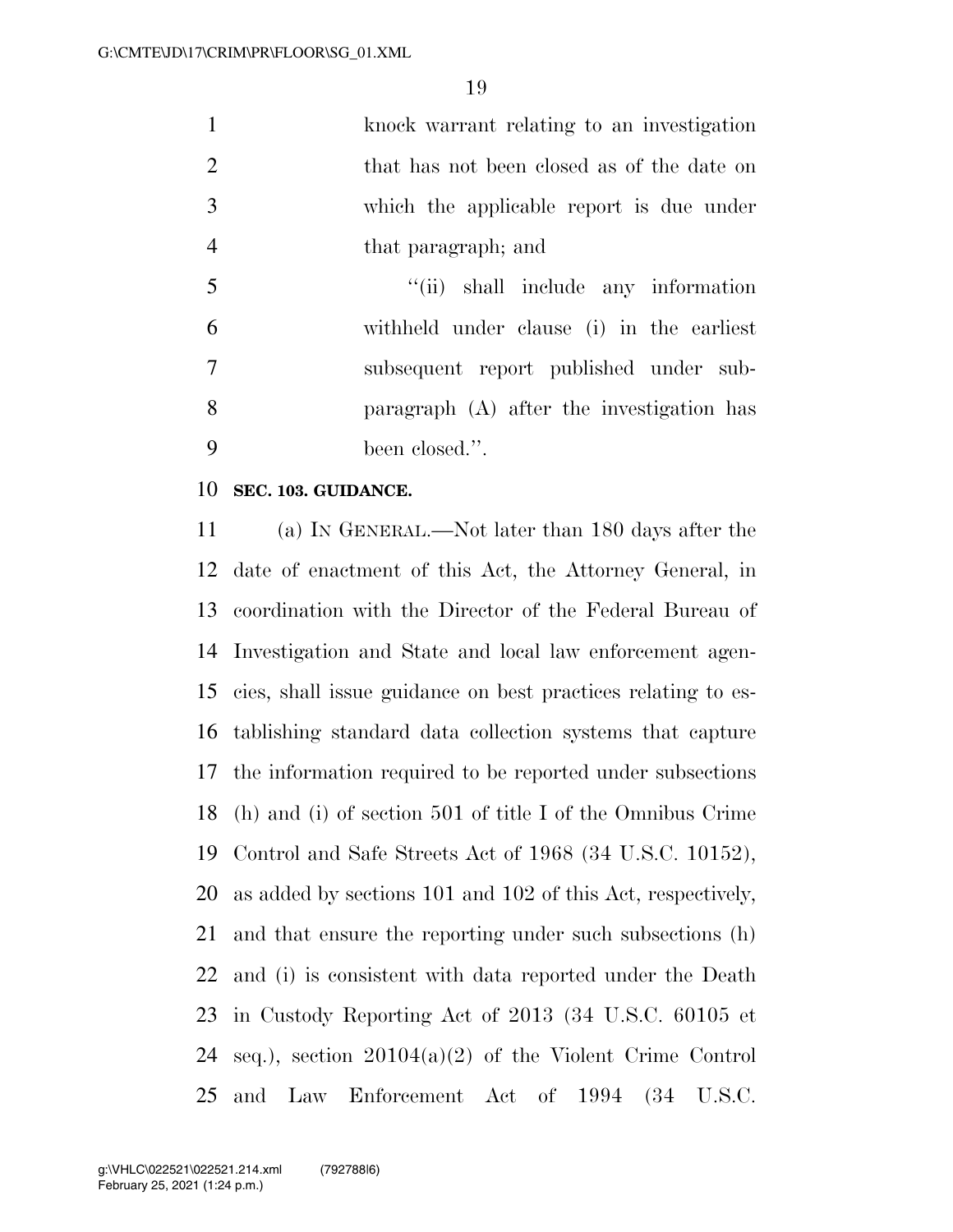knock warrant relating to an investigation that has not been closed as of the date on which the applicable report is due under that paragraph; and

"(ii) shall include any information withheld under clause (i) in the earliest subsequent report published under subparagraph (A) after the investigation has been closed.".

**SEC. 103. GUIDANCE.**

(a) IN GENERAL.—Not later than 180 days after the date of enactment of this Act, the Attorney General, in coordination with the Director of the Federal Bureau of Investigation and State and local law enforcement agencies, shall issue guidance on best practices relating to establishing standard data collection systems that capture the information required to be reported under subsections (h) and (i) of section 501 of title I of the Omnibus Crime Control and Safe Streets Act of 1968 (34 U.S.C. 10152), as added by sections 101 and 102 of this Act, respectively, and that ensure the reporting under such subsections (h) and (i) is consistent with data reported under the Death in Custody Reporting Act of 2013 (34 U.S.C. 60105 et seq.), section 20104(a)(2) of the Violent Crime Control and Law Enforcement Act of 1994 (34 U.S.C.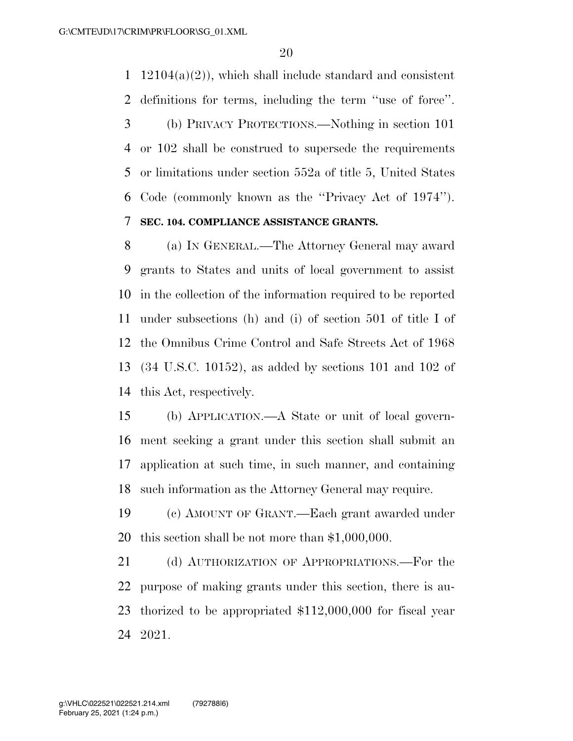12104(a)(2)), which shall include standard and consistent definitions for terms, including the term ''use of force''.

(b) PRIVACY PROTECTIONS.—Nothing in section 101 or 102 shall be construed to supersede the requirements or limitations under section 552a of title 5, United States Code (commonly known as the ''Privacy Act of 1974'').

**SEC. 104. COMPLIANCE ASSISTANCE GRANTS.**

(a) IN GENERAL.—The Attorney General may award grants to States and units of local government to assist in the collection of the information required to be reported under subsections (h) and (i) of section 501 of title I of the Omnibus Crime Control and Safe Streets Act of 1968 (34 U.S.C. 10152), as added by sections 101 and 102 of this Act, respectively.

(b) APPLICATION.—A State or unit of local government seeking a grant under this section shall submit an application at such time, in such manner, and containing such information as the Attorney General may require.

(c) AMOUNT OF GRANT.—Each grant awarded under this section shall be not more than $1,000,000.

(d) AUTHORIZATION OF APPROPRIATIONS.—For the purpose of making grants under this section, there is authorized to be appropriated $112,000,000 for fiscal year 2021.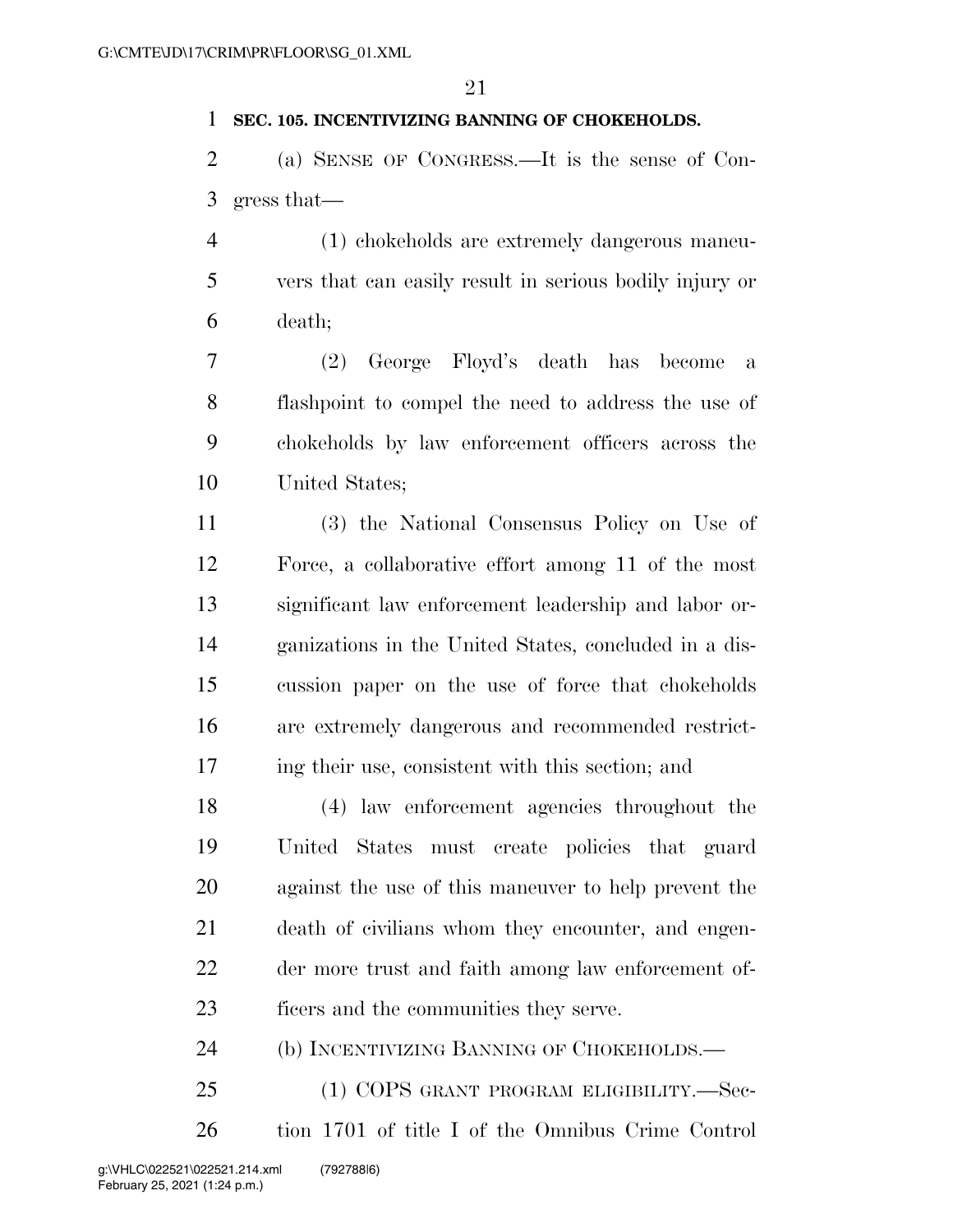**SEC. 105. INCENTIVIZING BANNING OF CHOKEHOLDS.**

(a) SENSE OF CONGRESS.—It is the sense of Congress that—

(1) chokeholds are extremely dangerous maneuvers that can easily result in serious bodily injury or death;

(2) George Floyd's death has become a flashpoint to compel the need to address the use of chokeholds by law enforcement officers across the United States;

(3) the National Consensus Policy on Use of Force, a collaborative effort among 11 of the most significant law enforcement leadership and labor organizations in the United States, concluded in a discussion paper on the use of force that chokeholds are extremely dangerous and recommended restricting their use, consistent with this section; and

(4) law enforcement agencies throughout the United States must create policies that guard against the use of this maneuver to help prevent the death of civilians whom they encounter, and engender more trust and faith among law enforcement officers and the communities they serve.

(b) INCENTIVIZING BANNING OF CHOKEHOLDS.—

(1) COPS GRANT PROGRAM ELIGIBILITY.—Section 1701 of title I of the Omnibus Crime Control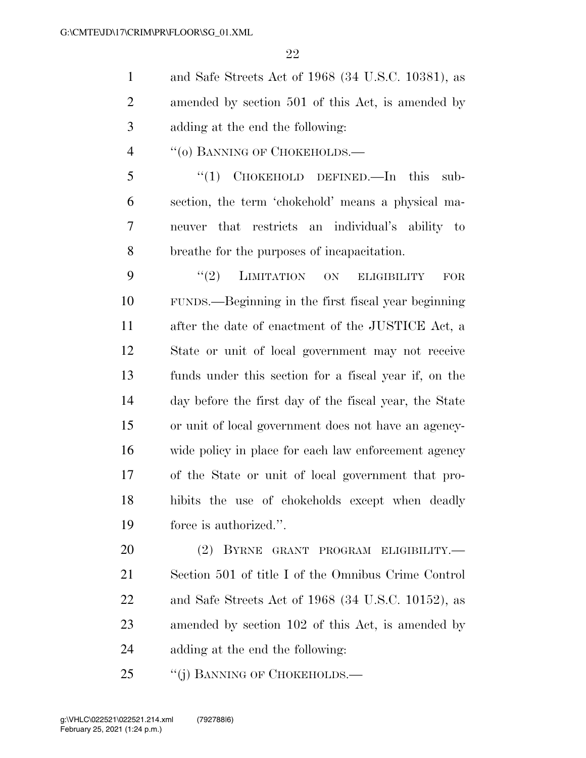and Safe Streets Act of 1968 (34 U.S.C. 10381), as amended by section 501 of this Act, is amended by adding at the end the following:

"(o) BANNING OF CHOKEHOLDS.—

"(1) CHOKEHOLD DEFINED.—In this subsection, the term 'chokehold' means a physical maneuver that restricts an individual's ability to breathe for the purposes of incapacitation.

"(2) LIMITATION ON ELIGIBILITY FOR FUNDS.—Beginning in the first fiscal year beginning after the date of enactment of the JUSTICE Act, a State or unit of local government may not receive funds under this section for a fiscal year if, on the day before the first day of the fiscal year, the State or unit of local government does not have an agency-wide policy in place for each law enforcement agency of the State or unit of local government that prohibits the use of chokeholds except when deadly force is authorized.".

(2) BYRNE GRANT PROGRAM ELIGIBILITY.—Section 501 of title I of the Omnibus Crime Control and Safe Streets Act of 1968 (34 U.S.C. 10152), as amended by section 102 of this Act, is amended by adding at the end the following:

"(j) BANNING OF CHOKEHOLDS.—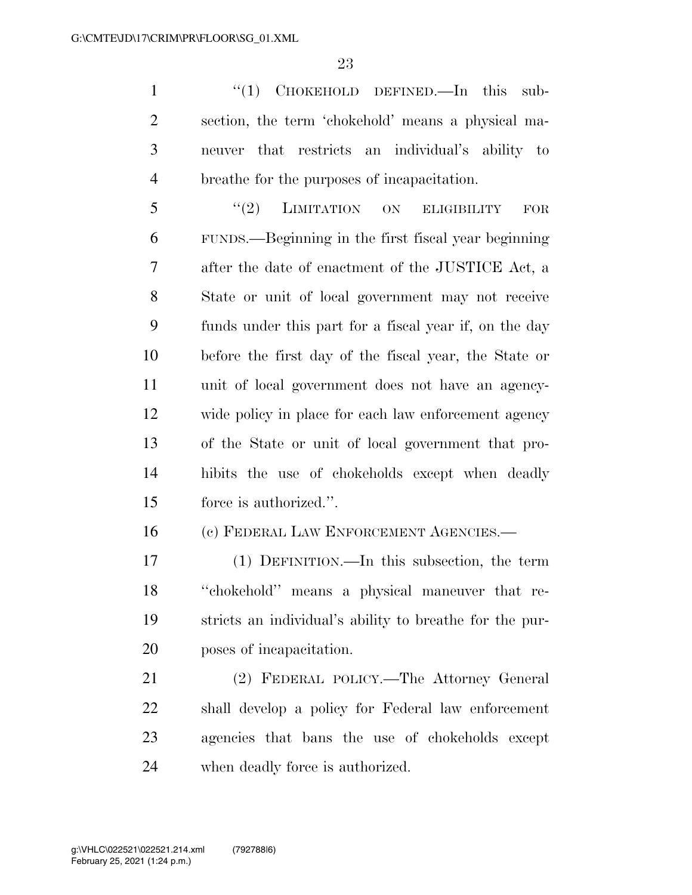"(1) CHOKEHOLD DEFINED.—In this subsection, the term 'chokehold' means a physical maneuver that restricts an individual's ability to breathe for the purposes of incapacitation.

"(2) LIMITATION ON ELIGIBILITY FOR FUNDS.—Beginning in the first fiscal year beginning after the date of enactment of the JUSTICE Act, a State or unit of local government may not receive funds under this part for a fiscal year if, on the day before the first day of the fiscal year, the State or unit of local government does not have an agency-wide policy in place for each law enforcement agency of the State or unit of local government that prohibits the use of chokeholds except when deadly force is authorized.".

(c) FEDERAL LAW ENFORCEMENT AGENCIES.—

(1) DEFINITION.—In this subsection, the term "chokehold" means a physical maneuver that restricts an individual's ability to breathe for the purposes of incapacitation.

(2) FEDERAL POLICY.—The Attorney General shall develop a policy for Federal law enforcement agencies that bans the use of chokeholds except when deadly force is authorized.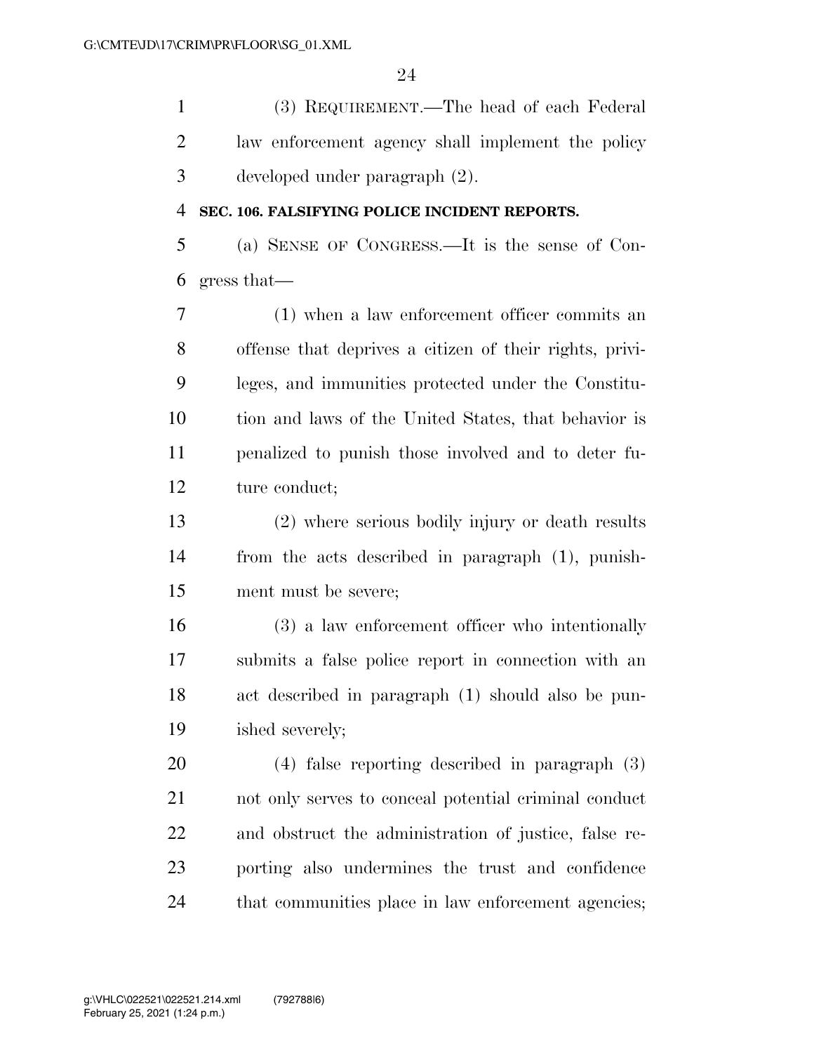(3) REQUIREMENT.—The head of each Federal law enforcement agency shall implement the policy developed under paragraph (2).

**SEC. 106. FALSIFYING POLICE INCIDENT REPORTS.**

(a) SENSE OF CONGRESS.—It is the sense of Congress that—

(1) when a law enforcement officer commits an offense that deprives a citizen of their rights, privileges, and immunities protected under the Constitution and laws of the United States, that behavior is penalized to punish those involved and to deter future conduct;

(2) where serious bodily injury or death results from the acts described in paragraph (1), punishment must be severe;

(3) a law enforcement officer who intentionally submits a false police report in connection with an act described in paragraph (1) should also be punished severely;

(4) false reporting described in paragraph (3) not only serves to conceal potential criminal conduct and obstruct the administration of justice, false reporting also undermines the trust and confidence that communities place in law enforcement agencies;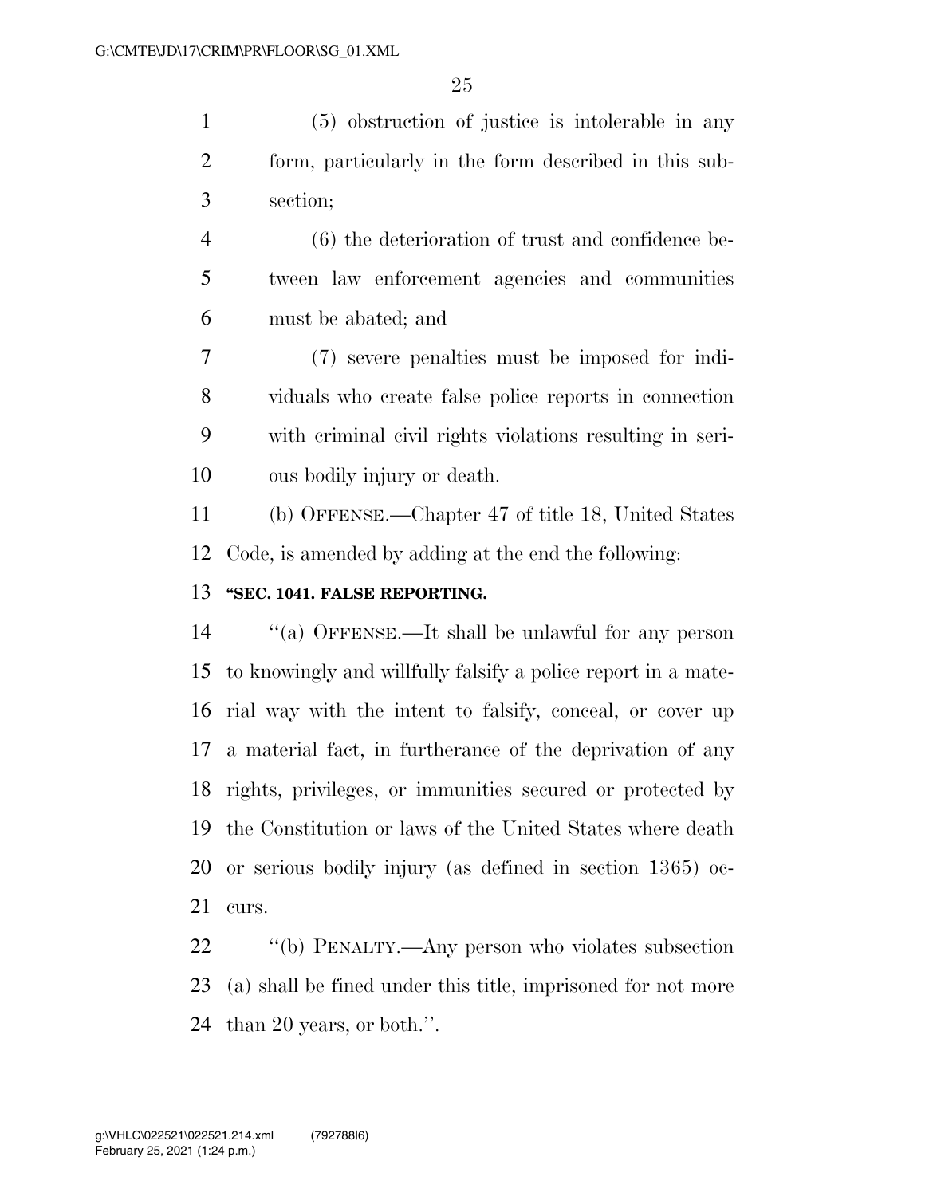(5) obstruction of justice is intolerable in any form, particularly in the form described in this subsection;

(6) the deterioration of trust and confidence between law enforcement agencies and communities must be abated; and

(7) severe penalties must be imposed for individuals who create false police reports in connection with criminal civil rights violations resulting in serious bodily injury or death.

(b) OFFENSE.—Chapter 47 of title 18, United States Code, is amended by adding at the end the following:

**"SEC. 1041. FALSE REPORTING.**

"(a) OFFENSE.—It shall be unlawful for any person to knowingly and willfully falsify a police report in a material way with the intent to falsify, conceal, or cover up a material fact, in furtherance of the deprivation of any rights, privileges, or immunities secured or protected by the Constitution or laws of the United States where death or serious bodily injury (as defined in section 1365) occurs.

"(b) PENALTY.—Any person who violates subsection (a) shall be fined under this title, imprisoned for not more than 20 years, or both.".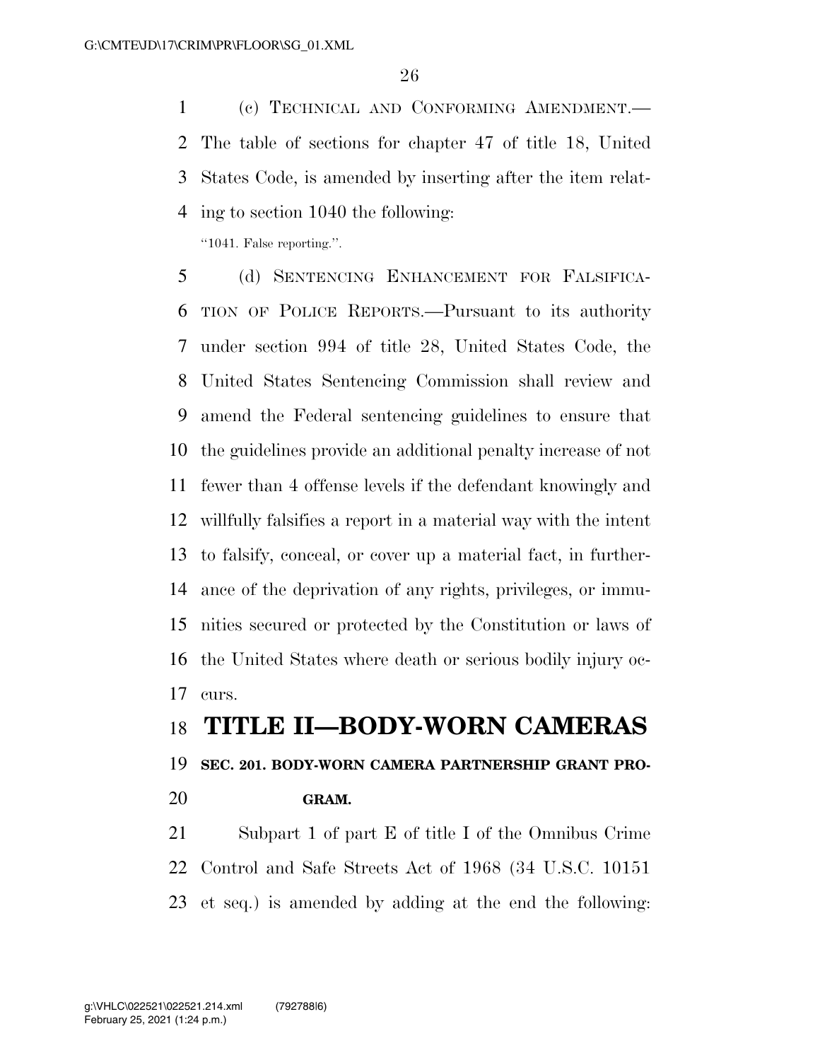(c) TECHNICAL AND CONFORMING AMENDMENT.—The table of sections for chapter 47 of title 18, United States Code, is amended by inserting after the item relating to section 1040 the following:

"1041. False reporting.".

(d) SENTENCING ENHANCEMENT FOR FALSIFICATION OF POLICE REPORTS.—Pursuant to its authority under section 994 of title 28, United States Code, the United States Sentencing Commission shall review and amend the Federal sentencing guidelines to ensure that the guidelines provide an additional penalty increase of not fewer than 4 offense levels if the defendant knowingly and willfully falsifies a report in a material way with the intent to falsify, conceal, or cover up a material fact, in furtherance of the deprivation of any rights, privileges, or immunities secured or protected by the Constitution or laws of the United States where death or serious bodily injury occurs.

# TITLE II—BODY-WORN CAMERAS

## SEC. 201. BODY-WORN CAMERA PARTNERSHIP GRANT PROGRAM.

Subpart 1 of part E of title I of the Omnibus Crime Control and Safe Streets Act of 1968 (34 U.S.C. 10151 et seq.) is amended by adding at the end the following: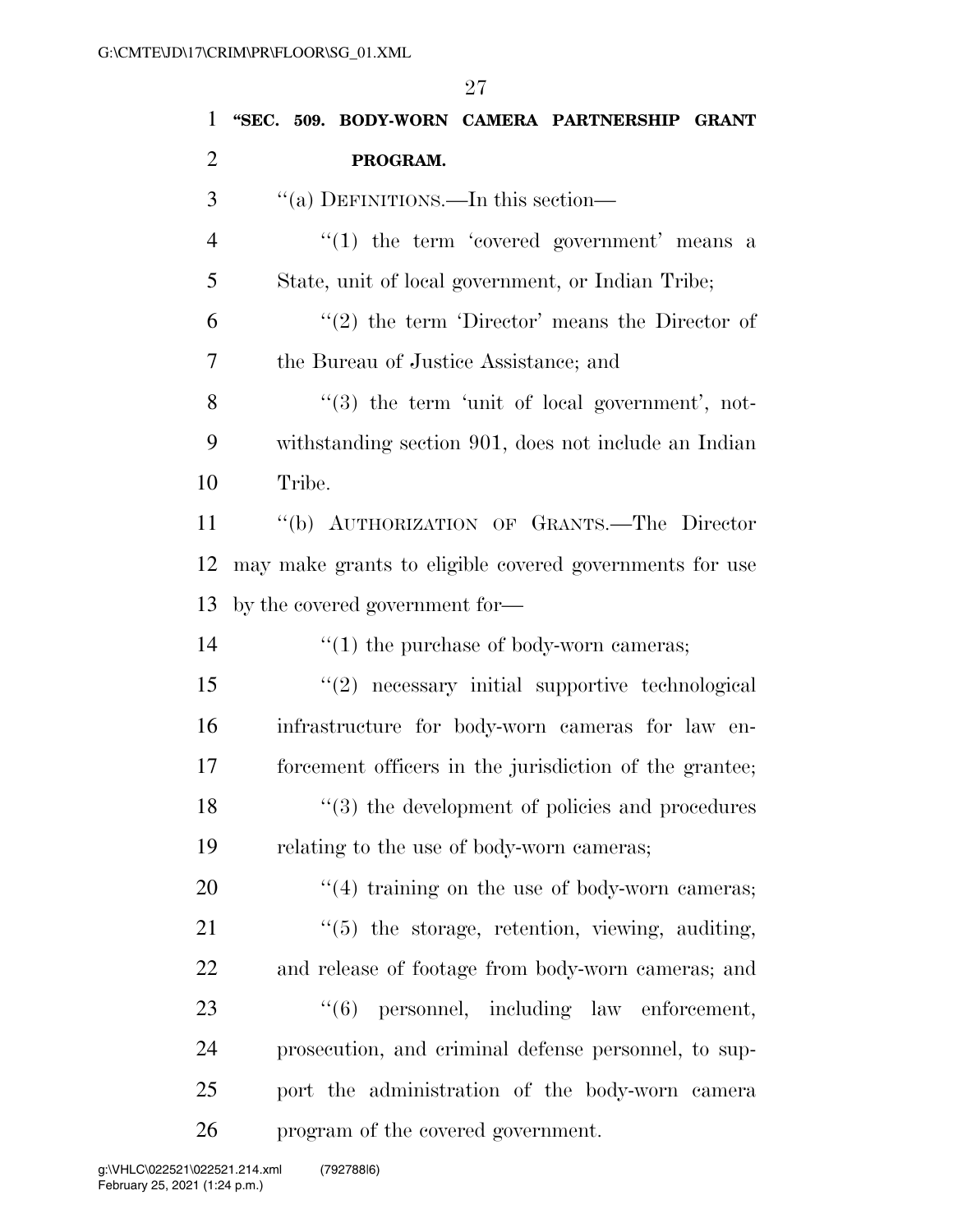**"SEC. 509. BODY-WORN CAMERA PARTNERSHIP GRANT PROGRAM.**

"(a) DEFINITIONS.—In this section—

"(1) the term 'covered government' means a State, unit of local government, or Indian Tribe;

"(2) the term 'Director' means the Director of the Bureau of Justice Assistance; and

"(3) the term 'unit of local government', notwithstanding section 901, does not include an Indian Tribe.

"(b) AUTHORIZATION OF GRANTS.—The Director may make grants to eligible covered governments for use by the covered government for—

"(1) the purchase of body-worn cameras;

"(2) necessary initial supportive technological infrastructure for body-worn cameras for law enforcement officers in the jurisdiction of the grantee;

"(3) the development of policies and procedures relating to the use of body-worn cameras;

"(4) training on the use of body-worn cameras;

"(5) the storage, retention, viewing, auditing, and release of footage from body-worn cameras; and

"(6) personnel, including law enforcement, prosecution, and criminal defense personnel, to support the administration of the body-worn camera program of the covered government.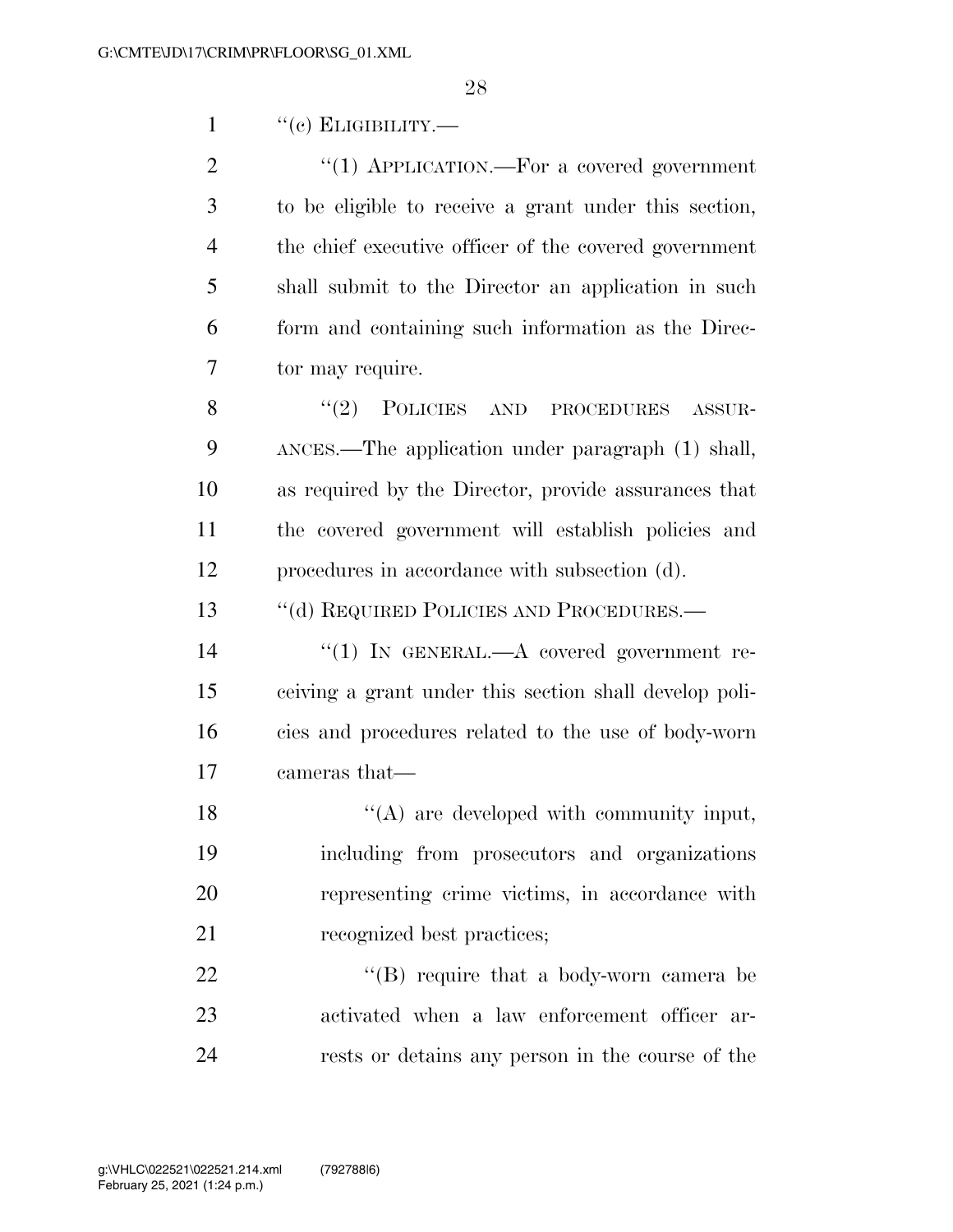"(c) ELIGIBILITY.—

"(1) APPLICATION.—For a covered government to be eligible to receive a grant under this section, the chief executive officer of the covered government shall submit to the Director an application in such form and containing such information as the Director may require.

"(2) POLICIES AND PROCEDURES ASSURANCES.—The application under paragraph (1) shall, as required by the Director, provide assurances that the covered government will establish policies and procedures in accordance with subsection (d).

"(d) REQUIRED POLICIES AND PROCEDURES.—

"(1) IN GENERAL.—A covered government receiving a grant under this section shall develop policies and procedures related to the use of body-worn cameras that—

"(A) are developed with community input, including from prosecutors and organizations representing crime victims, in accordance with recognized best practices;

"(B) require that a body-worn camera be activated when a law enforcement officer arrests or detains any person in the course of the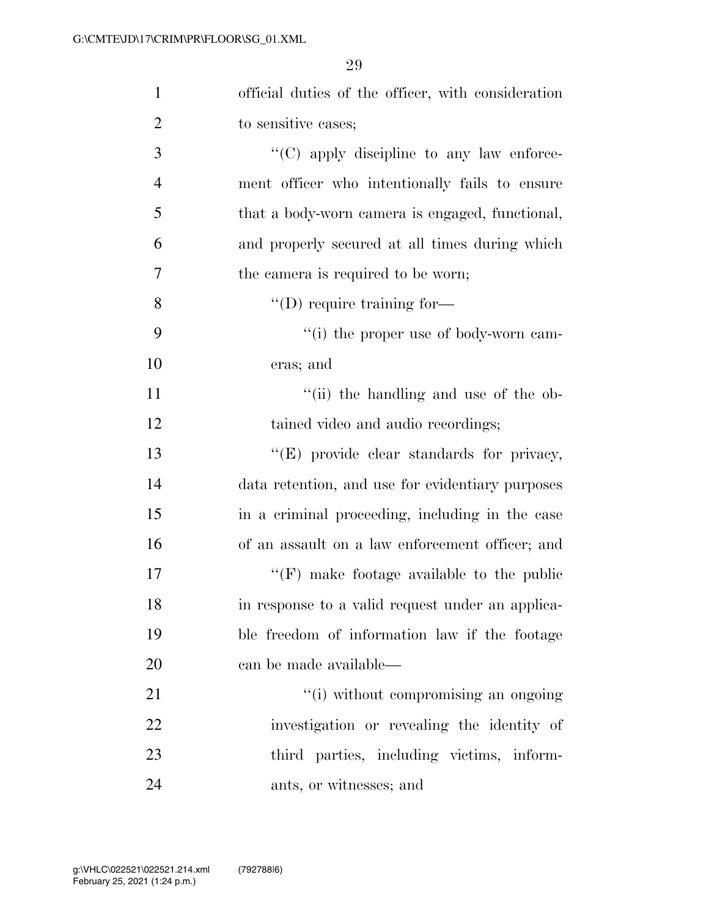official duties of the officer, with consideration to sensitive cases;

''(C) apply discipline to any law enforcement officer who intentionally fails to ensure that a body-worn camera is engaged, functional, and properly secured at all times during which the camera is required to be worn;

''(D) require training for—

''(i) the proper use of body-worn cameras; and

''(ii) the handling and use of the obtained video and audio recordings;

''(E) provide clear standards for privacy, data retention, and use for evidentiary purposes in a criminal proceeding, including in the case of an assault on a law enforcement officer; and

''(F) make footage available to the public in response to a valid request under an applicable freedom of information law if the footage can be made available—

''(i) without compromising an ongoing investigation or revealing the identity of third parties, including victims, informants, or witnesses; and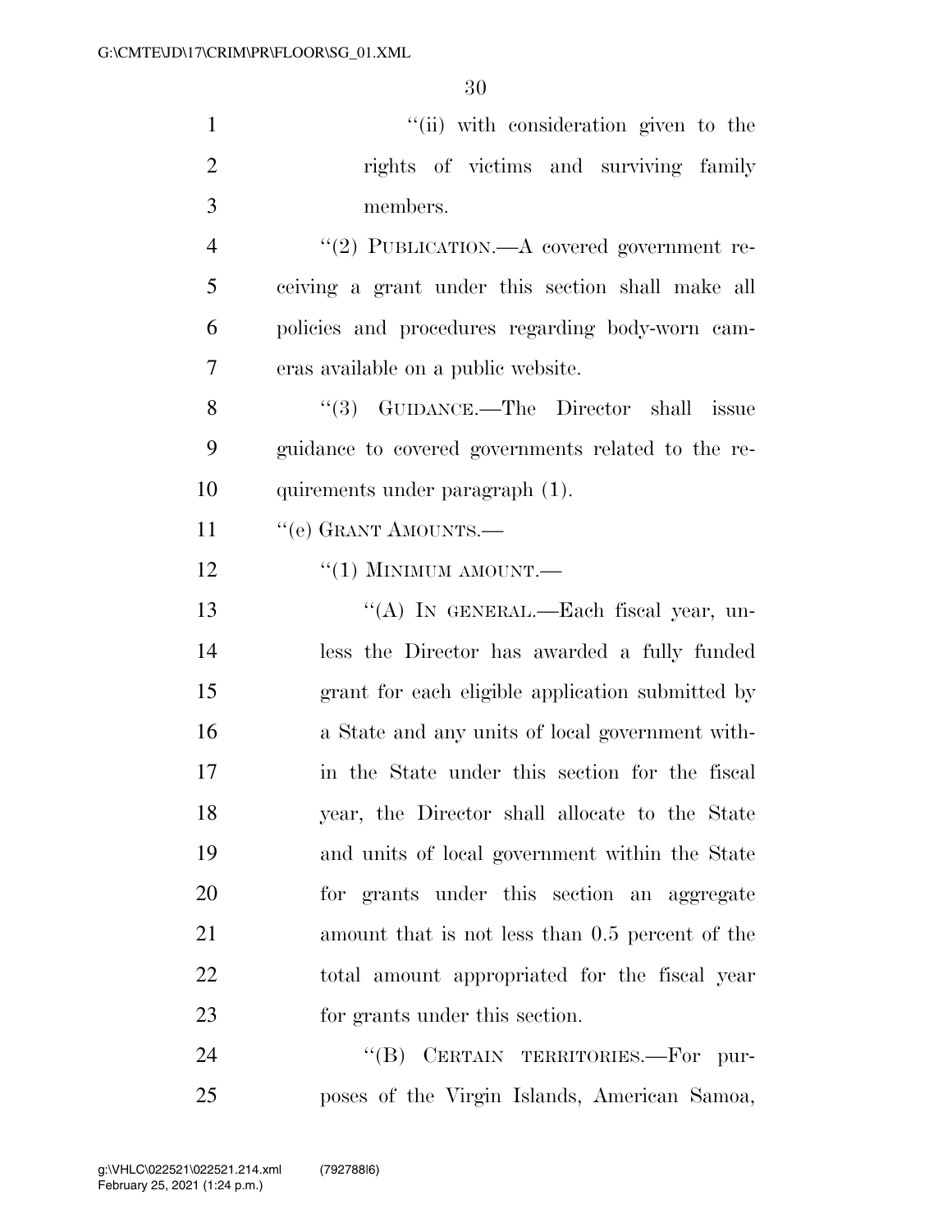''(ii) with consideration given to the rights of victims and surviving family members.

''(2) PUBLICATION.—A covered government receiving a grant under this section shall make all policies and procedures regarding body-worn cameras available on a public website.

''(3) GUIDANCE.—The Director shall issue guidance to covered governments related to the requirements under paragraph (1).

''(e) GRANT AMOUNTS.—

''(1) MINIMUM AMOUNT.—

''(A) IN GENERAL.—Each fiscal year, unless the Director has awarded a fully funded grant for each eligible application submitted by a State and any units of local government within the State under this section for the fiscal year, the Director shall allocate to the State and units of local government within the State for grants under this section an aggregate amount that is not less than 0.5 percent of the total amount appropriated for the fiscal year for grants under this section.

''(B) CERTAIN TERRITORIES.—For purposes of the Virgin Islands, American Samoa,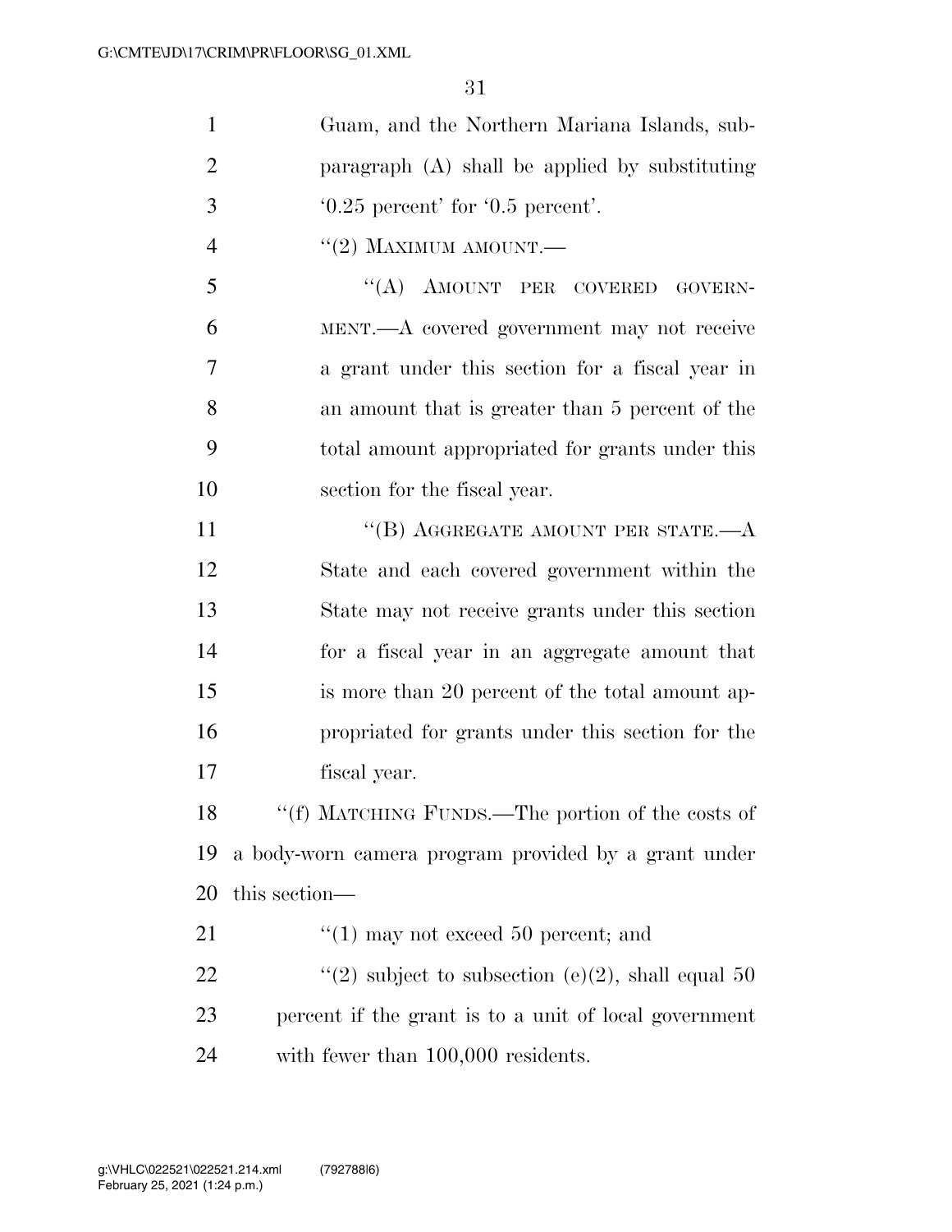Guam, and the Northern Mariana Islands, subparagraph (A) shall be applied by substituting '0.25 percent' for '0.5 percent'.

"(2) MAXIMUM AMOUNT.—

"(A) AMOUNT PER COVERED GOVERNMENT.—A covered government may not receive a grant under this section for a fiscal year in an amount that is greater than 5 percent of the total amount appropriated for grants under this section for the fiscal year.

"(B) AGGREGATE AMOUNT PER STATE.—A State and each covered government within the State may not receive grants under this section for a fiscal year in an aggregate amount that is more than 20 percent of the total amount appropriated for grants under this section for the fiscal year.

"(f) MATCHING FUNDS.—The portion of the costs of a body-worn camera program provided by a grant under this section—

"(1) may not exceed 50 percent; and

"(2) subject to subsection (e)(2), shall equal 50 percent if the grant is to a unit of local government with fewer than 100,000 residents.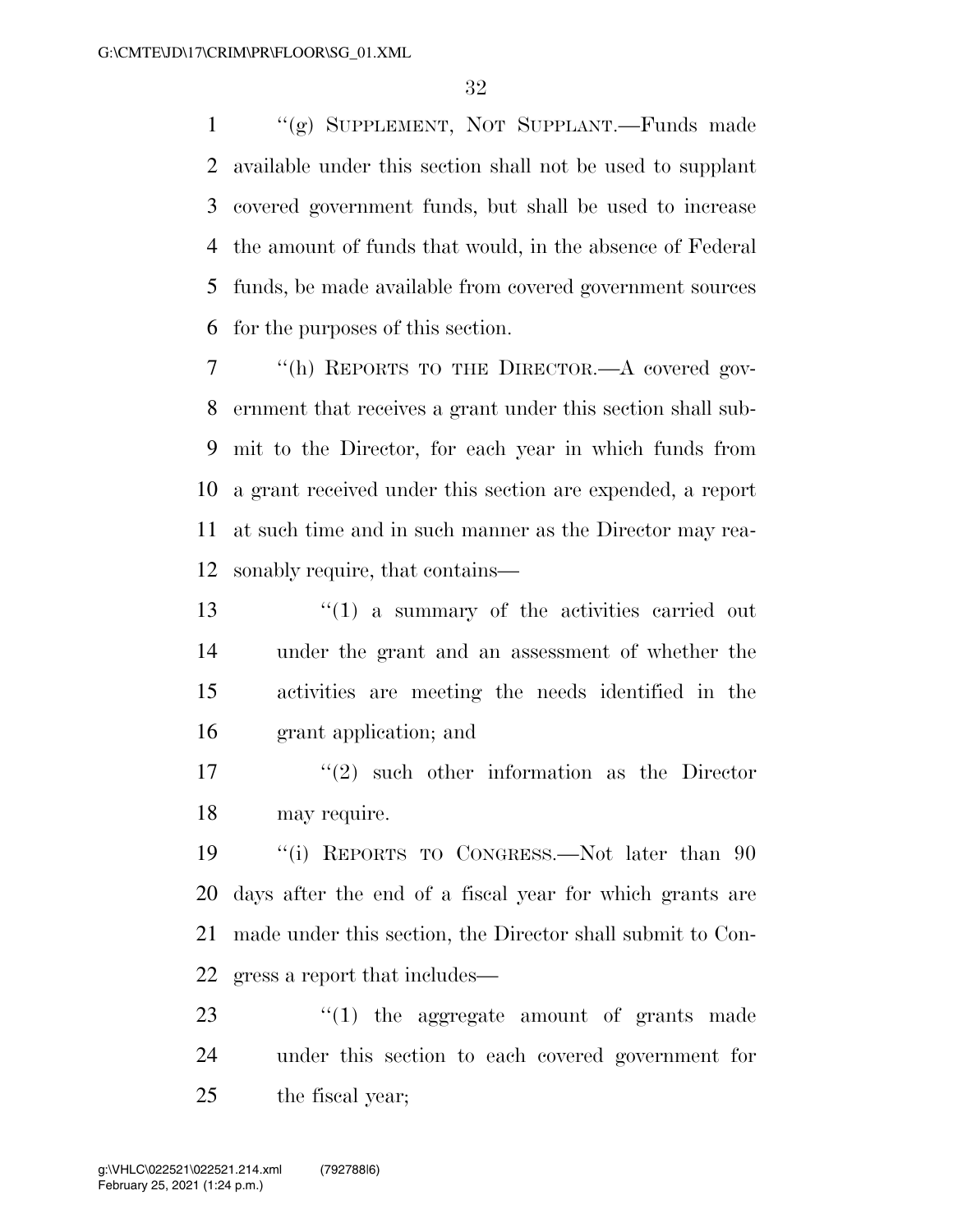"(g) SUPPLEMENT, NOT SUPPLANT.—Funds made available under this section shall not be used to supplant covered government funds, but shall be used to increase the amount of funds that would, in the absence of Federal funds, be made available from covered government sources for the purposes of this section.

"(h) REPORTS TO THE DIRECTOR.—A covered government that receives a grant under this section shall submit to the Director, for each year in which funds from a grant received under this section are expended, a report at such time and in such manner as the Director may reasonably require, that contains—

"(1) a summary of the activities carried out under the grant and an assessment of whether the activities are meeting the needs identified in the grant application; and

"(2) such other information as the Director may require.

"(i) REPORTS TO CONGRESS.—Not later than 90 days after the end of a fiscal year for which grants are made under this section, the Director shall submit to Congress a report that includes—

"(1) the aggregate amount of grants made under this section to each covered government for the fiscal year;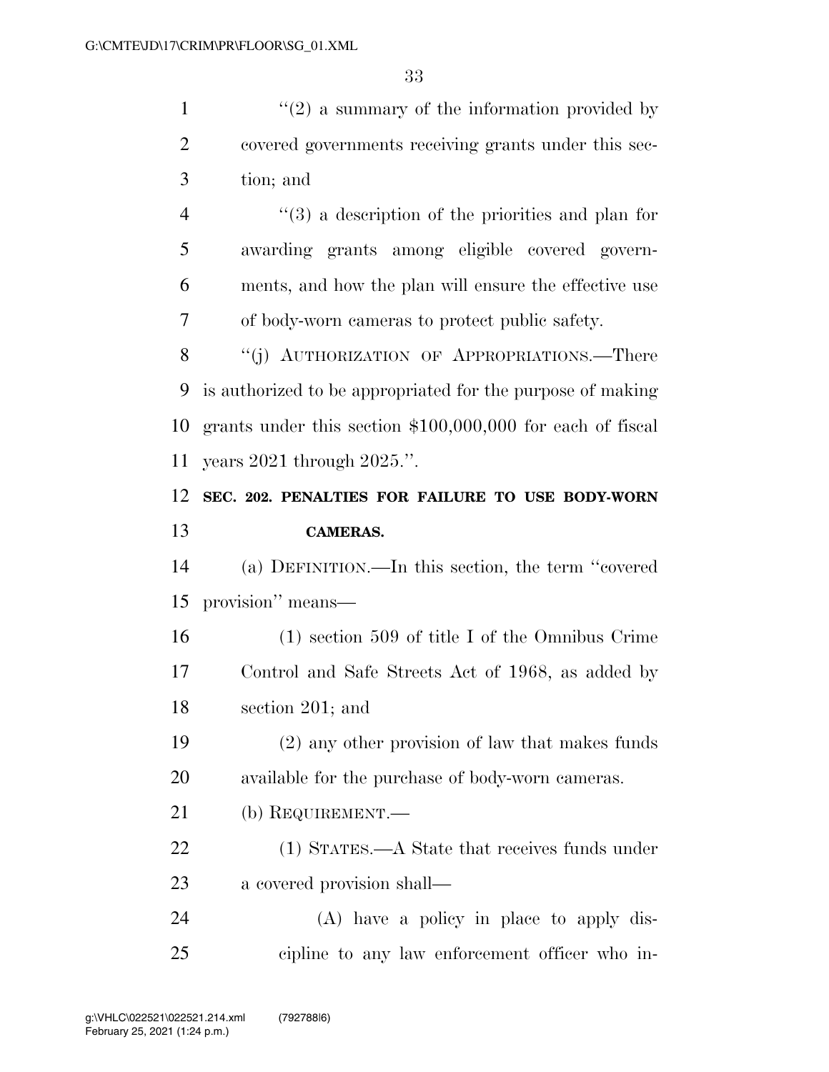"(2) a summary of the information provided by covered governments receiving grants under this section; and

"(3) a description of the priorities and plan for awarding grants among eligible covered governments, and how the plan will ensure the effective use of body-worn cameras to protect public safety.

"(j) AUTHORIZATION OF APPROPRIATIONS.—There is authorized to be appropriated for the purpose of making grants under this section $100,000,000 for each of fiscal years 2021 through 2025.".

**SEC. 202. PENALTIES FOR FAILURE TO USE BODY-WORN CAMERAS.**

(a) DEFINITION.—In this section, the term "covered provision" means—

(1) section 509 of title I of the Omnibus Crime Control and Safe Streets Act of 1968, as added by section 201; and

(2) any other provision of law that makes funds available for the purchase of body-worn cameras.

(b) REQUIREMENT.—

(1) STATES.—A State that receives funds under a covered provision shall—

(A) have a policy in place to apply discipline to any law enforcement officer who in-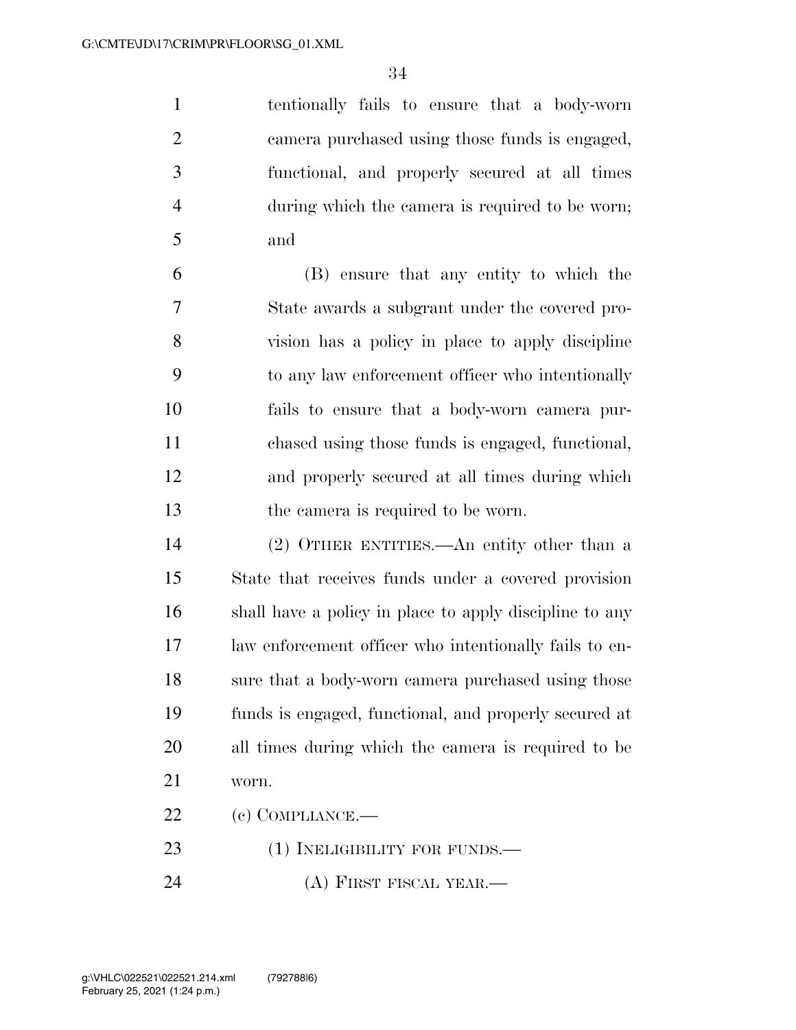tentionally fails to ensure that a body-worn camera purchased using those funds is engaged, functional, and properly secured at all times during which the camera is required to be worn; and

(B) ensure that any entity to which the State awards a subgrant under the covered provision has a policy in place to apply discipline to any law enforcement officer who intentionally fails to ensure that a body-worn camera purchased using those funds is engaged, functional, and properly secured at all times during which the camera is required to be worn.

(2) OTHER ENTITIES.—An entity other than a State that receives funds under a covered provision shall have a policy in place to apply discipline to any law enforcement officer who intentionally fails to ensure that a body-worn camera purchased using those funds is engaged, functional, and properly secured at all times during which the camera is required to be worn.

(c) COMPLIANCE.—

(1) INELIGIBILITY FOR FUNDS.—

(A) FIRST FISCAL YEAR.—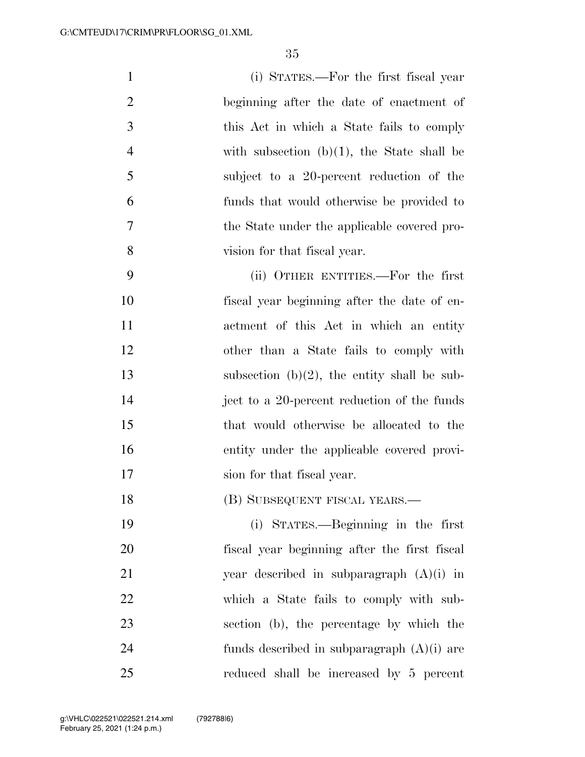(i) STATES.—For the first fiscal year beginning after the date of enactment of this Act in which a State fails to comply with subsection (b)(1), the State shall be subject to a 20-percent reduction of the funds that would otherwise be provided to the State under the applicable covered provision for that fiscal year.

(ii) OTHER ENTITIES.—For the first fiscal year beginning after the date of enactment of this Act in which an entity other than a State fails to comply with subsection (b)(2), the entity shall be subject to a 20-percent reduction of the funds that would otherwise be allocated to the entity under the applicable covered provision for that fiscal year.

(B) SUBSEQUENT FISCAL YEARS.—

(i) STATES.—Beginning in the first fiscal year beginning after the first fiscal year described in subparagraph (A)(i) in which a State fails to comply with subsection (b), the percentage by which the funds described in subparagraph (A)(i) are reduced shall be increased by 5 percent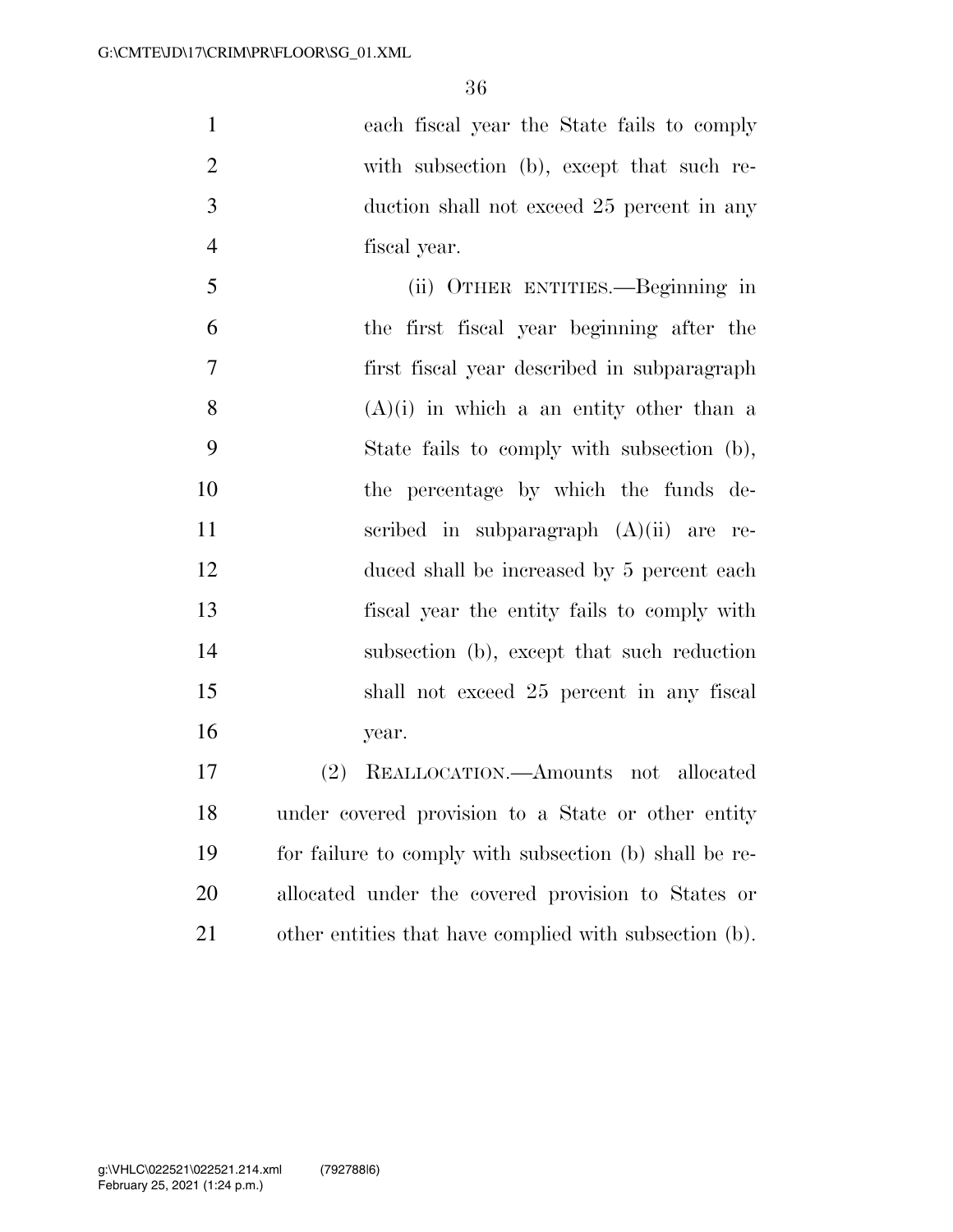each fiscal year the State fails to comply with subsection (b), except that such reduction shall not exceed 25 percent in any fiscal year.

(ii) OTHER ENTITIES.—Beginning in the first fiscal year beginning after the first fiscal year described in subparagraph (A)(i) in which a an entity other than a State fails to comply with subsection (b), the percentage by which the funds described in subparagraph (A)(ii) are reduced shall be increased by 5 percent each fiscal year the entity fails to comply with subsection (b), except that such reduction shall not exceed 25 percent in any fiscal year.

(2) REALLOCATION.—Amounts not allocated under covered provision to a State or other entity for failure to comply with subsection (b) shall be reallocated under the covered provision to States or other entities that have complied with subsection (b).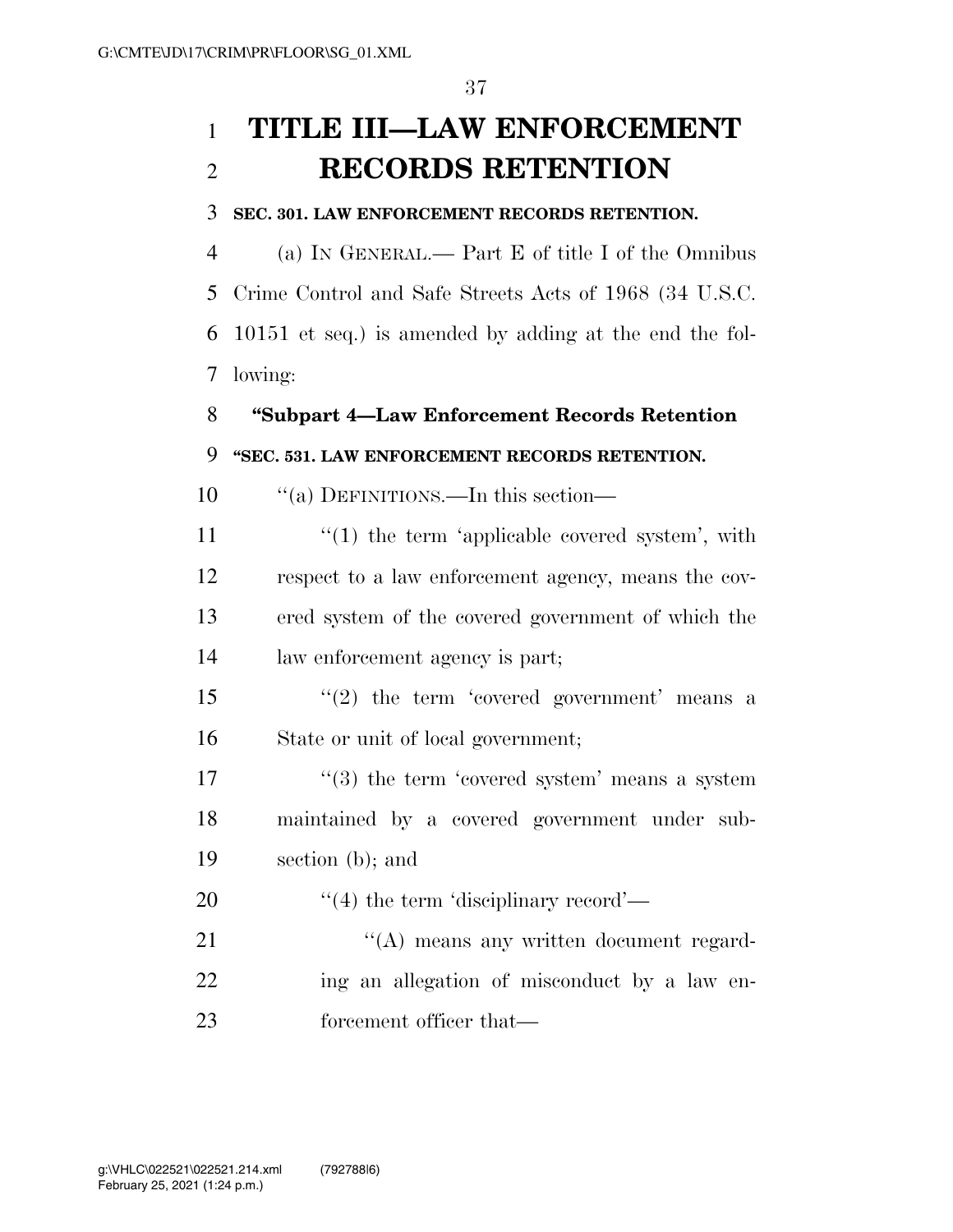# TITLE III—LAW ENFORCEMENT RECORDS RETENTION

### SEC. 301. LAW ENFORCEMENT RECORDS RETENTION.

(a) IN GENERAL.— Part E of title I of the Omnibus Crime Control and Safe Streets Acts of 1968 (34 U.S.C. 10151 et seq.) is amended by adding at the end the following:

**"Subpart 4—Law Enforcement Records Retention**

**"SEC. 531. LAW ENFORCEMENT RECORDS RETENTION.**

"(a) DEFINITIONS.—In this section—

"(1) the term 'applicable covered system', with respect to a law enforcement agency, means the covered system of the covered government of which the law enforcement agency is part;

"(2) the term 'covered government' means a State or unit of local government;

"(3) the term 'covered system' means a system maintained by a covered government under subsection (b); and

"(4) the term 'disciplinary record'—

"(A) means any written document regarding an allegation of misconduct by a law enforcement officer that—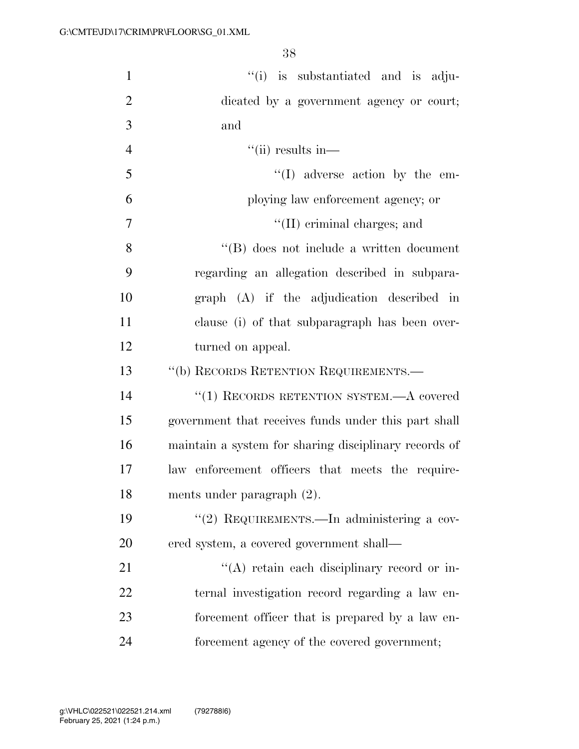''(i) is substantiated and is adjudicated by a government agency or court; and

''(ii) results in—

''(I) adverse action by the employing law enforcement agency; or

''(II) criminal charges; and

''(B) does not include a written document regarding an allegation described in subparagraph (A) if the adjudication described in clause (i) of that subparagraph has been overturned on appeal.

''(b) RECORDS RETENTION REQUIREMENTS.—

''(1) RECORDS RETENTION SYSTEM.—A covered government that receives funds under this part shall maintain a system for sharing disciplinary records of law enforcement officers that meets the requirements under paragraph (2).

''(2) REQUIREMENTS.—In administering a covered system, a covered government shall—

''(A) retain each disciplinary record or internal investigation record regarding a law enforcement officer that is prepared by a law enforcement agency of the covered government;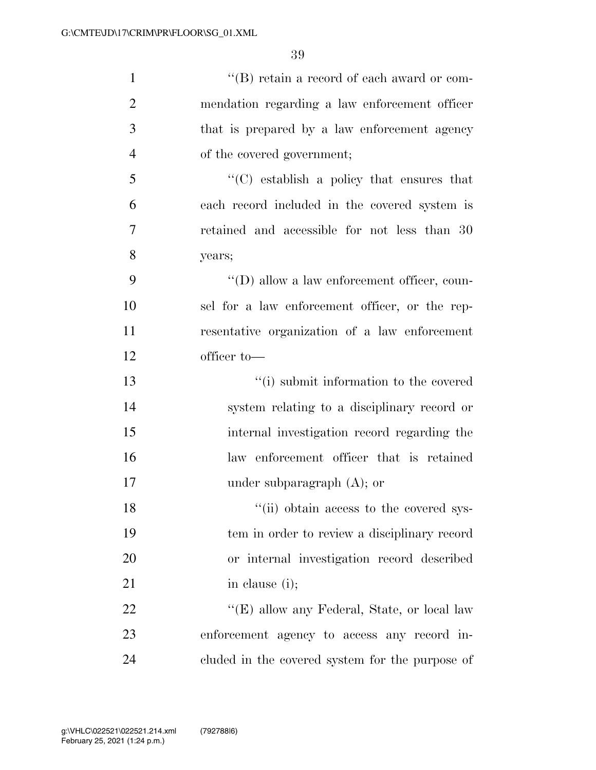''(B) retain a record of each award or commendation regarding a law enforcement officer that is prepared by a law enforcement agency of the covered government;

''(C) establish a policy that ensures that each record included in the covered system is retained and accessible for not less than 30 years;

''(D) allow a law enforcement officer, counsel for a law enforcement officer, or the representative organization of a law enforcement officer to—

''(i) submit information to the covered system relating to a disciplinary record or internal investigation record regarding the law enforcement officer that is retained under subparagraph (A); or

''(ii) obtain access to the covered system in order to review a disciplinary record or internal investigation record described in clause (i);

''(E) allow any Federal, State, or local law enforcement agency to access any record included in the covered system for the purpose of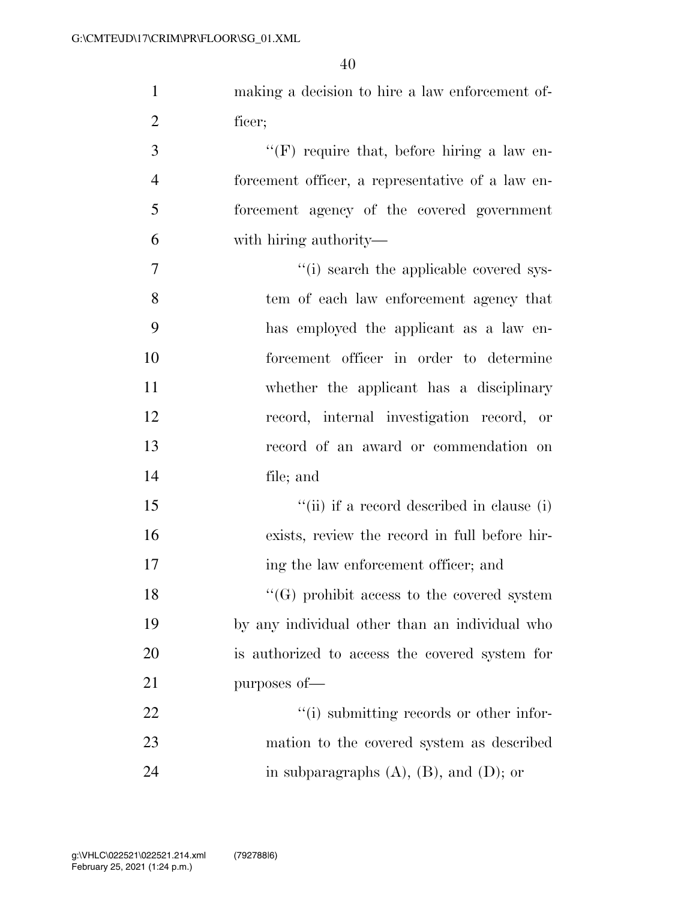making a decision to hire a law enforcement officer;

''(F) require that, before hiring a law enforcement officer, a representative of a law enforcement agency of the covered government with hiring authority—

''(i) search the applicable covered system of each law enforcement agency that has employed the applicant as a law enforcement officer in order to determine whether the applicant has a disciplinary record, internal investigation record, or record of an award or commendation on file; and

''(ii) if a record described in clause (i) exists, review the record in full before hiring the law enforcement officer; and

''(G) prohibit access to the covered system by any individual other than an individual who is authorized to access the covered system for purposes of—

''(i) submitting records or other information to the covered system as described in subparagraphs (A), (B), and (D); or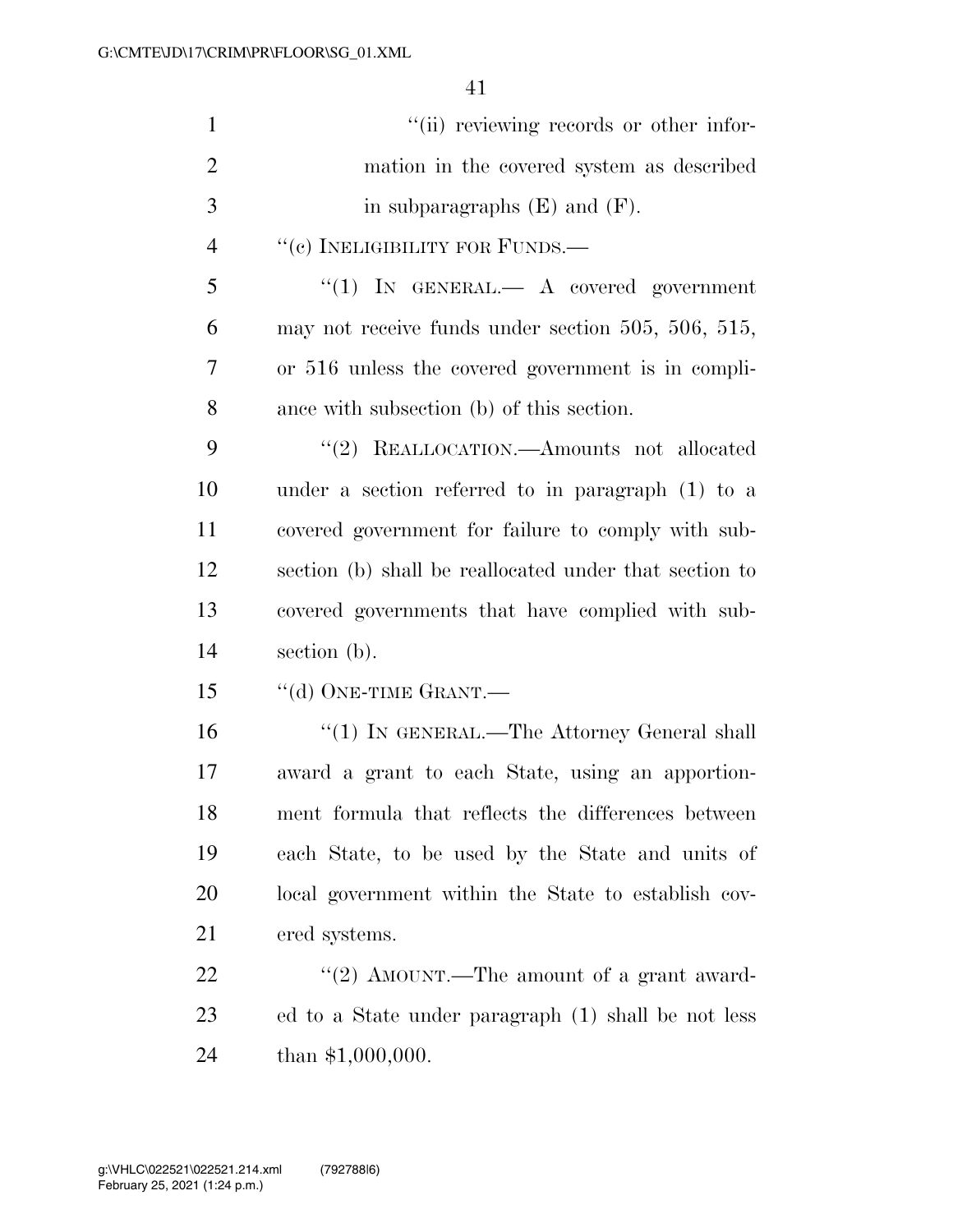"(ii) reviewing records or other information in the covered system as described in subparagraphs (E) and (F).

"(c) INELIGIBILITY FOR FUNDS.—

"(1) IN GENERAL.— A covered government may not receive funds under section 505, 506, 515, or 516 unless the covered government is in compliance with subsection (b) of this section.

"(2) REALLOCATION.—Amounts not allocated under a section referred to in paragraph (1) to a covered government for failure to comply with subsection (b) shall be reallocated under that section to covered governments that have complied with subsection (b).

"(d) ONE-TIME GRANT.—

"(1) IN GENERAL.—The Attorney General shall award a grant to each State, using an apportionment formula that reflects the differences between each State, to be used by the State and units of local government within the State to establish covered systems.

"(2) AMOUNT.—The amount of a grant awarded to a State under paragraph (1) shall be not less than $1,000,000.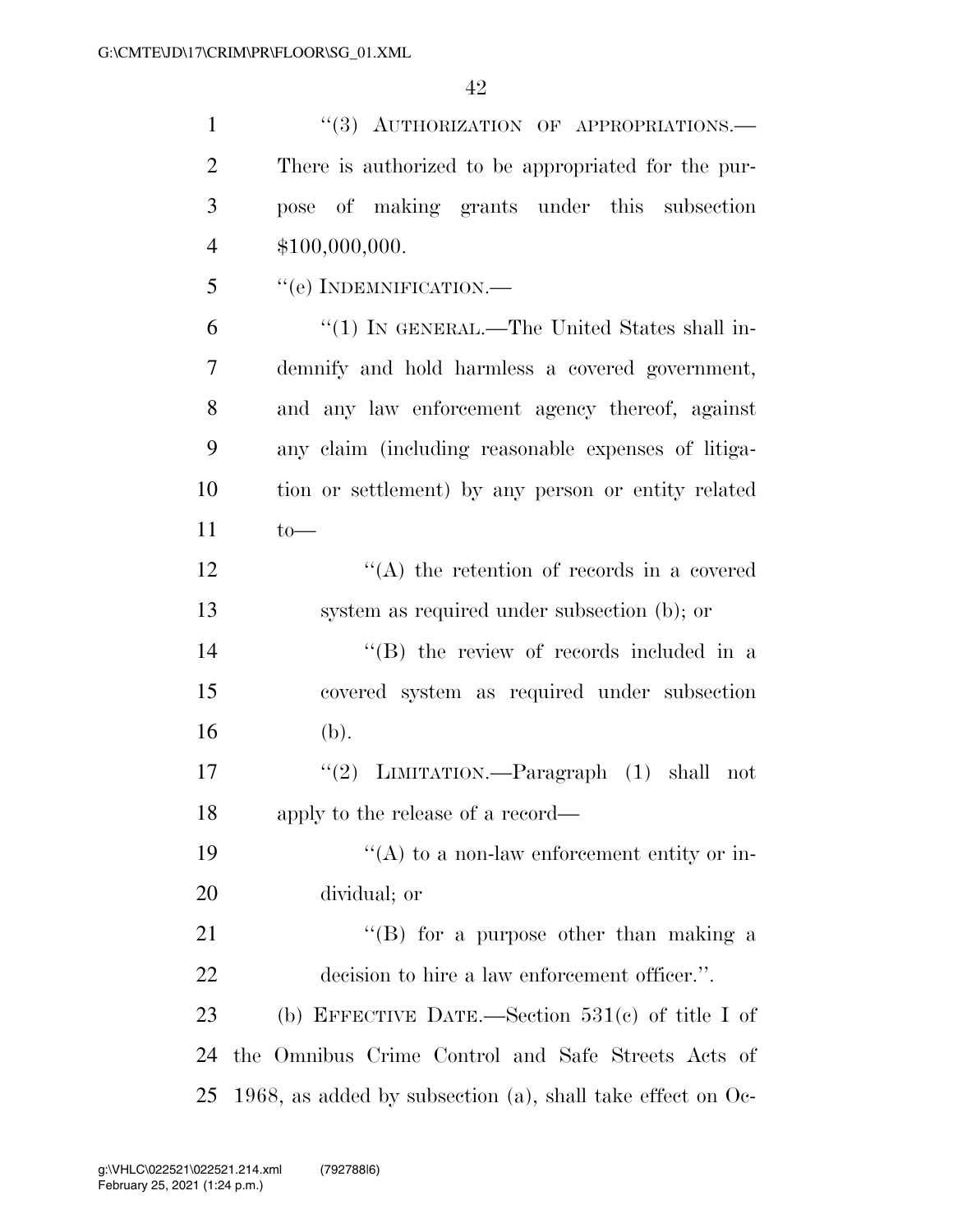"(3) AUTHORIZATION OF APPROPRIATIONS.— There is authorized to be appropriated for the purpose of making grants under this subsection $100,000,000.

"(e) INDEMNIFICATION.—

"(1) IN GENERAL.—The United States shall indemnify and hold harmless a covered government, and any law enforcement agency thereof, against any claim (including reasonable expenses of litigation or settlement) by any person or entity related to—

"(A) the retention of records in a covered system as required under subsection (b); or

"(B) the review of records included in a covered system as required under subsection (b).

"(2) LIMITATION.—Paragraph (1) shall not apply to the release of a record—

"(A) to a non-law enforcement entity or individual; or

"(B) for a purpose other than making a decision to hire a law enforcement officer.".

(b) EFFECTIVE DATE.—Section 531(c) of title I of the Omnibus Crime Control and Safe Streets Acts of 1968, as added by subsection (a), shall take effect on Oc-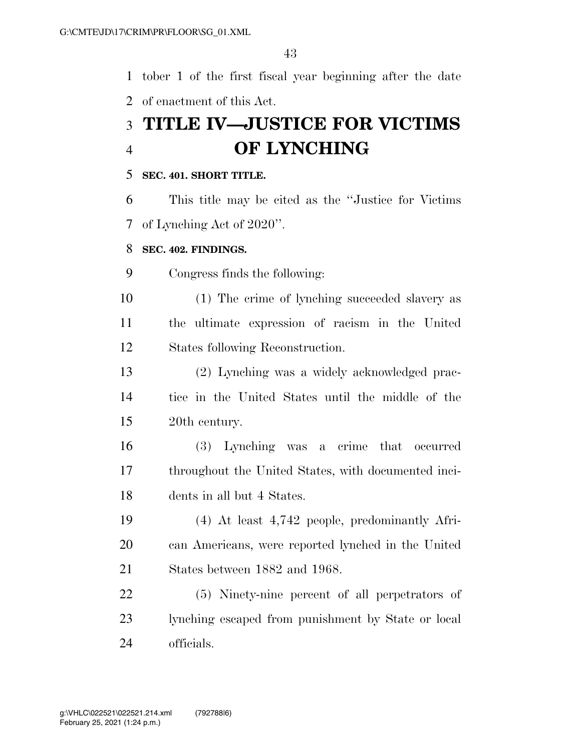tober 1 of the first fiscal year beginning after the date of enactment of this Act.

# TITLE IV—JUSTICE FOR VICTIMS OF LYNCHING

**SEC. 401. SHORT TITLE.**

This title may be cited as the ''Justice for Victims of Lynching Act of 2020''.

**SEC. 402. FINDINGS.**

Congress finds the following:

(1) The crime of lynching succeeded slavery as the ultimate expression of racism in the United States following Reconstruction.

(2) Lynching was a widely acknowledged practice in the United States until the middle of the 20th century.

(3) Lynching was a crime that occurred throughout the United States, with documented incidents in all but 4 States.

(4) At least 4,742 people, predominantly African Americans, were reported lynched in the United States between 1882 and 1968.

(5) Ninety-nine percent of all perpetrators of lynching escaped from punishment by State or local officials.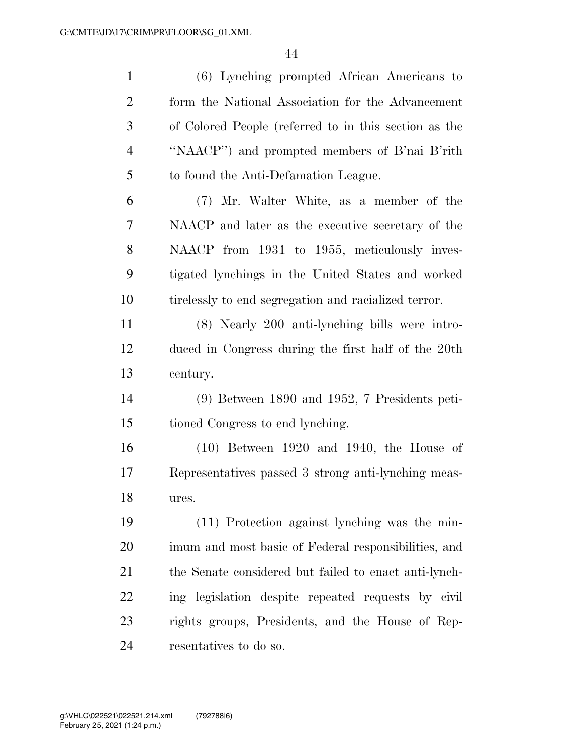(6) Lynching prompted African Americans to form the National Association for the Advancement of Colored People (referred to in this section as the ''NAACP'') and prompted members of B'nai B'rith to found the Anti-Defamation League.

(7) Mr. Walter White, as a member of the NAACP and later as the executive secretary of the NAACP from 1931 to 1955, meticulously investigated lynchings in the United States and worked tirelessly to end segregation and racialized terror.

(8) Nearly 200 anti-lynching bills were introduced in Congress during the first half of the 20th century.

(9) Between 1890 and 1952, 7 Presidents petitioned Congress to end lynching.

(10) Between 1920 and 1940, the House of Representatives passed 3 strong anti-lynching measures.

(11) Protection against lynching was the minimum and most basic of Federal responsibilities, and the Senate considered but failed to enact anti-lynching legislation despite repeated requests by civil rights groups, Presidents, and the House of Representatives to do so.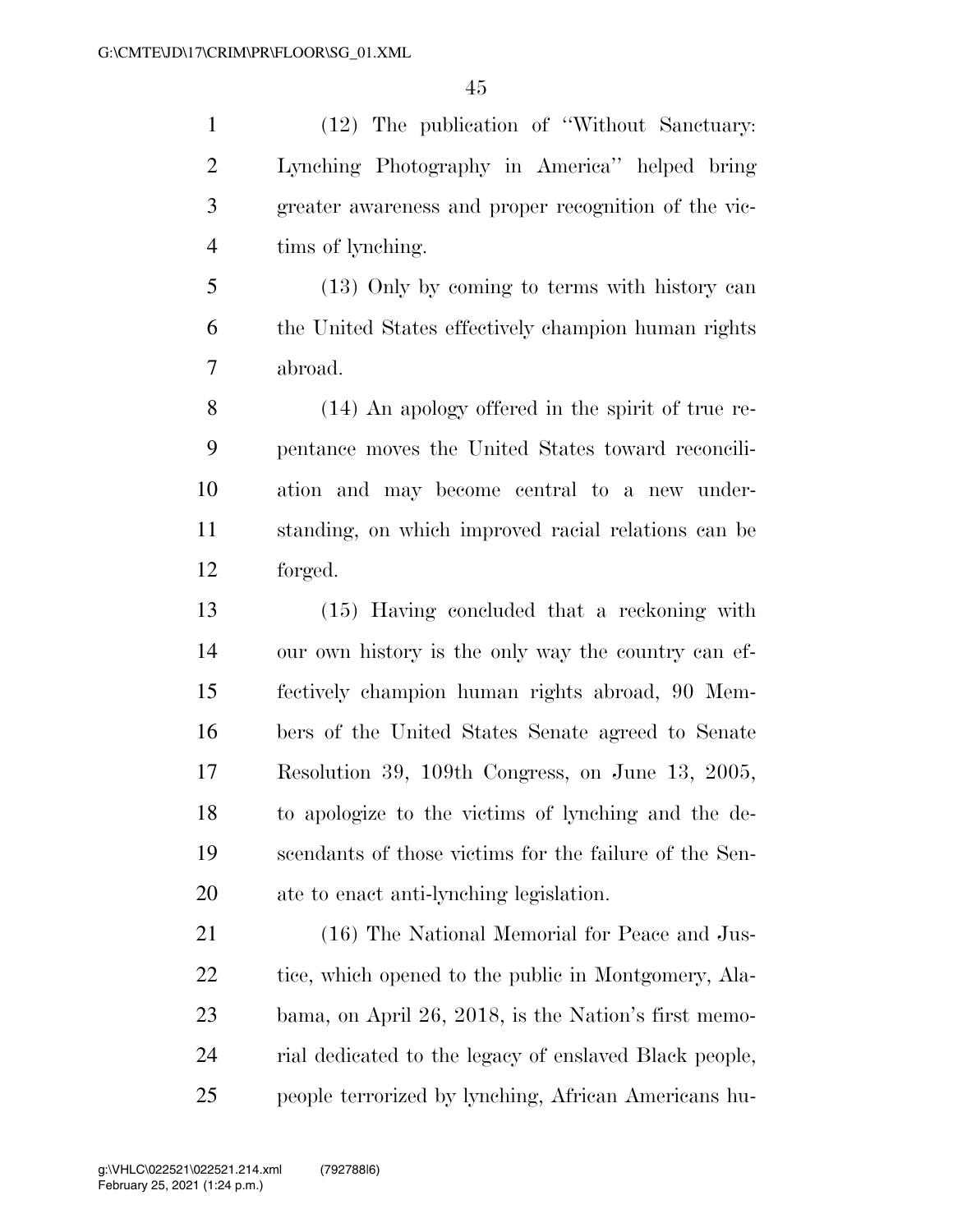(12) The publication of "Without Sanctuary: Lynching Photography in America" helped bring greater awareness and proper recognition of the victims of lynching.

(13) Only by coming to terms with history can the United States effectively champion human rights abroad.

(14) An apology offered in the spirit of true repentance moves the United States toward reconciliation and may become central to a new understanding, on which improved racial relations can be forged.

(15) Having concluded that a reckoning with our own history is the only way the country can effectively champion human rights abroad, 90 Members of the United States Senate agreed to Senate Resolution 39, 109th Congress, on June 13, 2005, to apologize to the victims of lynching and the descendants of those victims for the failure of the Senate to enact anti-lynching legislation.

(16) The National Memorial for Peace and Justice, which opened to the public in Montgomery, Alabama, on April 26, 2018, is the Nation's first memorial dedicated to the legacy of enslaved Black people, people terrorized by lynching, African Americans hu-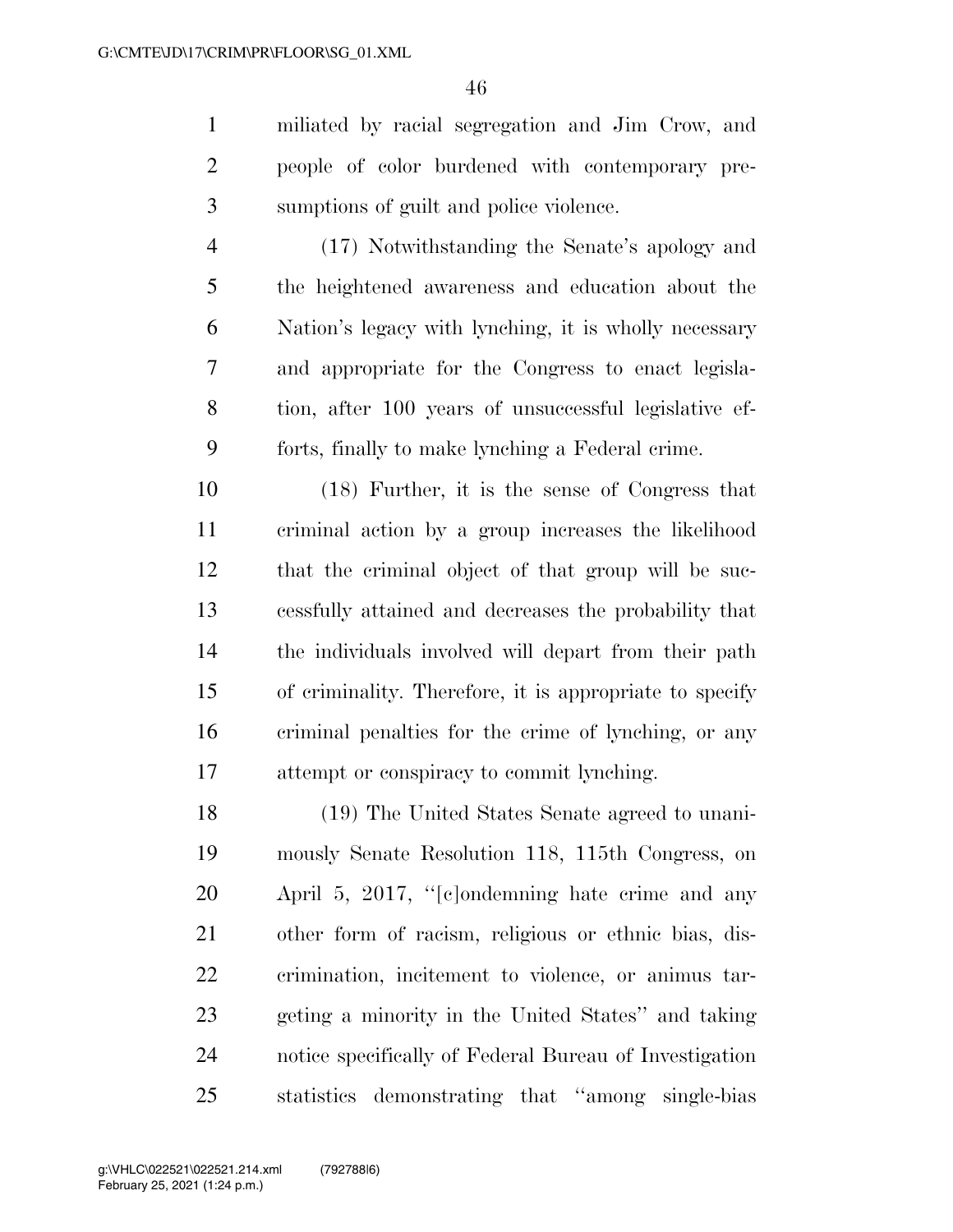miliated by racial segregation and Jim Crow, and people of color burdened with contemporary presumptions of guilt and police violence.

(17) Notwithstanding the Senate's apology and the heightened awareness and education about the Nation's legacy with lynching, it is wholly necessary and appropriate for the Congress to enact legislation, after 100 years of unsuccessful legislative efforts, finally to make lynching a Federal crime.

(18) Further, it is the sense of Congress that criminal action by a group increases the likelihood that the criminal object of that group will be successfully attained and decreases the probability that the individuals involved will depart from their path of criminality. Therefore, it is appropriate to specify criminal penalties for the crime of lynching, or any attempt or conspiracy to commit lynching.

(19) The United States Senate agreed to unanimously Senate Resolution 118, 115th Congress, on April 5, 2017, ''[c]ondemning hate crime and any other form of racism, religious or ethnic bias, discrimination, incitement to violence, or animus targeting a minority in the United States'' and taking notice specifically of Federal Bureau of Investigation statistics demonstrating that ''among single-bias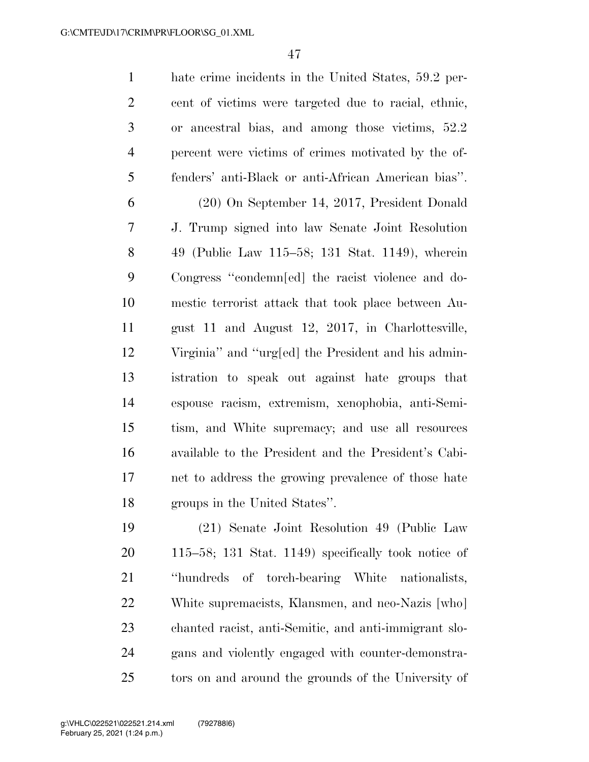hate crime incidents in the United States, 59.2 percent of victims were targeted due to racial, ethnic, or ancestral bias, and among those victims, 52.2 percent were victims of crimes motivated by the offenders' anti-Black or anti-African American bias''.

(20) On September 14, 2017, President Donald J. Trump signed into law Senate Joint Resolution 49 (Public Law 115–58; 131 Stat. 1149), wherein Congress ''condemn[ed] the racist violence and domestic terrorist attack that took place between August 11 and August 12, 2017, in Charlottesville, Virginia'' and ''urg[ed] the President and his administration to speak out against hate groups that espouse racism, extremism, xenophobia, anti-Semitism, and White supremacy; and use all resources available to the President and the President's Cabinet to address the growing prevalence of those hate groups in the United States''.

(21) Senate Joint Resolution 49 (Public Law 115–58; 131 Stat. 1149) specifically took notice of ''hundreds of torch-bearing White nationalists, White supremacists, Klansmen, and neo-Nazis [who] chanted racist, anti-Semitic, and anti-immigrant slogans and violently engaged with counter-demonstrators on and around the grounds of the University of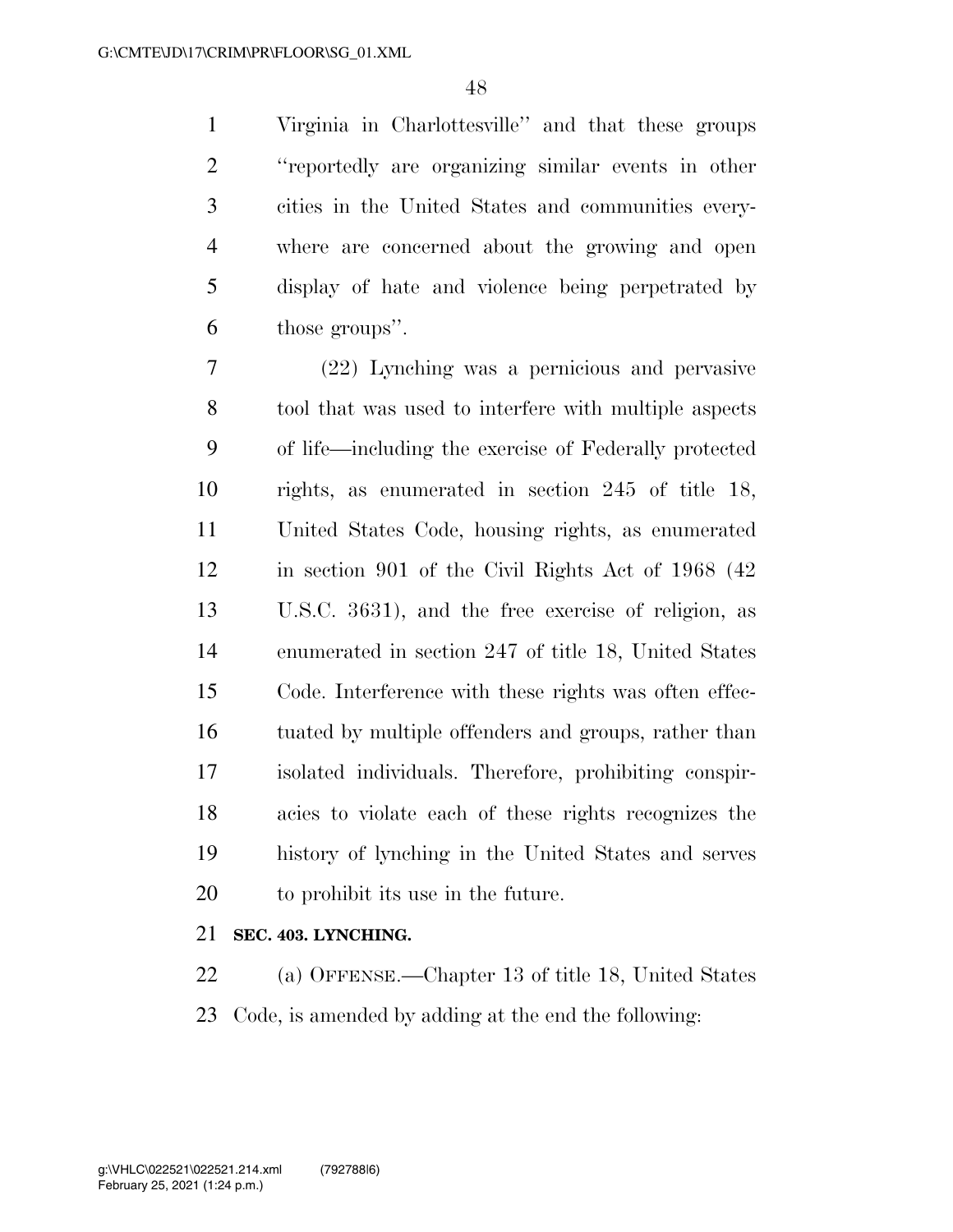Virginia in Charlottesville'' and that these groups ''reportedly are organizing similar events in other cities in the United States and communities everywhere are concerned about the growing and open display of hate and violence being perpetrated by those groups''.

(22) Lynching was a pernicious and pervasive tool that was used to interfere with multiple aspects of life—including the exercise of Federally protected rights, as enumerated in section 245 of title 18, United States Code, housing rights, as enumerated in section 901 of the Civil Rights Act of 1968 (42 U.S.C. 3631), and the free exercise of religion, as enumerated in section 247 of title 18, United States Code. Interference with these rights was often effectuated by multiple offenders and groups, rather than isolated individuals. Therefore, prohibiting conspiracies to violate each of these rights recognizes the history of lynching in the United States and serves to prohibit its use in the future.

**SEC. 403. LYNCHING.**

(a) OFFENSE.—Chapter 13 of title 18, United States Code, is amended by adding at the end the following: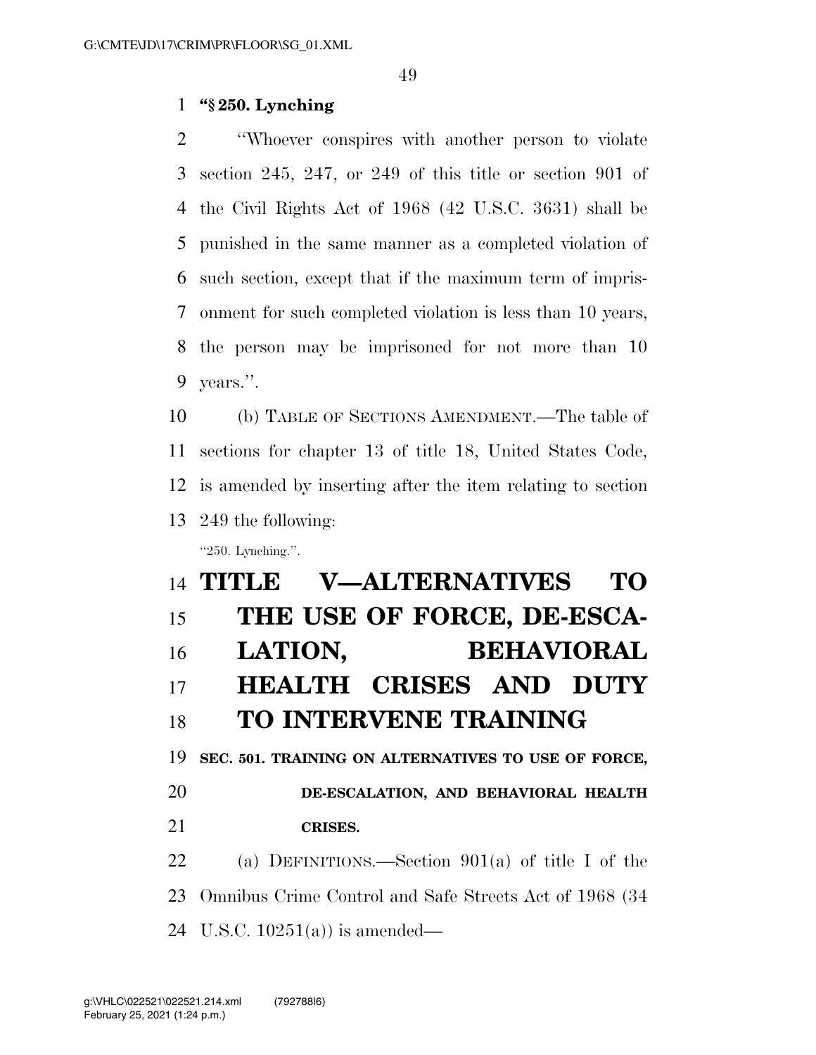**"§ 250. Lynching**

"Whoever conspires with another person to violate section 245, 247, or 249 of this title or section 901 of the Civil Rights Act of 1968 (42 U.S.C. 3631) shall be punished in the same manner as a completed violation of such section, except that if the maximum term of imprisonment for such completed violation is less than 10 years, the person may be imprisoned for not more than 10 years.".

(b) TABLE OF SECTIONS AMENDMENT.—The table of sections for chapter 13 of title 18, United States Code, is amended by inserting after the item relating to section 249 the following:

"250. Lynching.".

# TITLE V—ALTERNATIVES TO THE USE OF FORCE, DE-ESCALATION, BEHAVIORAL HEALTH CRISES AND DUTY TO INTERVENE TRAINING

### SEC. 501. TRAINING ON ALTERNATIVES TO USE OF FORCE, DE-ESCALATION, AND BEHAVIORAL HEALTH CRISES.

(a) DEFINITIONS.—Section 901(a) of title I of the Omnibus Crime Control and Safe Streets Act of 1968 (34 U.S.C. 10251(a)) is amended—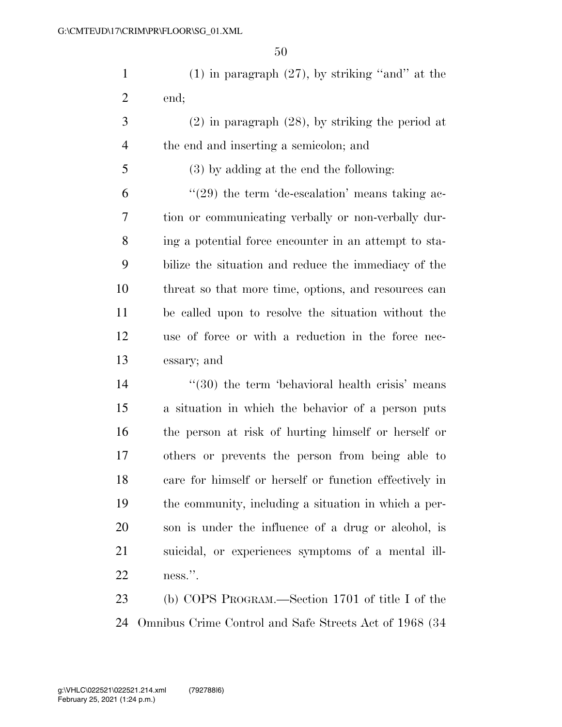(1) in paragraph (27), by striking "and" at the end;

(2) in paragraph (28), by striking the period at the end and inserting a semicolon; and

(3) by adding at the end the following:

"(29) the term 'de-escalation' means taking action or communicating verbally or non-verbally during a potential force encounter in an attempt to stabilize the situation and reduce the immediacy of the threat so that more time, options, and resources can be called upon to resolve the situation without the use of force or with a reduction in the force necessary; and

"(30) the term 'behavioral health crisis' means a situation in which the behavior of a person puts the person at risk of hurting himself or herself or others or prevents the person from being able to care for himself or herself or function effectively in the community, including a situation in which a person is under the influence of a drug or alcohol, is suicidal, or experiences symptoms of a mental illness.".

(b) COPS PROGRAM.—Section 1701 of title I of the Omnibus Crime Control and Safe Streets Act of 1968 (34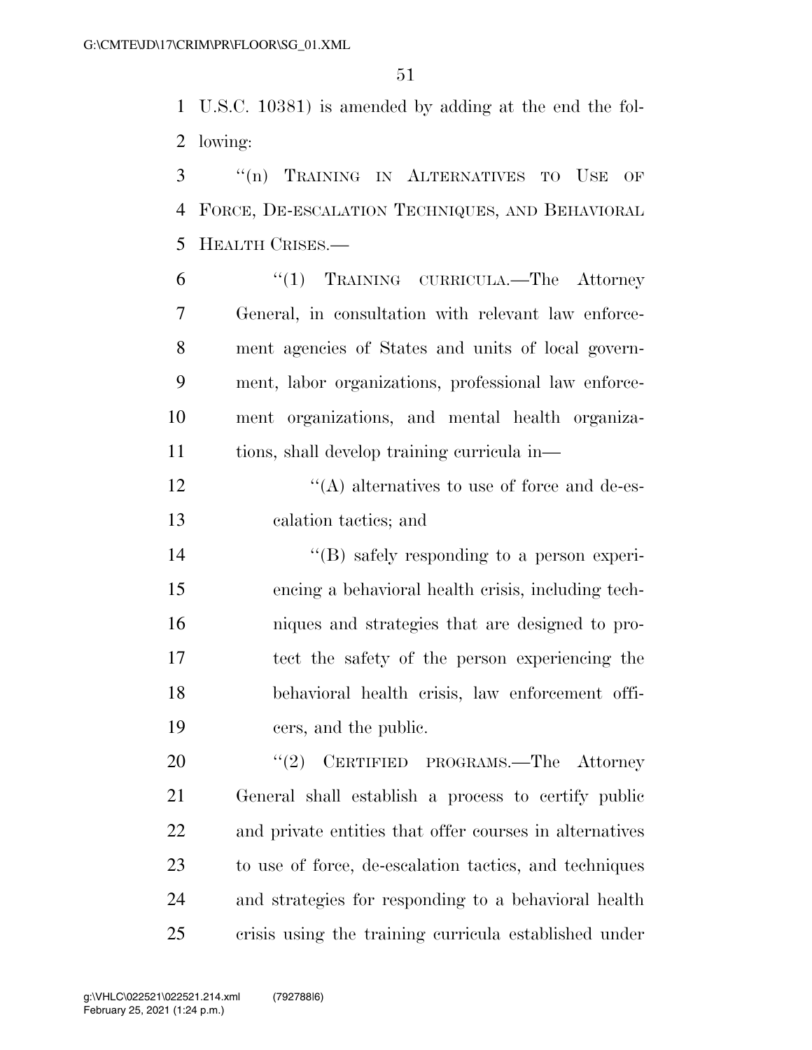U.S.C. 10381) is amended by adding at the end the following:

"(n) TRAINING IN ALTERNATIVES TO USE OF FORCE, DE-ESCALATION TECHNIQUES, AND BEHAVIORAL HEALTH CRISES.—

"(1) TRAINING CURRICULA.—The Attorney General, in consultation with relevant law enforcement agencies of States and units of local government, labor organizations, professional law enforcement organizations, and mental health organizations, shall develop training curricula in—

"(A) alternatives to use of force and de-escalation tactics; and

"(B) safely responding to a person experiencing a behavioral health crisis, including techniques and strategies that are designed to protect the safety of the person experiencing the behavioral health crisis, law enforcement officers, and the public.

"(2) CERTIFIED PROGRAMS.—The Attorney General shall establish a process to certify public and private entities that offer courses in alternatives to use of force, de-escalation tactics, and techniques and strategies for responding to a behavioral health crisis using the training curricula established under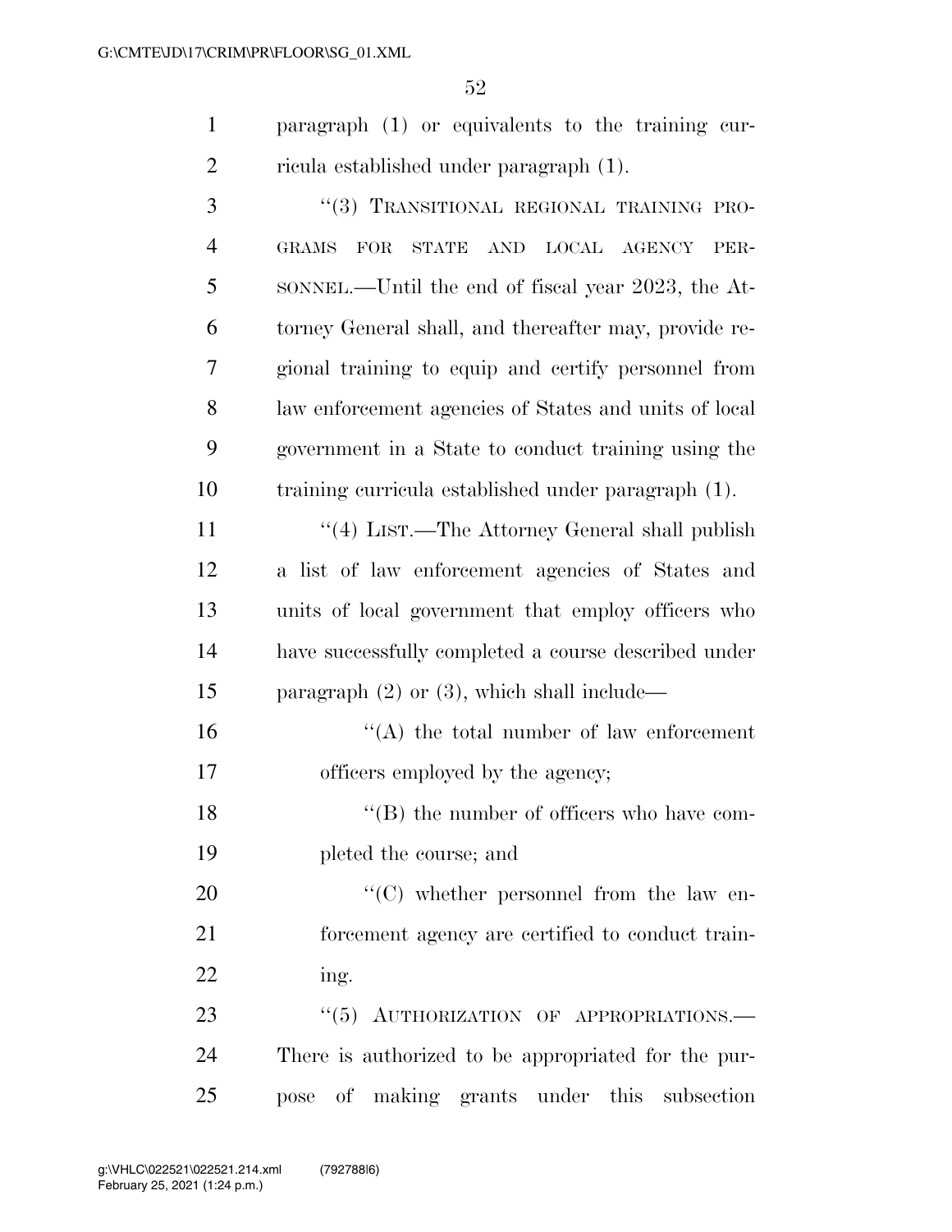paragraph (1) or equivalents to the training curricula established under paragraph (1).

"(3) TRANSITIONAL REGIONAL TRAINING PROGRAMS FOR STATE AND LOCAL AGENCY PERSONNEL.—Until the end of fiscal year 2023, the Attorney General shall, and thereafter may, provide regional training to equip and certify personnel from law enforcement agencies of States and units of local government in a State to conduct training using the training curricula established under paragraph (1).

"(4) LIST.—The Attorney General shall publish a list of law enforcement agencies of States and units of local government that employ officers who have successfully completed a course described under paragraph (2) or (3), which shall include—

"(A) the total number of law enforcement officers employed by the agency;

"(B) the number of officers who have completed the course; and

"(C) whether personnel from the law enforcement agency are certified to conduct training.

"(5) AUTHORIZATION OF APPROPRIATIONS.—There is authorized to be appropriated for the purpose of making grants under this subsection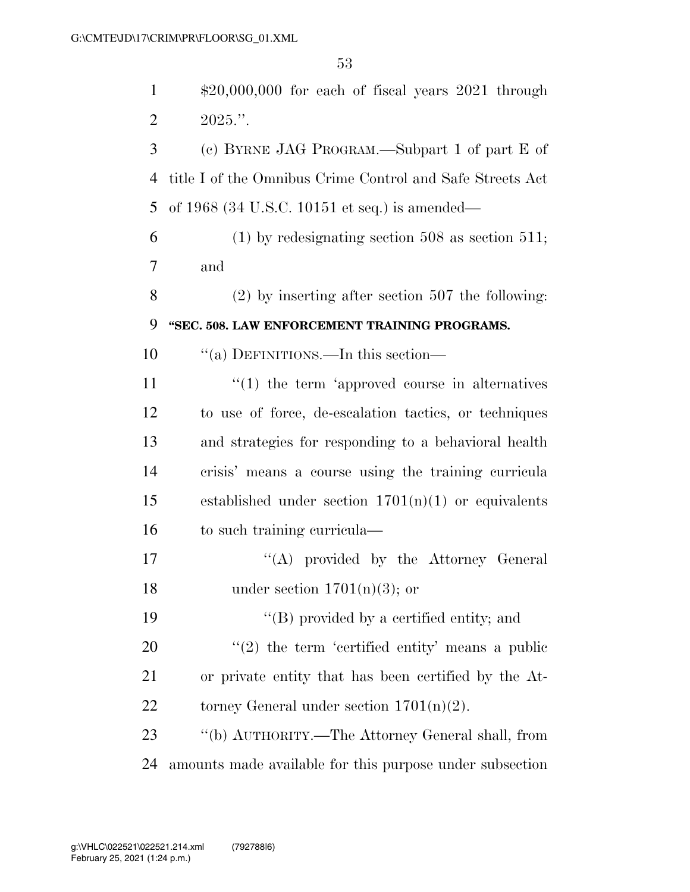$20,000,000 for each of fiscal years 2021 through 2025.''.

(c) BYRNE JAG PROGRAM.—Subpart 1 of part E of title I of the Omnibus Crime Control and Safe Streets Act of 1968 (34 U.S.C. 10151 et seq.) is amended—

(1) by redesignating section 508 as section 511; and

(2) by inserting after section 507 the following:

**''SEC. 508. LAW ENFORCEMENT TRAINING PROGRAMS.**

''(a) DEFINITIONS.—In this section—

''(1) the term 'approved course in alternatives to use of force, de-escalation tactics, or techniques and strategies for responding to a behavioral health crisis' means a course using the training curricula established under section 1701(n)(1) or equivalents to such training curricula—

''(A) provided by the Attorney General under section 1701(n)(3); or

''(B) provided by a certified entity; and

''(2) the term 'certified entity' means a public or private entity that has been certified by the Attorney General under section 1701(n)(2).

''(b) AUTHORITY.—The Attorney General shall, from amounts made available for this purpose under subsection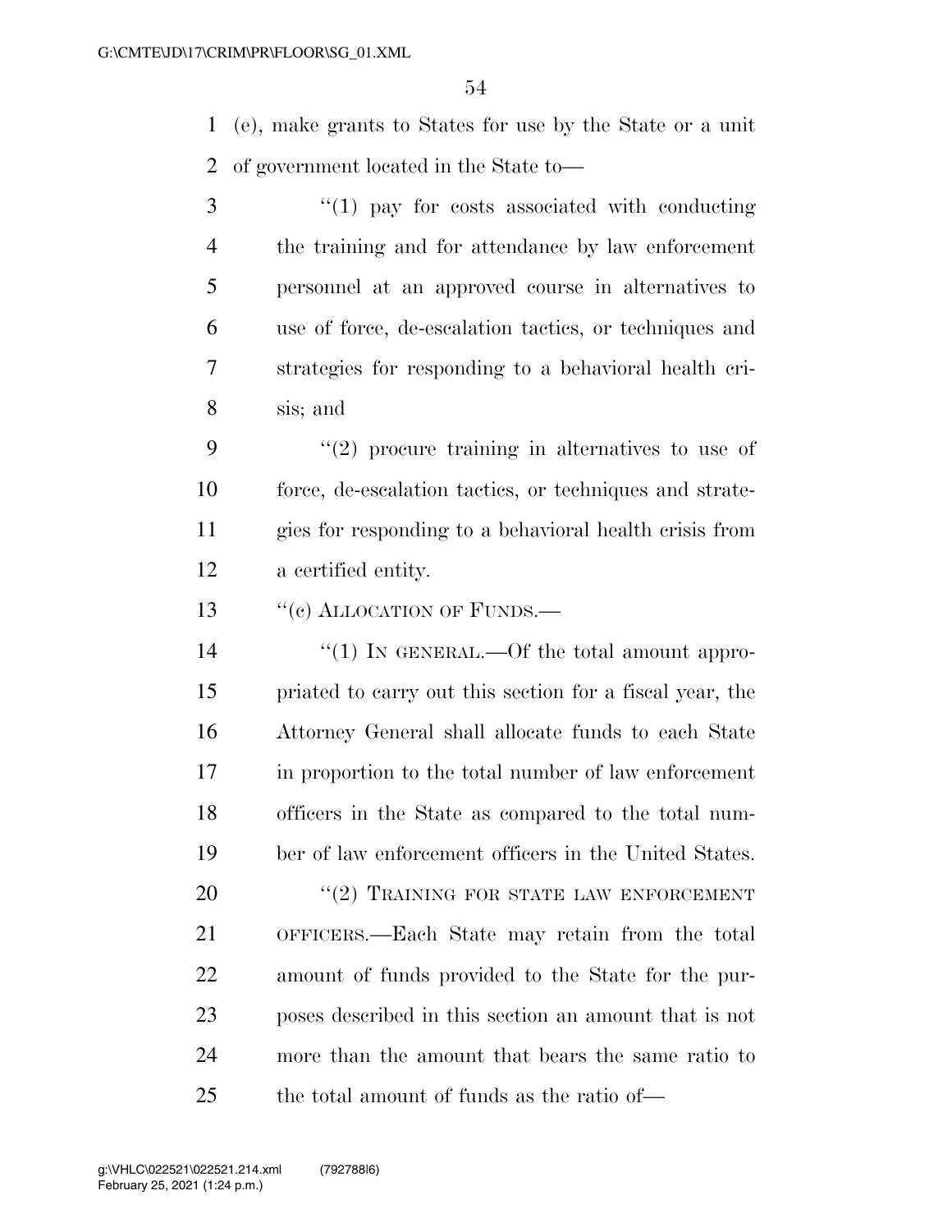(e), make grants to States for use by the State or a unit of government located in the State to—

"(1) pay for costs associated with conducting the training and for attendance by law enforcement personnel at an approved course in alternatives to use of force, de-escalation tactics, or techniques and strategies for responding to a behavioral health crisis; and

"(2) procure training in alternatives to use of force, de-escalation tactics, or techniques and strategies for responding to a behavioral health crisis from a certified entity.

"(c) ALLOCATION OF FUNDS.—

"(1) IN GENERAL.—Of the total amount appropriated to carry out this section for a fiscal year, the Attorney General shall allocate funds to each State in proportion to the total number of law enforcement officers in the State as compared to the total number of law enforcement officers in the United States.

"(2) TRAINING FOR STATE LAW ENFORCEMENT OFFICERS.—Each State may retain from the total amount of funds provided to the State for the purposes described in this section an amount that is not more than the amount that bears the same ratio to the total amount of funds as the ratio of—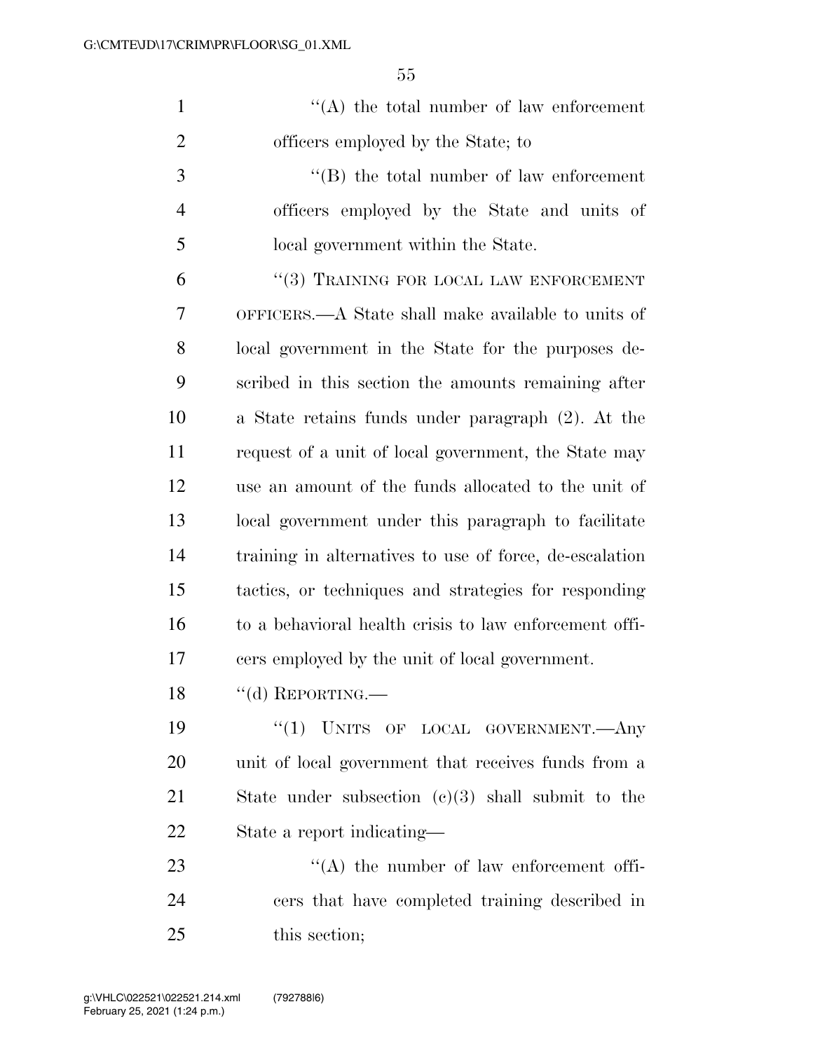"(A) the total number of law enforcement officers employed by the State; to

"(B) the total number of law enforcement officers employed by the State and units of local government within the State.

"(3) TRAINING FOR LOCAL LAW ENFORCEMENT OFFICERS.—A State shall make available to units of local government in the State for the purposes described in this section the amounts remaining after a State retains funds under paragraph (2). At the request of a unit of local government, the State may use an amount of the funds allocated to the unit of local government under this paragraph to facilitate training in alternatives to use of force, de-escalation tactics, or techniques and strategies for responding to a behavioral health crisis to law enforcement officers employed by the unit of local government.

"(d) REPORTING.—

"(1) UNITS OF LOCAL GOVERNMENT.—Any unit of local government that receives funds from a State under subsection (c)(3) shall submit to the State a report indicating—

"(A) the number of law enforcement officers that have completed training described in this section;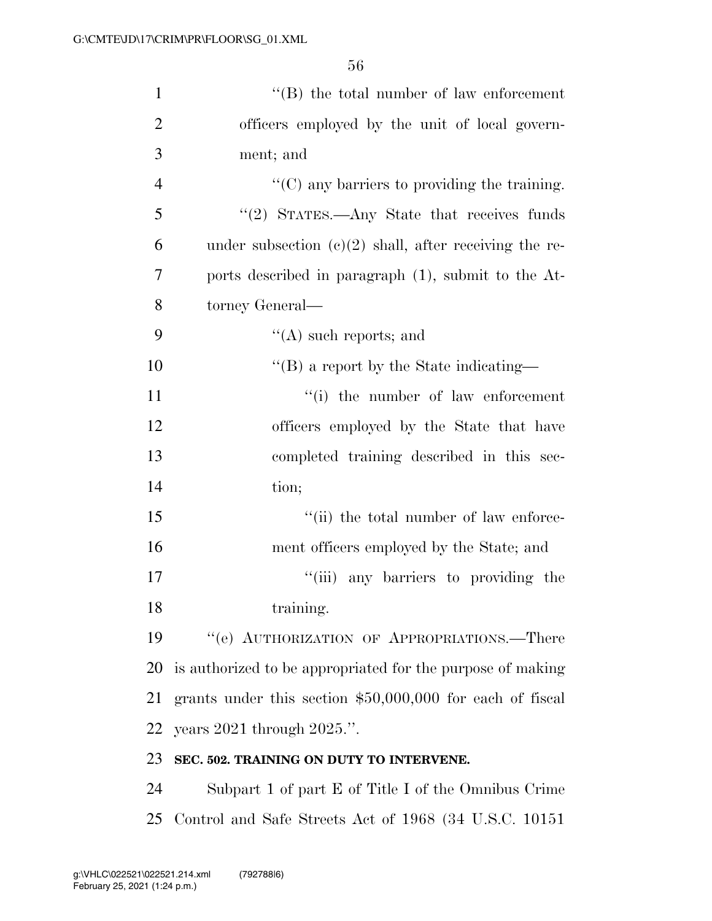''(B) the total number of law enforcement officers employed by the unit of local government; and

''(C) any barriers to providing the training.

''(2) STATES.—Any State that receives funds under subsection (c)(2) shall, after receiving the reports described in paragraph (1), submit to the Attorney General—

''(A) such reports; and

''(B) a report by the State indicating—

''(i) the number of law enforcement officers employed by the State that have completed training described in this section;

''(ii) the total number of law enforcement officers employed by the State; and

''(iii) any barriers to providing the training.

''(e) AUTHORIZATION OF APPROPRIATIONS.—There is authorized to be appropriated for the purpose of making grants under this section $50,000,000 for each of fiscal years 2021 through 2025.''.

**SEC. 502. TRAINING ON DUTY TO INTERVENE.**

Subpart 1 of part E of Title I of the Omnibus Crime Control and Safe Streets Act of 1968 (34 U.S.C. 10151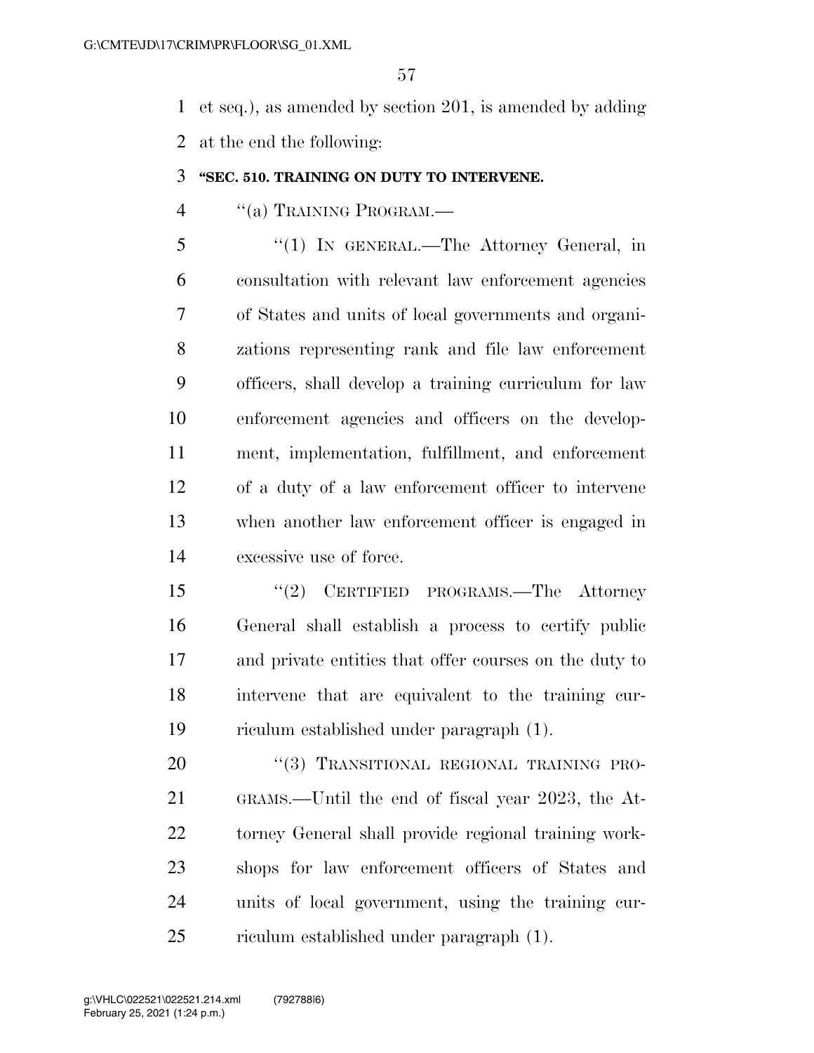et seq.), as amended by section 201, is amended by adding at the end the following:

**"SEC. 510. TRAINING ON DUTY TO INTERVENE.**

"(a) TRAINING PROGRAM.—

"(1) IN GENERAL.—The Attorney General, in consultation with relevant law enforcement agencies of States and units of local governments and organizations representing rank and file law enforcement officers, shall develop a training curriculum for law enforcement agencies and officers on the development, implementation, fulfillment, and enforcement of a duty of a law enforcement officer to intervene when another law enforcement officer is engaged in excessive use of force.

"(2) CERTIFIED PROGRAMS.—The Attorney General shall establish a process to certify public and private entities that offer courses on the duty to intervene that are equivalent to the training curriculum established under paragraph (1).

"(3) TRANSITIONAL REGIONAL TRAINING PROGRAMS.—Until the end of fiscal year 2023, the Attorney General shall provide regional training workshops for law enforcement officers of States and units of local government, using the training curriculum established under paragraph (1).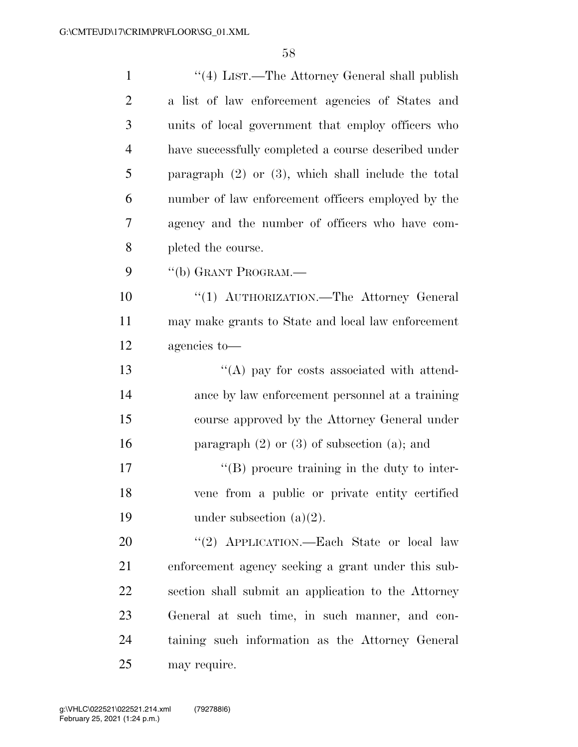"(4) LIST.—The Attorney General shall publish a list of law enforcement agencies of States and units of local government that employ officers who have successfully completed a course described under paragraph (2) or (3), which shall include the total number of law enforcement officers employed by the agency and the number of officers who have completed the course.

"(b) GRANT PROGRAM.—

"(1) AUTHORIZATION.—The Attorney General may make grants to State and local law enforcement agencies to—

"(A) pay for costs associated with attendance by law enforcement personnel at a training course approved by the Attorney General under paragraph (2) or (3) of subsection (a); and

"(B) procure training in the duty to intervene from a public or private entity certified under subsection (a)(2).

"(2) APPLICATION.—Each State or local law enforcement agency seeking a grant under this subsection shall submit an application to the Attorney General at such time, in such manner, and containing such information as the Attorney General may require.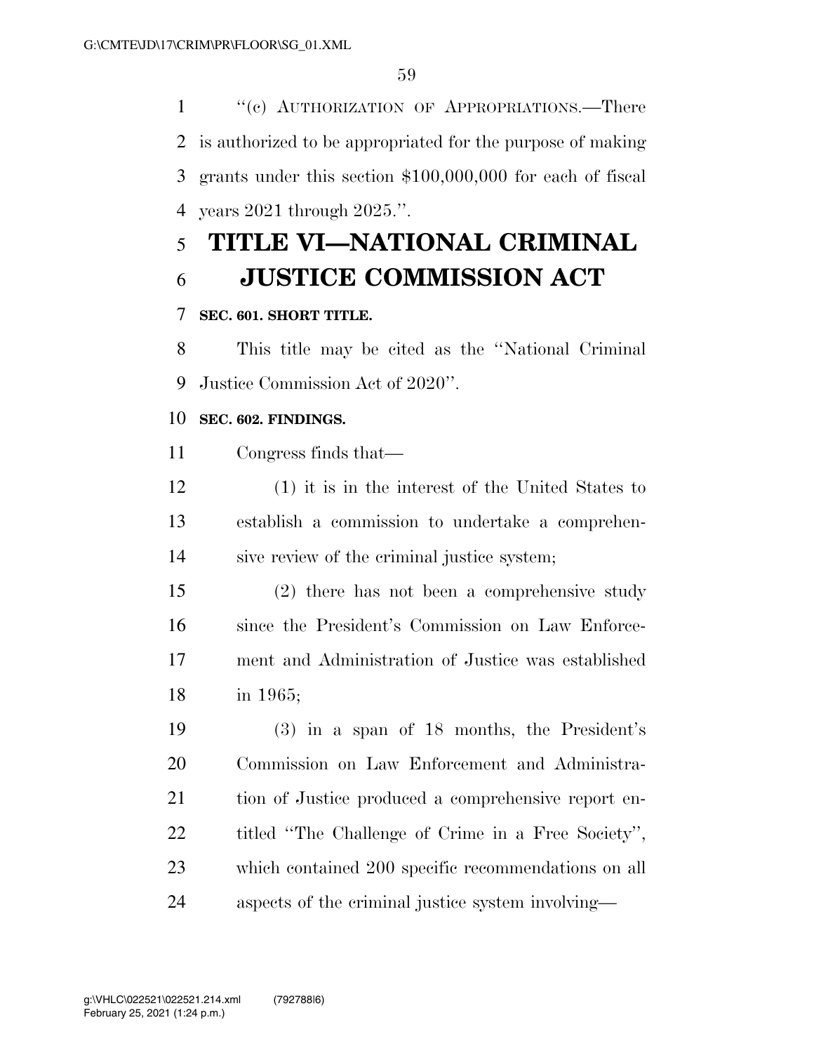"(c) AUTHORIZATION OF APPROPRIATIONS.—There is authorized to be appropriated for the purpose of making grants under this section $100,000,000 for each of fiscal years 2021 through 2025.".

# TITLE VI—NATIONAL CRIMINAL JUSTICE COMMISSION ACT

**SEC. 601. SHORT TITLE.**

This title may be cited as the "National Criminal Justice Commission Act of 2020".

**SEC. 602. FINDINGS.**

Congress finds that—

(1) it is in the interest of the United States to establish a commission to undertake a comprehensive review of the criminal justice system;

(2) there has not been a comprehensive study since the President's Commission on Law Enforcement and Administration of Justice was established in 1965;

(3) in a span of 18 months, the President's Commission on Law Enforcement and Administration of Justice produced a comprehensive report entitled "The Challenge of Crime in a Free Society", which contained 200 specific recommendations on all aspects of the criminal justice system involving—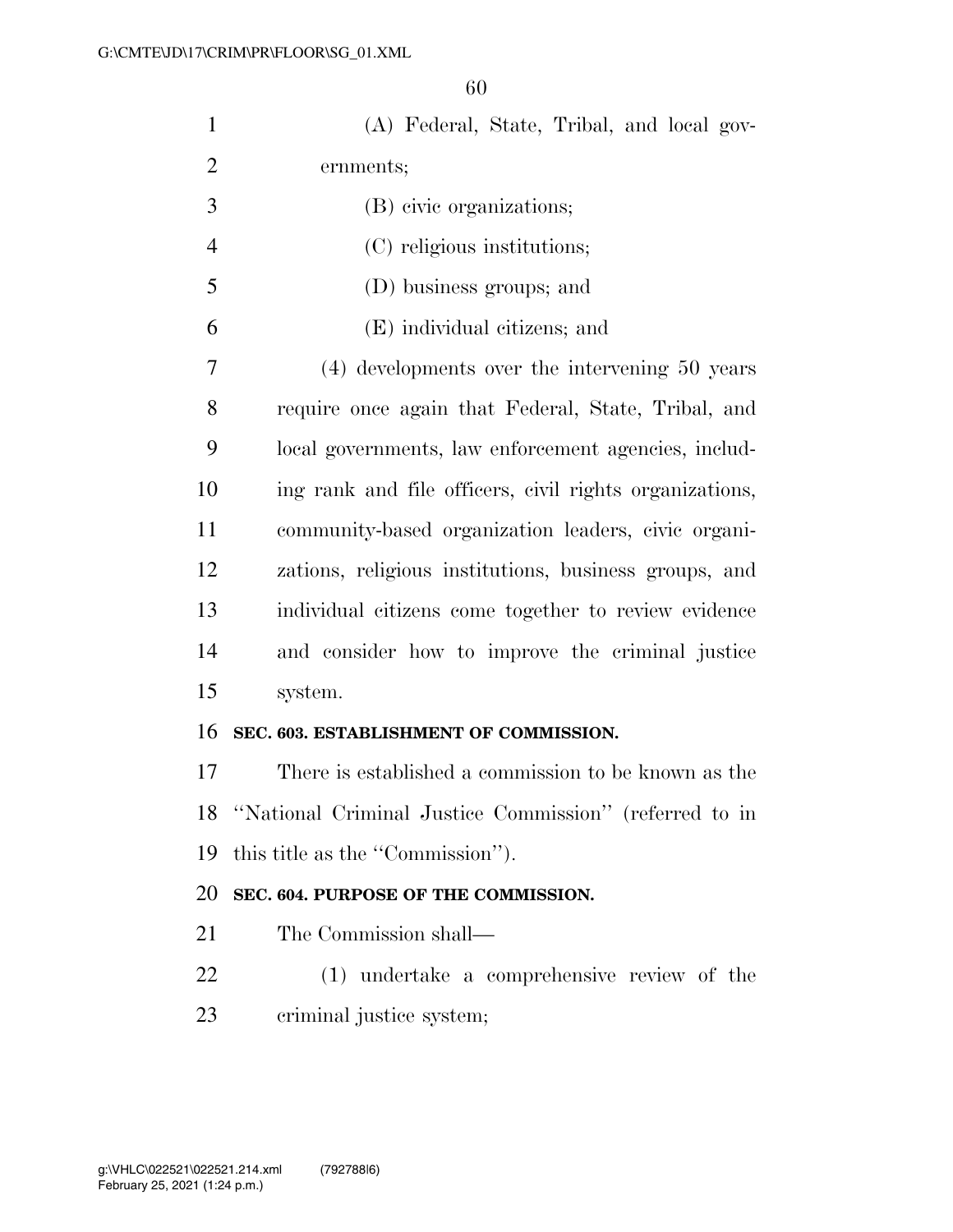(A) Federal, State, Tribal, and local governments;

(B) civic organizations;

(C) religious institutions;

(D) business groups; and

(E) individual citizens; and

(4) developments over the intervening 50 years require once again that Federal, State, Tribal, and local governments, law enforcement agencies, including rank and file officers, civil rights organizations, community-based organization leaders, civic organizations, religious institutions, business groups, and individual citizens come together to review evidence and consider how to improve the criminal justice system.

**SEC. 603. ESTABLISHMENT OF COMMISSION.**

There is established a commission to be known as the ''National Criminal Justice Commission'' (referred to in this title as the ''Commission'').

**SEC. 604. PURPOSE OF THE COMMISSION.**

The Commission shall—

(1) undertake a comprehensive review of the criminal justice system;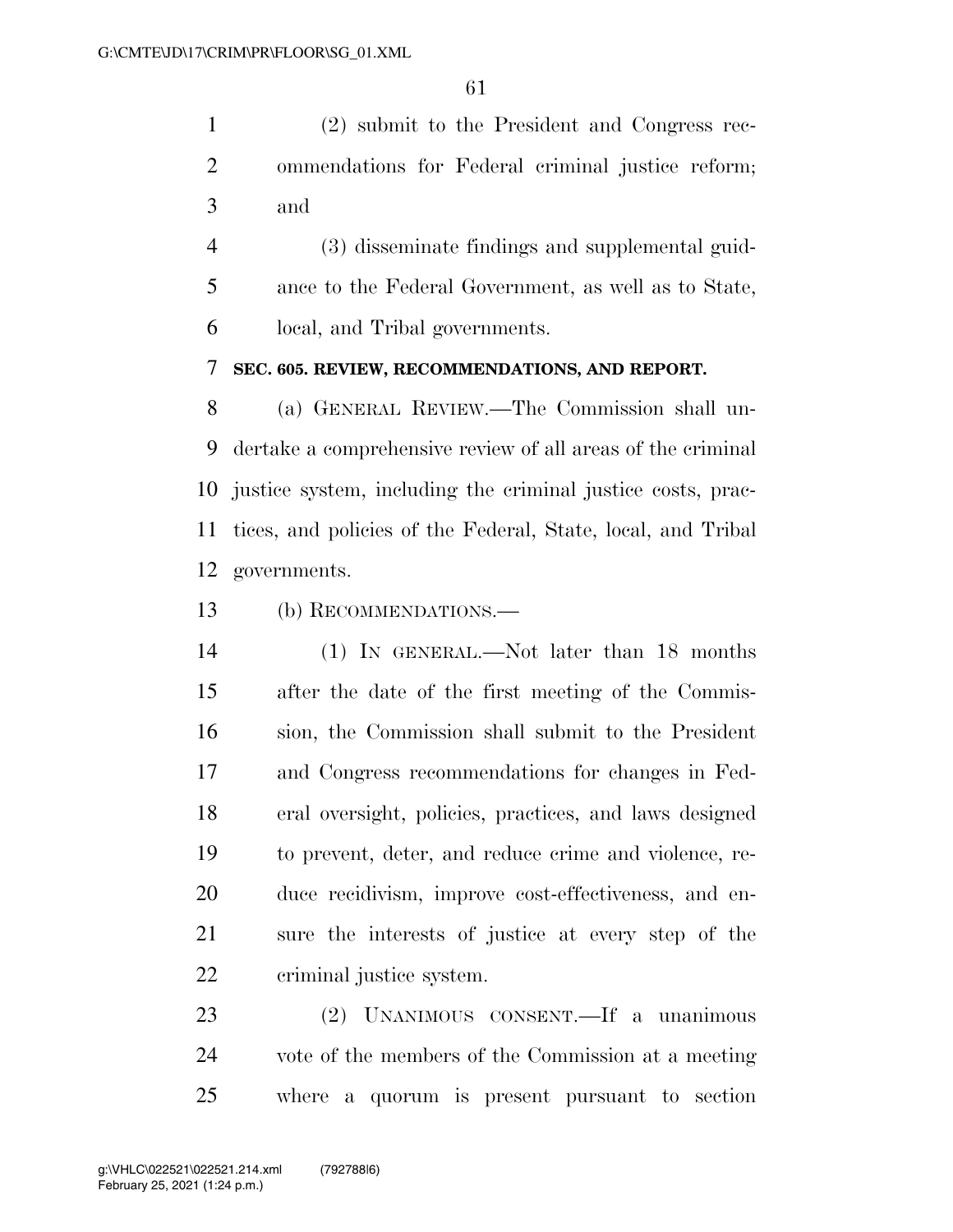(2) submit to the President and Congress recommendations for Federal criminal justice reform; and

(3) disseminate findings and supplemental guidance to the Federal Government, as well as to State, local, and Tribal governments.

**SEC. 605. REVIEW, RECOMMENDATIONS, AND REPORT.**

(a) GENERAL REVIEW.—The Commission shall undertake a comprehensive review of all areas of the criminal justice system, including the criminal justice costs, practices, and policies of the Federal, State, local, and Tribal governments.

(b) RECOMMENDATIONS.—

(1) IN GENERAL.—Not later than 18 months after the date of the first meeting of the Commission, the Commission shall submit to the President and Congress recommendations for changes in Federal oversight, policies, practices, and laws designed to prevent, deter, and reduce crime and violence, reduce recidivism, improve cost-effectiveness, and ensure the interests of justice at every step of the criminal justice system.

(2) UNANIMOUS CONSENT.—If a unanimous vote of the members of the Commission at a meeting where a quorum is present pursuant to section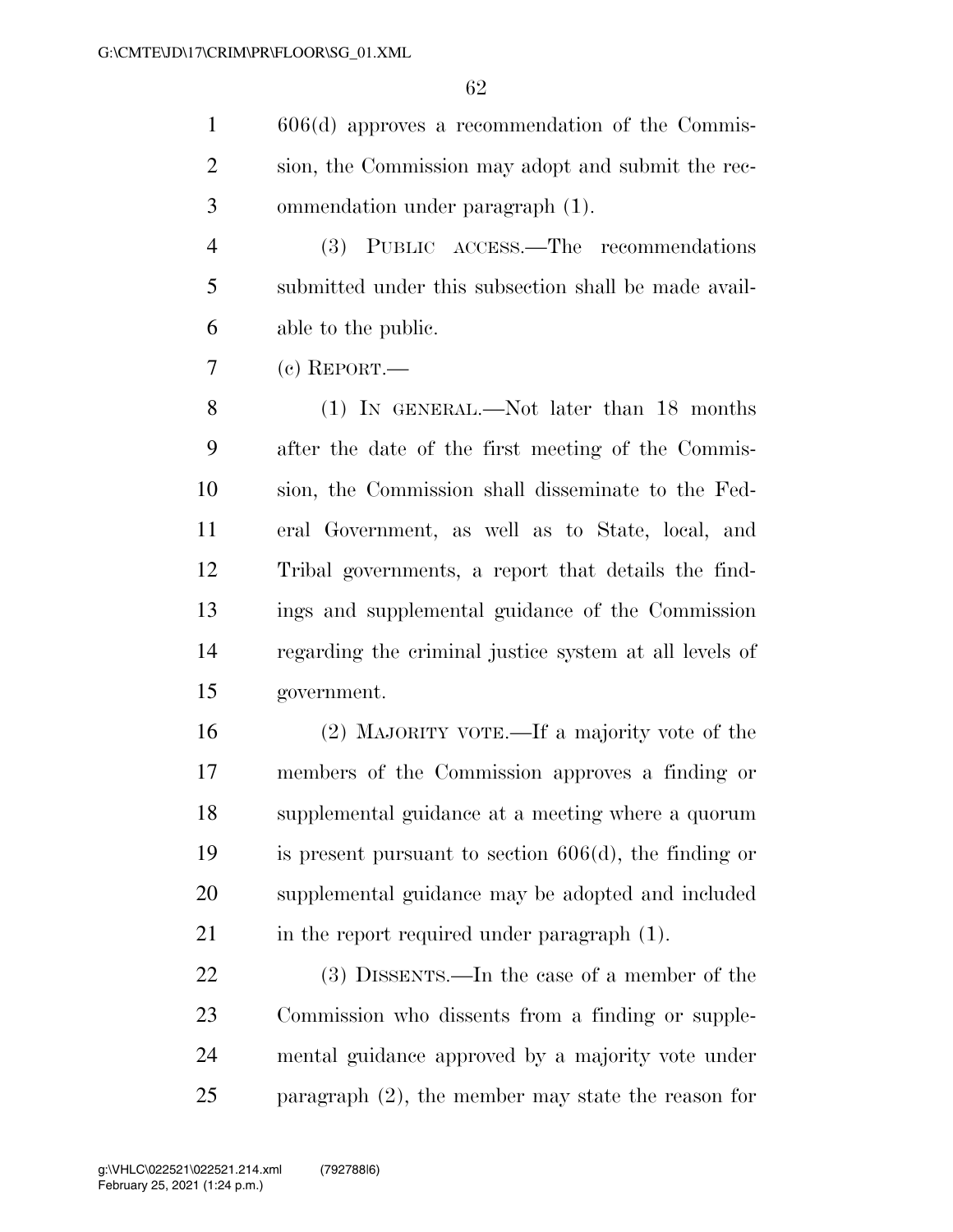606(d) approves a recommendation of the Commission, the Commission may adopt and submit the recommendation under paragraph (1).

(3) PUBLIC ACCESS.—The recommendations submitted under this subsection shall be made available to the public.

(c) REPORT.—

(1) IN GENERAL.—Not later than 18 months after the date of the first meeting of the Commission, the Commission shall disseminate to the Federal Government, as well as to State, local, and Tribal governments, a report that details the findings and supplemental guidance of the Commission regarding the criminal justice system at all levels of government.

(2) MAJORITY VOTE.—If a majority vote of the members of the Commission approves a finding or supplemental guidance at a meeting where a quorum is present pursuant to section 606(d), the finding or supplemental guidance may be adopted and included in the report required under paragraph (1).

(3) DISSENTS.—In the case of a member of the Commission who dissents from a finding or supplemental guidance approved by a majority vote under paragraph (2), the member may state the reason for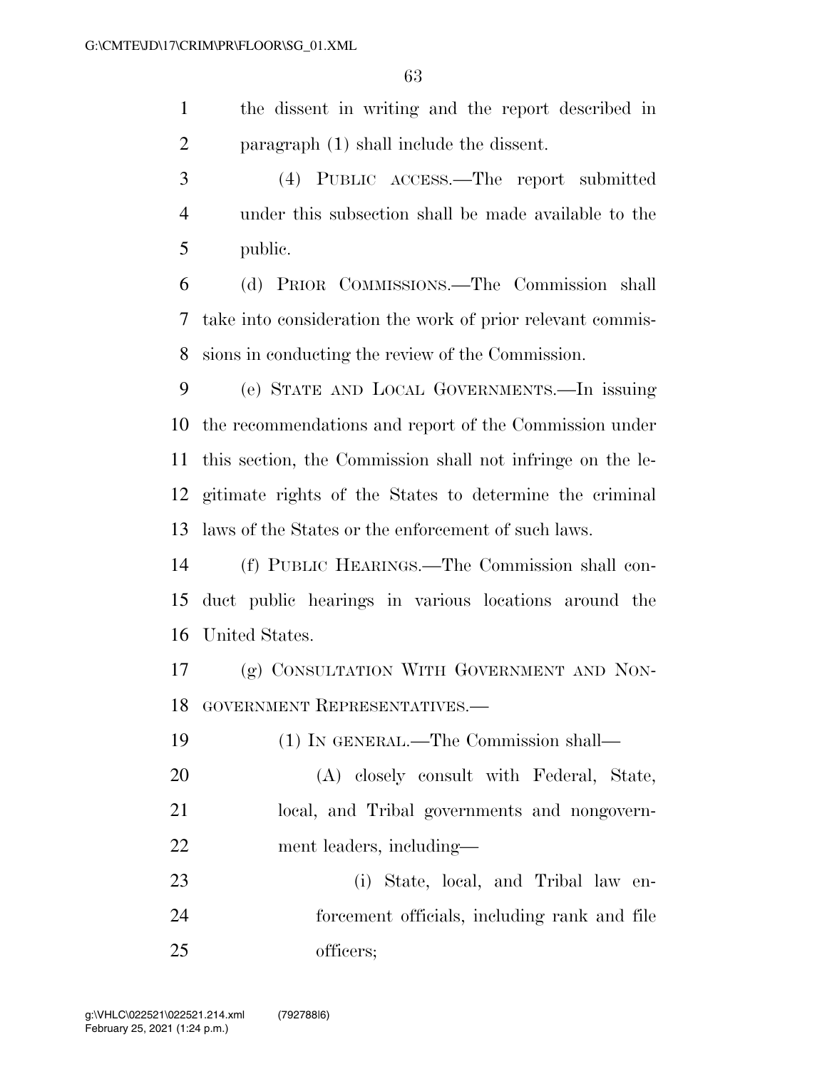the dissent in writing and the report described in paragraph (1) shall include the dissent.

(4) PUBLIC ACCESS.—The report submitted under this subsection shall be made available to the public.

(d) PRIOR COMMISSIONS.—The Commission shall take into consideration the work of prior relevant commissions in conducting the review of the Commission.

(e) STATE AND LOCAL GOVERNMENTS.—In issuing the recommendations and report of the Commission under this section, the Commission shall not infringe on the legitimate rights of the States to determine the criminal laws of the States or the enforcement of such laws.

(f) PUBLIC HEARINGS.—The Commission shall conduct public hearings in various locations around the United States.

(g) CONSULTATION WITH GOVERNMENT AND NONGOVERNMENT REPRESENTATIVES.—

(1) IN GENERAL.—The Commission shall—

(A) closely consult with Federal, State, local, and Tribal governments and nongovernment leaders, including—

(i) State, local, and Tribal law enforcement officials, including rank and file officers;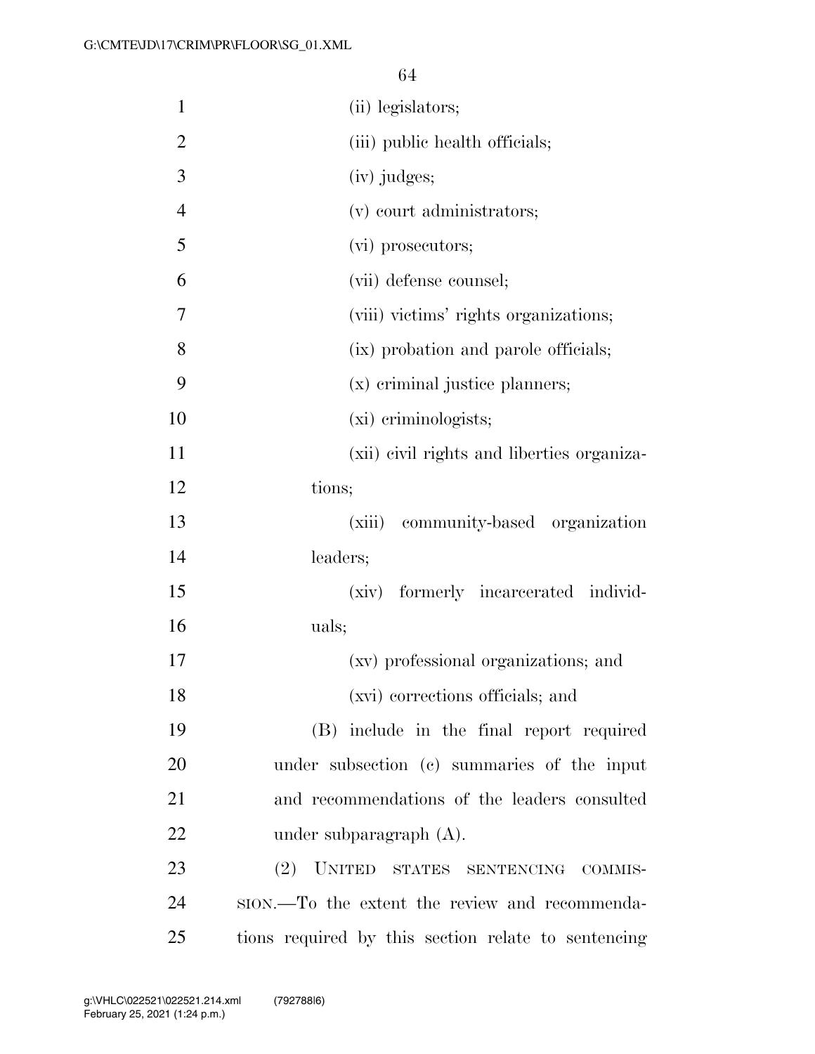(ii) legislators;

(iii) public health officials;

(iv) judges;

(v) court administrators;

(vi) prosecutors;

(vii) defense counsel;

(viii) victims' rights organizations;

(ix) probation and parole officials;

(x) criminal justice planners;

(xi) criminologists;

(xii) civil rights and liberties organizations;

(xiii) community-based organization leaders;

(xiv) formerly incarcerated individuals;

(xv) professional organizations; and

(xvi) corrections officials; and

(B) include in the final report required under subsection (c) summaries of the input and recommendations of the leaders consulted under subparagraph (A).

(2) UNITED STATES SENTENCING COMMISSION.—To the extent the review and recommendations required by this section relate to sentencing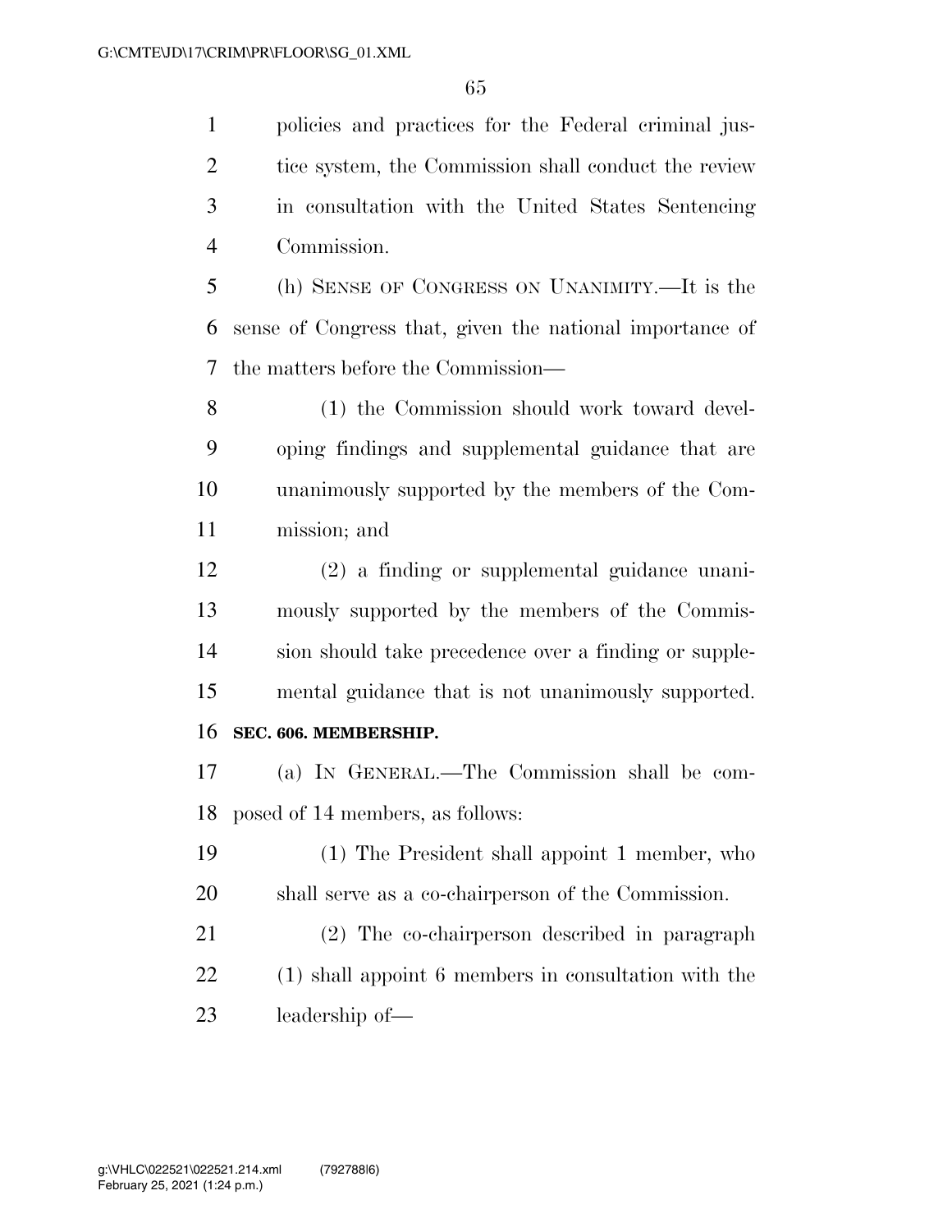policies and practices for the Federal criminal justice system, the Commission shall conduct the review in consultation with the United States Sentencing Commission.

(h) SENSE OF CONGRESS ON UNANIMITY.—It is the sense of Congress that, given the national importance of the matters before the Commission—

(1) the Commission should work toward developing findings and supplemental guidance that are unanimously supported by the members of the Commission; and

(2) a finding or supplemental guidance unanimously supported by the members of the Commission should take precedence over a finding or supplemental guidance that is not unanimously supported.

**SEC. 606. MEMBERSHIP.**

(a) IN GENERAL.—The Commission shall be composed of 14 members, as follows:

(1) The President shall appoint 1 member, who shall serve as a co-chairperson of the Commission.

(2) The co-chairperson described in paragraph (1) shall appoint 6 members in consultation with the leadership of—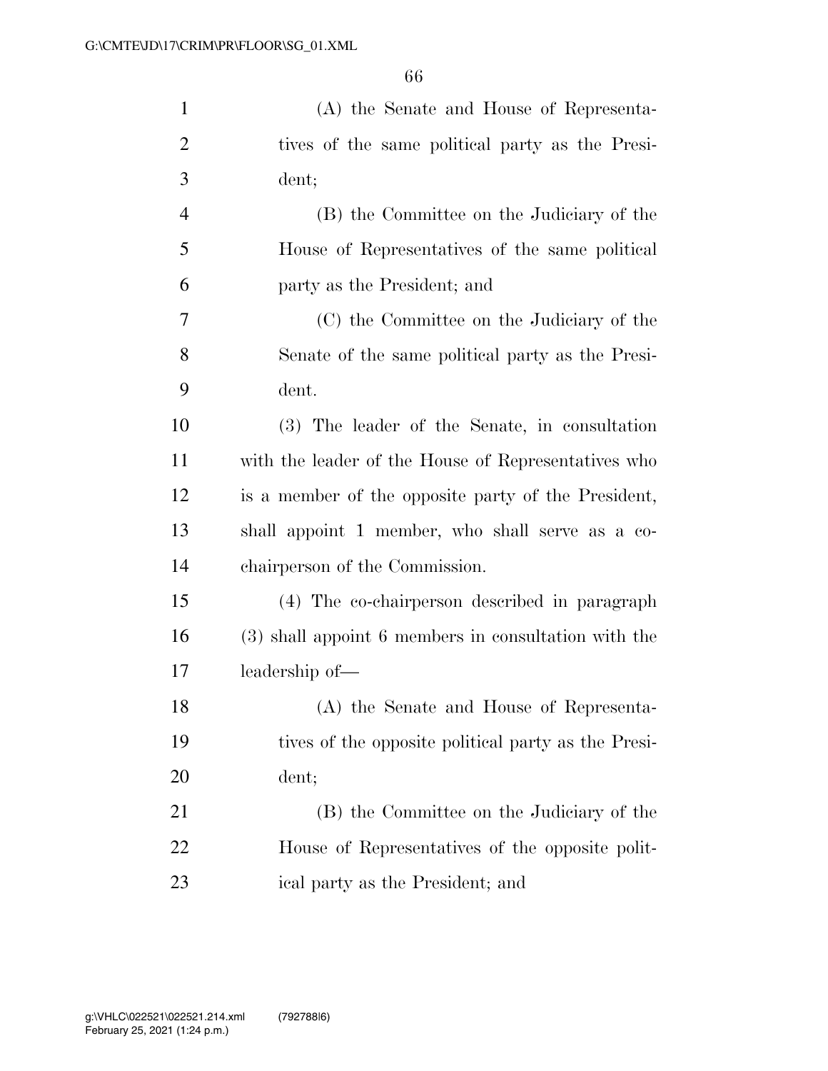(A) the Senate and House of Representatives of the same political party as the President;

(B) the Committee on the Judiciary of the House of Representatives of the same political party as the President; and

(C) the Committee on the Judiciary of the Senate of the same political party as the President.

(3) The leader of the Senate, in consultation with the leader of the House of Representatives who is a member of the opposite party of the President, shall appoint 1 member, who shall serve as a co-chairperson of the Commission.

(4) The co-chairperson described in paragraph (3) shall appoint 6 members in consultation with the leadership of—

(A) the Senate and House of Representatives of the opposite political party as the President;

(B) the Committee on the Judiciary of the House of Representatives of the opposite political party as the President; and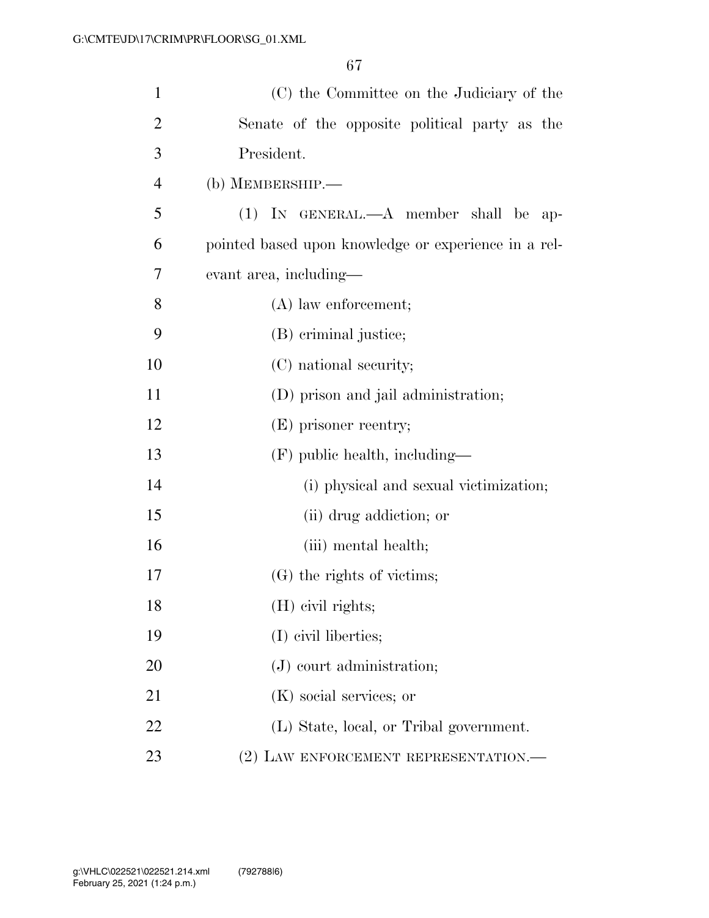(C) the Committee on the Judiciary of the Senate of the opposite political party as the President.

(b) MEMBERSHIP.—

(1) IN GENERAL.—A member shall be appointed based upon knowledge or experience in a relevant area, including—

(A) law enforcement;

(B) criminal justice;

(C) national security;

(D) prison and jail administration;

(E) prisoner reentry;

(F) public health, including—

(i) physical and sexual victimization;

(ii) drug addiction; or

(iii) mental health;

(G) the rights of victims;

(H) civil rights;

(I) civil liberties;

(J) court administration;

(K) social services; or

(L) State, local, or Tribal government.

(2) LAW ENFORCEMENT REPRESENTATION.—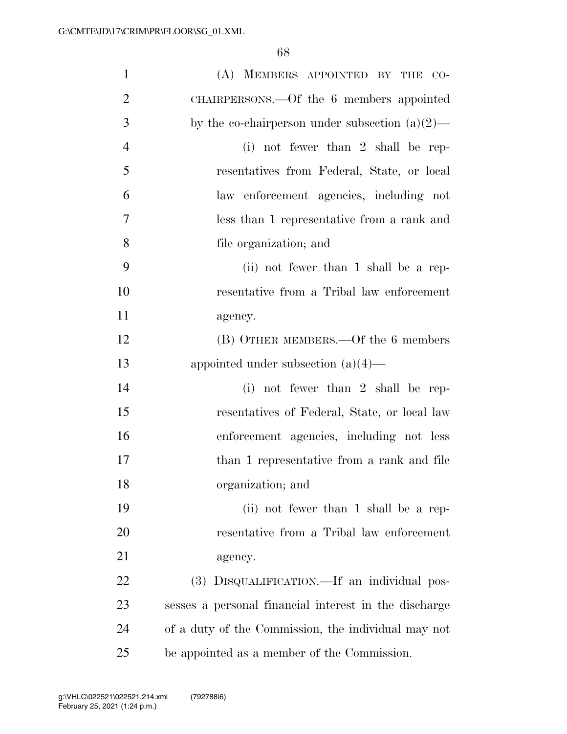(A) MEMBERS APPOINTED BY THE CO-CHAIRPERSONS.—Of the 6 members appointed by the co-chairperson under subsection (a)(2)—

(i) not fewer than 2 shall be representatives from Federal, State, or local law enforcement agencies, including not less than 1 representative from a rank and file organization; and

(ii) not fewer than 1 shall be a representative from a Tribal law enforcement agency.

(B) OTHER MEMBERS.—Of the 6 members appointed under subsection (a)(4)—

(i) not fewer than 2 shall be representatives of Federal, State, or local law enforcement agencies, including not less than 1 representative from a rank and file organization; and

(ii) not fewer than 1 shall be a representative from a Tribal law enforcement agency.

(3) DISQUALIFICATION.—If an individual possesses a personal financial interest in the discharge of a duty of the Commission, the individual may not be appointed as a member of the Commission.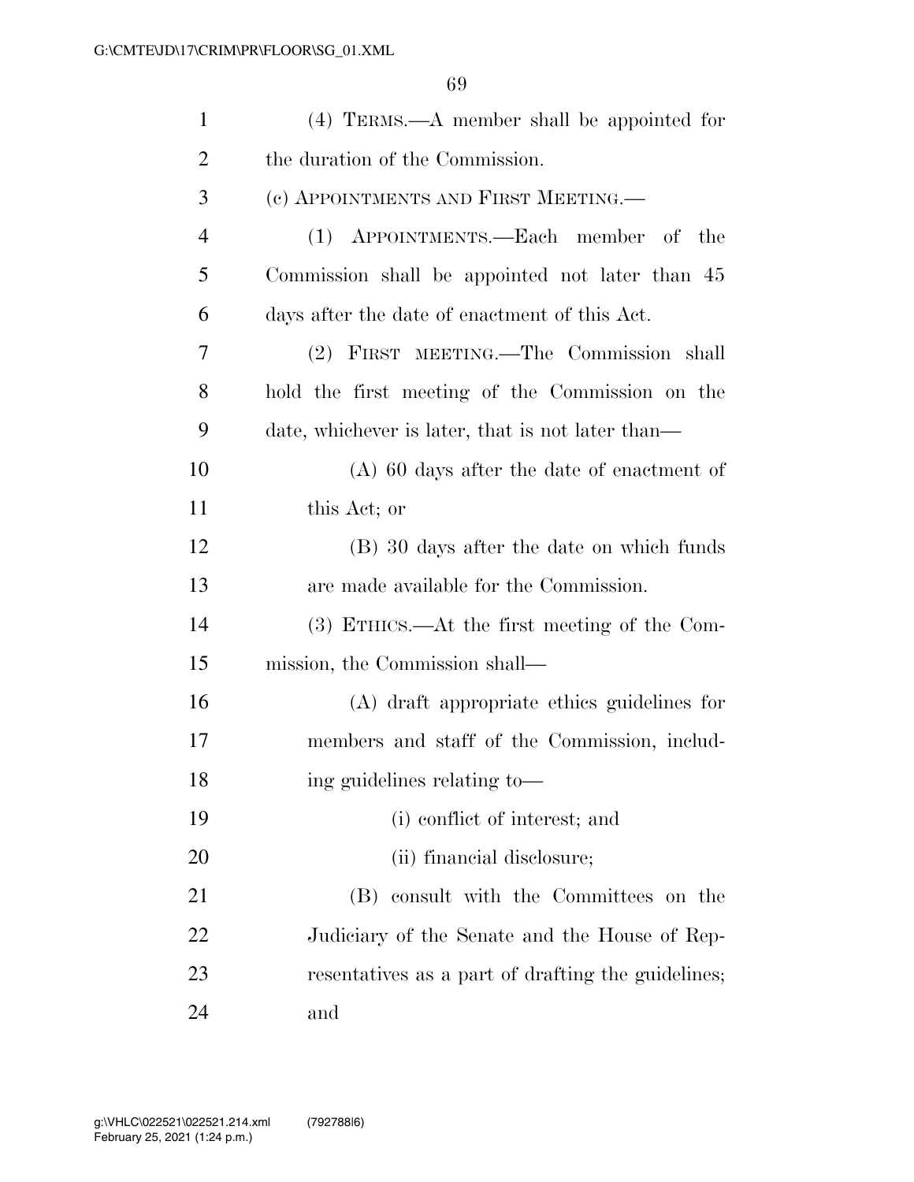(4) TERMS.—A member shall be appointed for the duration of the Commission.

(c) APPOINTMENTS AND FIRST MEETING.—

(1) APPOINTMENTS.—Each member of the Commission shall be appointed not later than 45 days after the date of enactment of this Act.

(2) FIRST MEETING.—The Commission shall hold the first meeting of the Commission on the date, whichever is later, that is not later than—

(A) 60 days after the date of enactment of this Act; or

(B) 30 days after the date on which funds are made available for the Commission.

(3) ETHICS.—At the first meeting of the Commission, the Commission shall—

(A) draft appropriate ethics guidelines for members and staff of the Commission, including guidelines relating to—

(i) conflict of interest; and

(ii) financial disclosure;

(B) consult with the Committees on the Judiciary of the Senate and the House of Representatives as a part of drafting the guidelines; and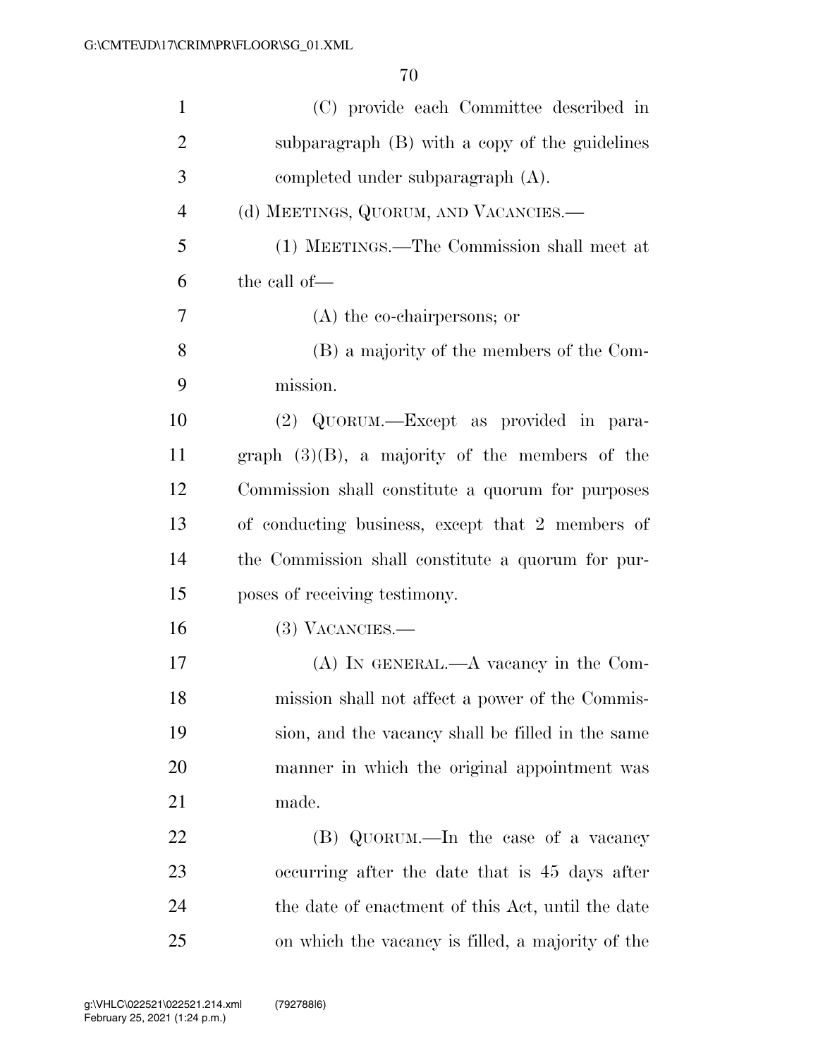(C) provide each Committee described in subparagraph (B) with a copy of the guidelines completed under subparagraph (A).

(d) MEETINGS, QUORUM, AND VACANCIES.—

(1) MEETINGS.—The Commission shall meet at the call of—

(A) the co-chairpersons; or

(B) a majority of the members of the Commission.

(2) QUORUM.—Except as provided in paragraph (3)(B), a majority of the members of the Commission shall constitute a quorum for purposes of conducting business, except that 2 members of the Commission shall constitute a quorum for purposes of receiving testimony.

(3) VACANCIES.—

(A) IN GENERAL.—A vacancy in the Commission shall not affect a power of the Commission, and the vacancy shall be filled in the same manner in which the original appointment was made.

(B) QUORUM.—In the case of a vacancy occurring after the date that is 45 days after the date of enactment of this Act, until the date on which the vacancy is filled, a majority of the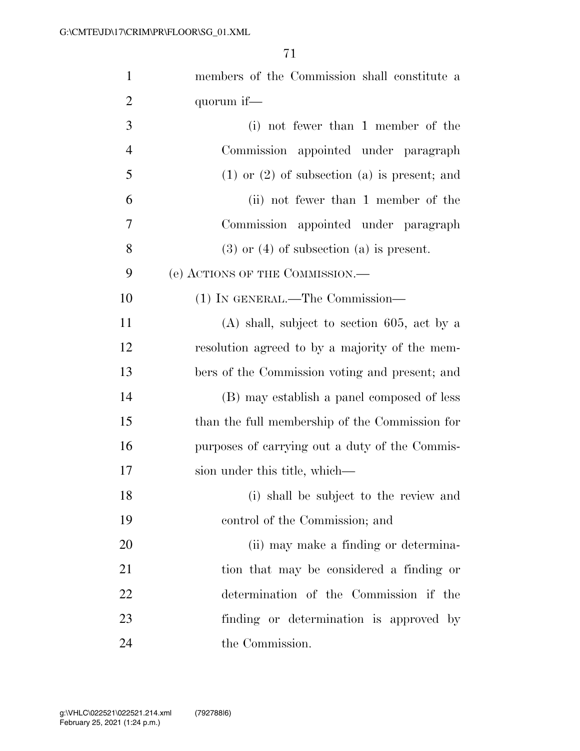members of the Commission shall constitute a quorum if—

(i) not fewer than 1 member of the Commission appointed under paragraph (1) or (2) of subsection (a) is present; and

(ii) not fewer than 1 member of the Commission appointed under paragraph (3) or (4) of subsection (a) is present.

(e) ACTIONS OF THE COMMISSION.—

(1) IN GENERAL.—The Commission—

(A) shall, subject to section 605, act by a resolution agreed to by a majority of the members of the Commission voting and present; and

(B) may establish a panel composed of less than the full membership of the Commission for purposes of carrying out a duty of the Commission under this title, which—

(i) shall be subject to the review and control of the Commission; and

(ii) may make a finding or determination that may be considered a finding or determination of the Commission if the finding or determination is approved by the Commission.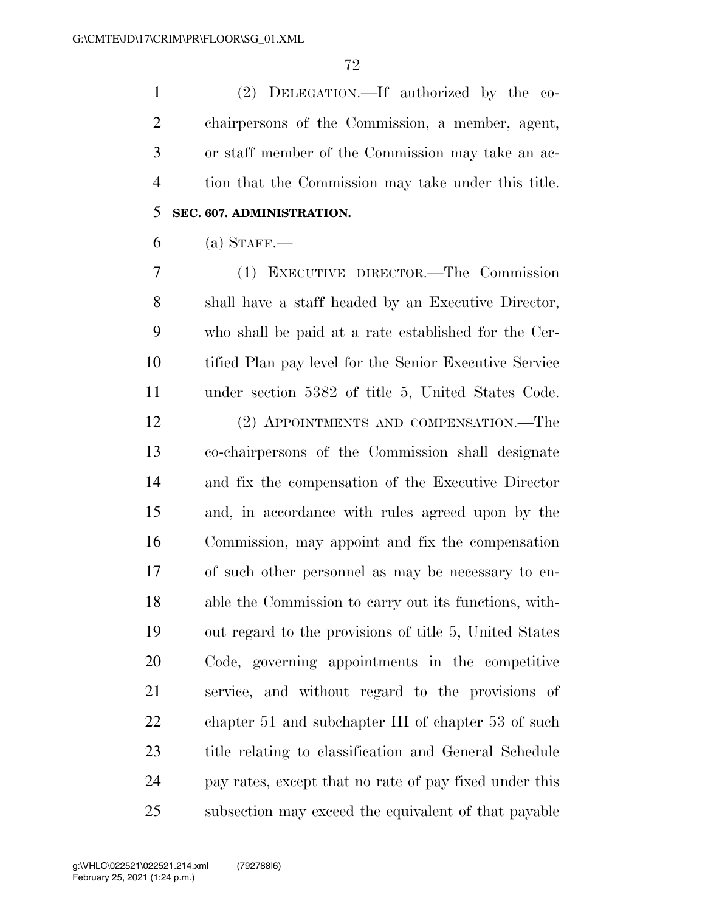(2) DELEGATION.—If authorized by the co-chairpersons of the Commission, a member, agent, or staff member of the Commission may take an action that the Commission may take under this title.

**SEC. 607. ADMINISTRATION.**

(a) STAFF.—

(1) EXECUTIVE DIRECTOR.—The Commission shall have a staff headed by an Executive Director, who shall be paid at a rate established for the Certified Plan pay level for the Senior Executive Service under section 5382 of title 5, United States Code.

(2) APPOINTMENTS AND COMPENSATION.—The co-chairpersons of the Commission shall designate and fix the compensation of the Executive Director and, in accordance with rules agreed upon by the Commission, may appoint and fix the compensation of such other personnel as may be necessary to enable the Commission to carry out its functions, without regard to the provisions of title 5, United States Code, governing appointments in the competitive service, and without regard to the provisions of chapter 51 and subchapter III of chapter 53 of such title relating to classification and General Schedule pay rates, except that no rate of pay fixed under this subsection may exceed the equivalent of that payable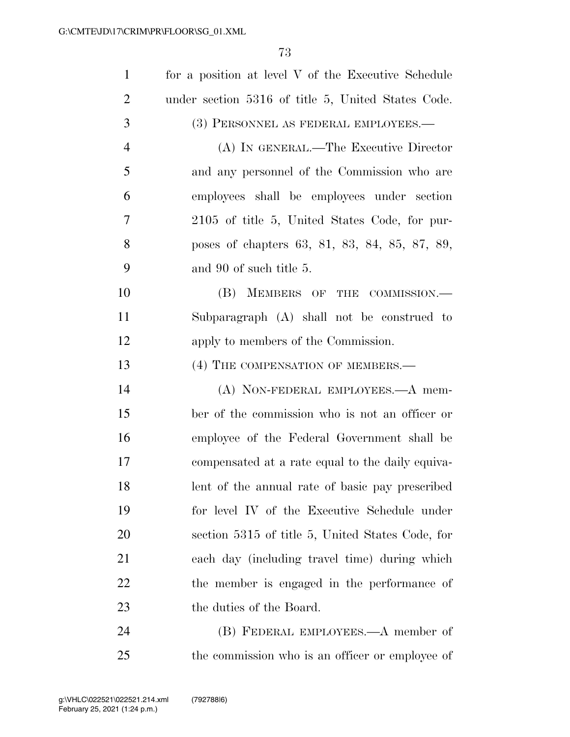for a position at level V of the Executive Schedule under section 5316 of title 5, United States Code.

(3) PERSONNEL AS FEDERAL EMPLOYEES.—

(A) IN GENERAL.—The Executive Director and any personnel of the Commission who are employees shall be employees under section 2105 of title 5, United States Code, for purposes of chapters 63, 81, 83, 84, 85, 87, 89, and 90 of such title 5.

(B) MEMBERS OF THE COMMISSION.—Subparagraph (A) shall not be construed to apply to members of the Commission.

(4) THE COMPENSATION OF MEMBERS.—

(A) NON-FEDERAL EMPLOYEES.—A member of the commission who is not an officer or employee of the Federal Government shall be compensated at a rate equal to the daily equivalent of the annual rate of basic pay prescribed for level IV of the Executive Schedule under section 5315 of title 5, United States Code, for each day (including travel time) during which the member is engaged in the performance of the duties of the Board.

(B) FEDERAL EMPLOYEES.—A member of the commission who is an officer or employee of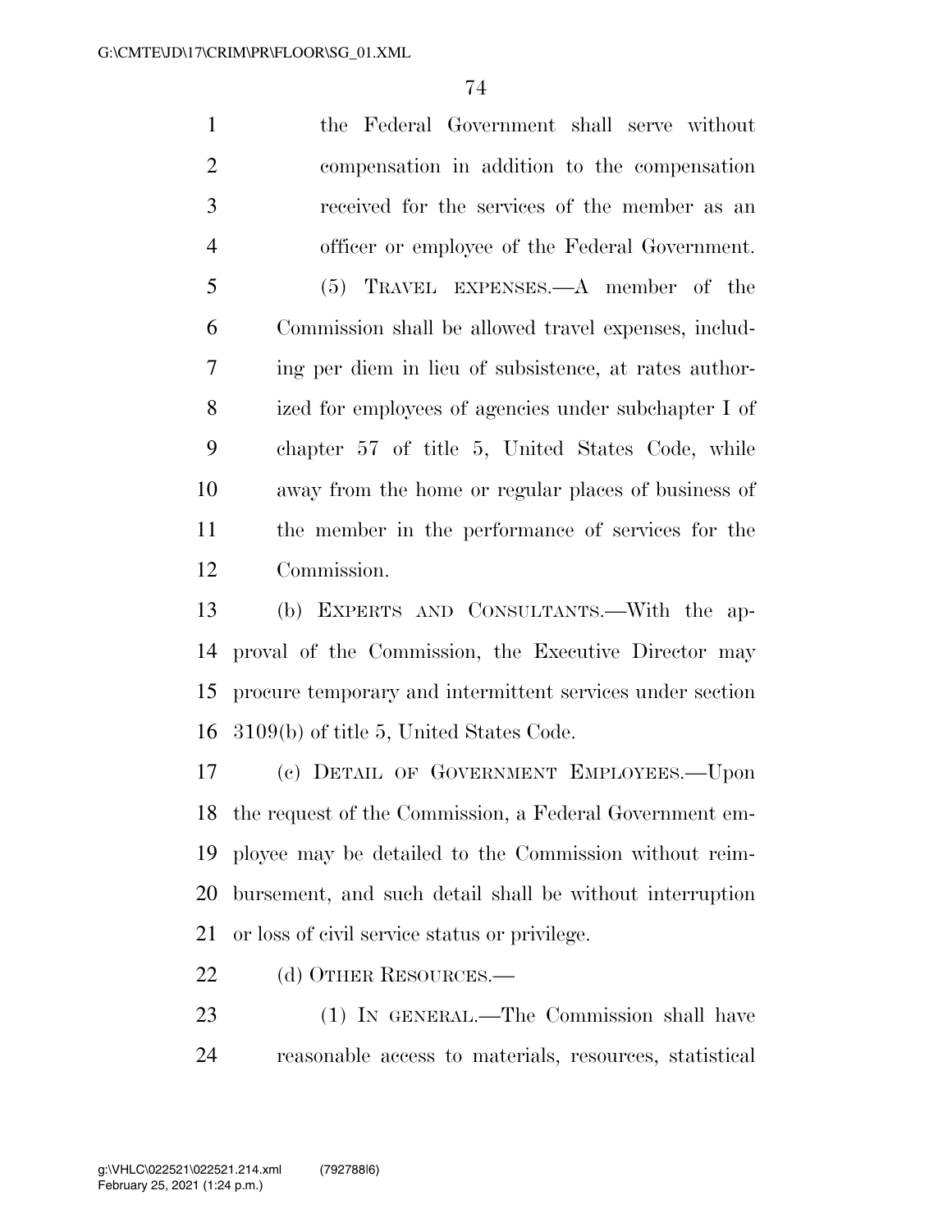the Federal Government shall serve without compensation in addition to the compensation received for the services of the member as an officer or employee of the Federal Government.

(5) TRAVEL EXPENSES.—A member of the Commission shall be allowed travel expenses, including per diem in lieu of subsistence, at rates authorized for employees of agencies under subchapter I of chapter 57 of title 5, United States Code, while away from the home or regular places of business of the member in the performance of services for the Commission.

(b) EXPERTS AND CONSULTANTS.—With the approval of the Commission, the Executive Director may procure temporary and intermittent services under section 3109(b) of title 5, United States Code.

(c) DETAIL OF GOVERNMENT EMPLOYEES.—Upon the request of the Commission, a Federal Government employee may be detailed to the Commission without reimbursement, and such detail shall be without interruption or loss of civil service status or privilege.

(d) OTHER RESOURCES.—

(1) IN GENERAL.—The Commission shall have reasonable access to materials, resources, statistical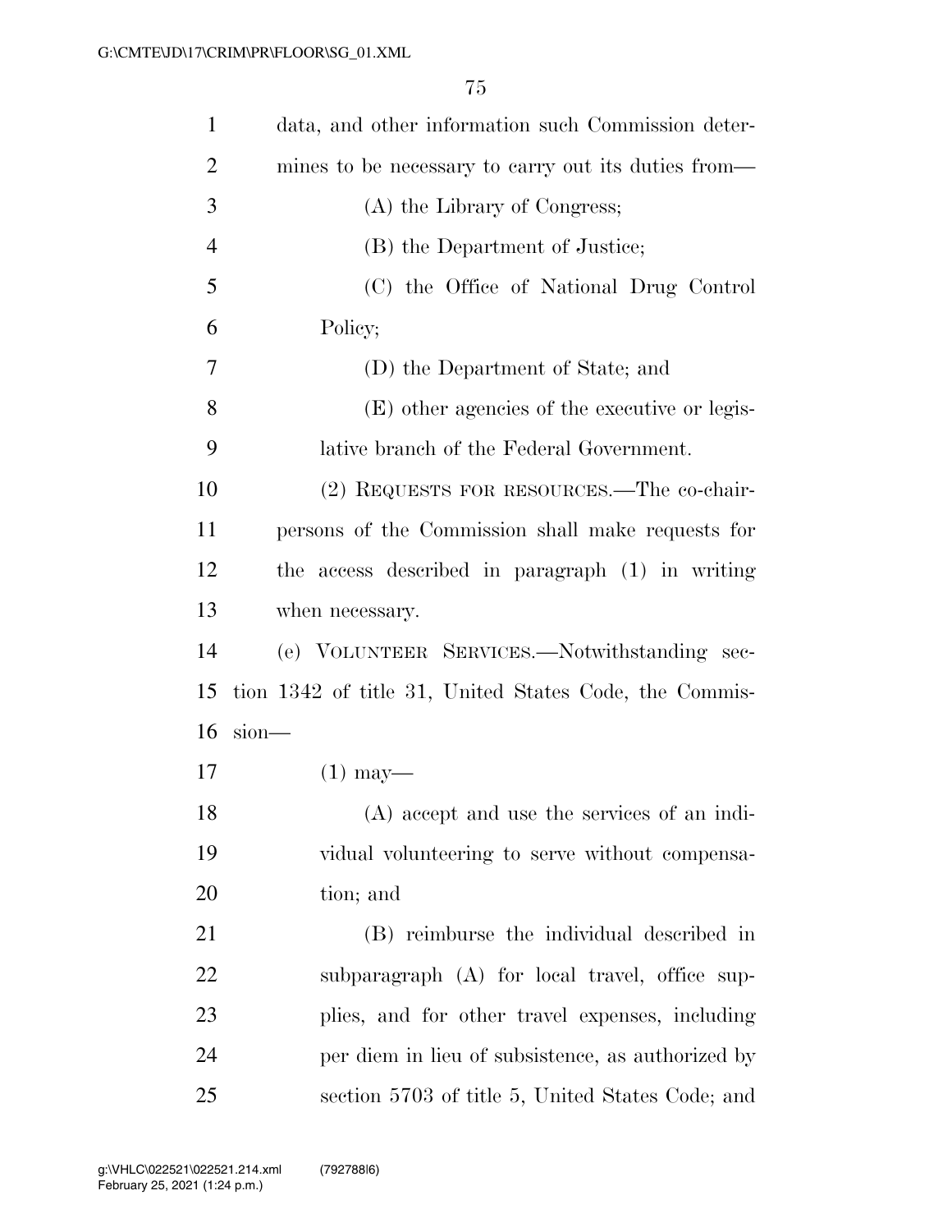data, and other information such Commission determines to be necessary to carry out its duties from—

(A) the Library of Congress;

(B) the Department of Justice;

(C) the Office of National Drug Control Policy;

(D) the Department of State; and

(E) other agencies of the executive or legislative branch of the Federal Government.

(2) REQUESTS FOR RESOURCES.—The co-chairpersons of the Commission shall make requests for the access described in paragraph (1) in writing when necessary.

(e) VOLUNTEER SERVICES.—Notwithstanding section 1342 of title 31, United States Code, the Commission—

(1) may—

(A) accept and use the services of an individual volunteering to serve without compensation; and

(B) reimburse the individual described in subparagraph (A) for local travel, office supplies, and for other travel expenses, including per diem in lieu of subsistence, as authorized by section 5703 of title 5, United States Code; and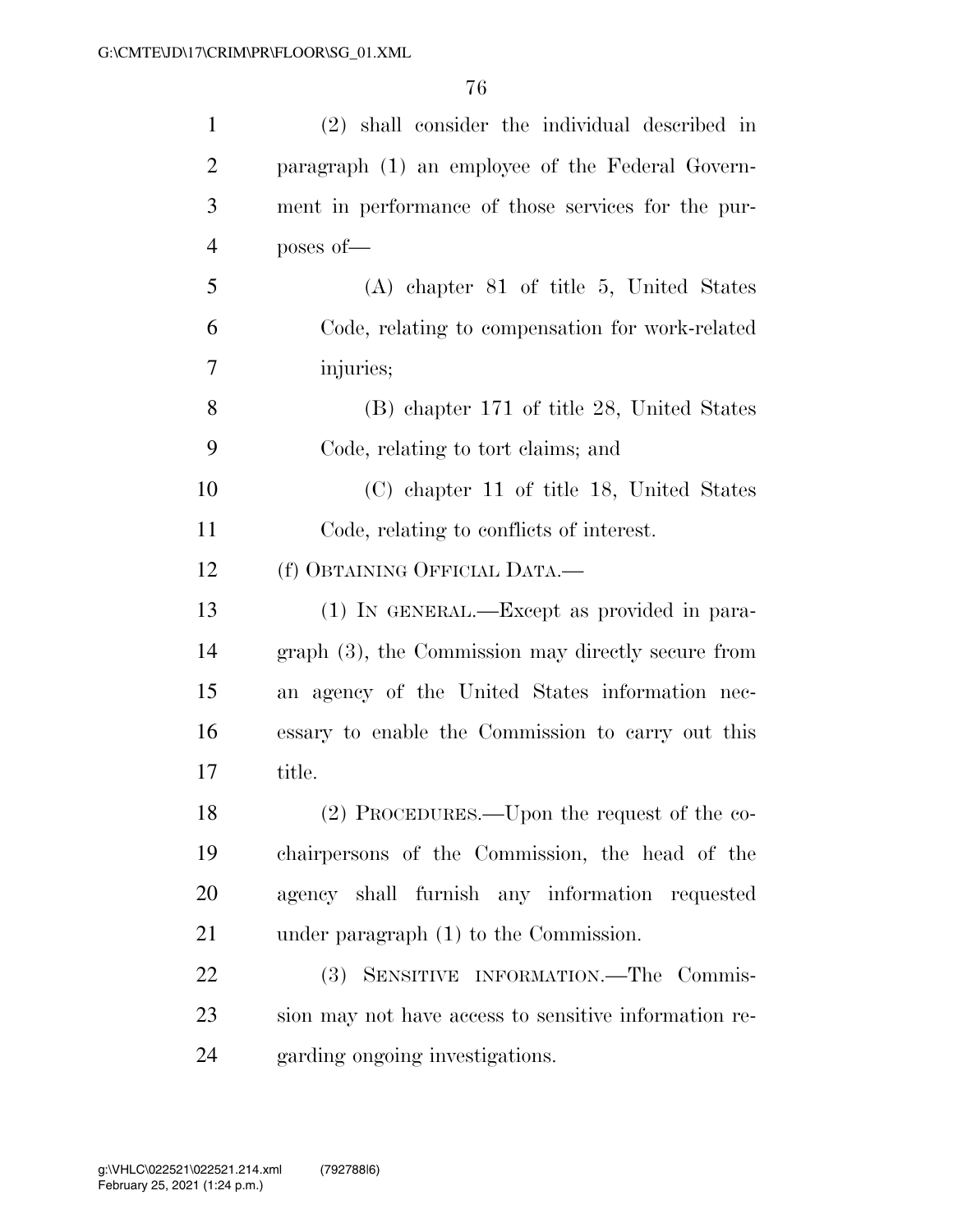(2) shall consider the individual described in paragraph (1) an employee of the Federal Government in performance of those services for the purposes of—

(A) chapter 81 of title 5, United States Code, relating to compensation for work-related injuries;

(B) chapter 171 of title 28, United States Code, relating to tort claims; and

(C) chapter 11 of title 18, United States Code, relating to conflicts of interest.

(f) OBTAINING OFFICIAL DATA.—

(1) IN GENERAL.—Except as provided in paragraph (3), the Commission may directly secure from an agency of the United States information necessary to enable the Commission to carry out this title.

(2) PROCEDURES.—Upon the request of the co-chairpersons of the Commission, the head of the agency shall furnish any information requested under paragraph (1) to the Commission.

(3) SENSITIVE INFORMATION.—The Commission may not have access to sensitive information regarding ongoing investigations.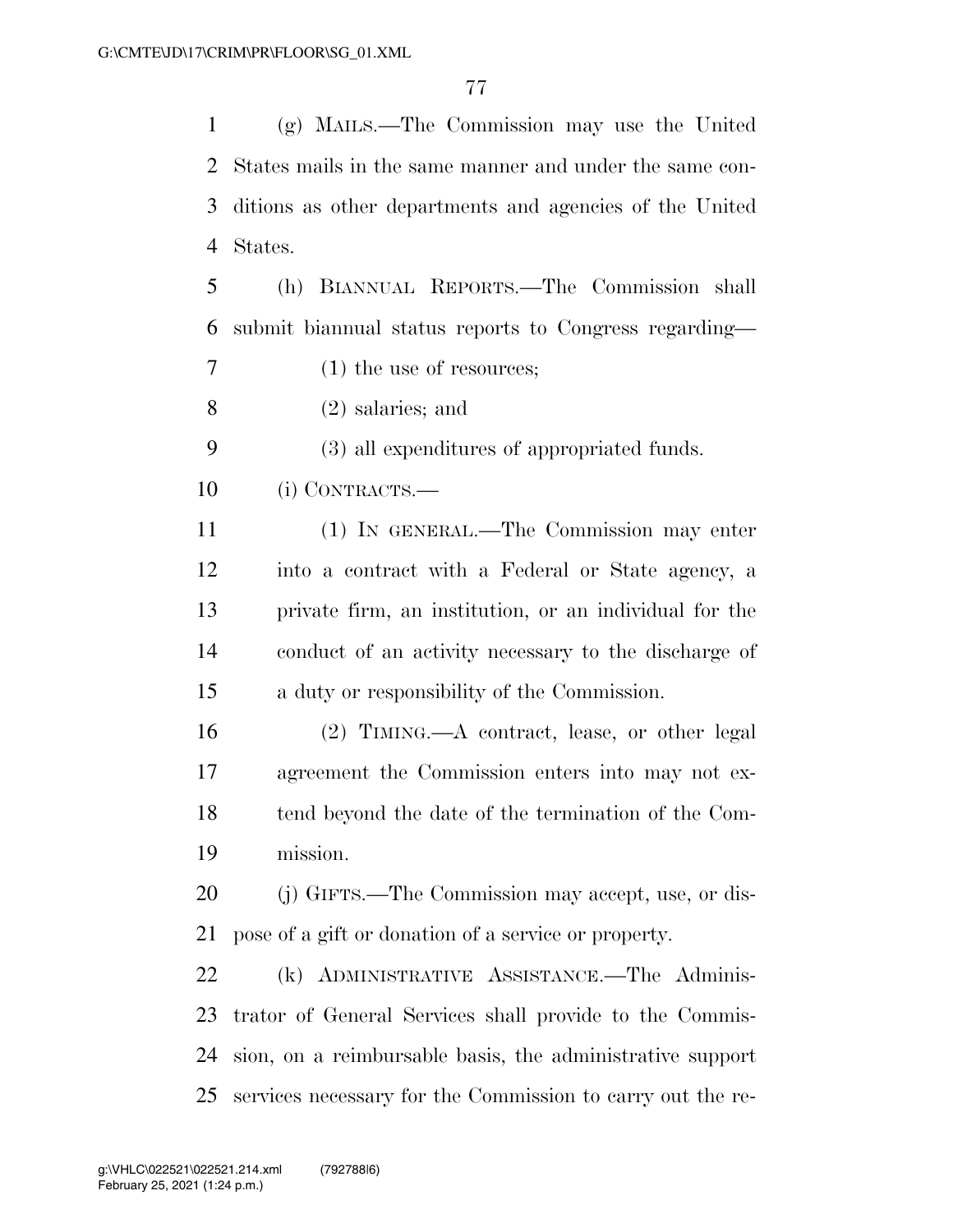(g) MAILS.—The Commission may use the United States mails in the same manner and under the same conditions as other departments and agencies of the United States.

(h) BIANNUAL REPORTS.—The Commission shall submit biannual status reports to Congress regarding—

(1) the use of resources;

(2) salaries; and

(3) all expenditures of appropriated funds.

(i) CONTRACTS.—

(1) IN GENERAL.—The Commission may enter into a contract with a Federal or State agency, a private firm, an institution, or an individual for the conduct of an activity necessary to the discharge of a duty or responsibility of the Commission.

(2) TIMING.—A contract, lease, or other legal agreement the Commission enters into may not extend beyond the date of the termination of the Commission.

(j) GIFTS.—The Commission may accept, use, or dispose of a gift or donation of a service or property.

(k) ADMINISTRATIVE ASSISTANCE.—The Administrator of General Services shall provide to the Commission, on a reimbursable basis, the administrative support services necessary for the Commission to carry out the re-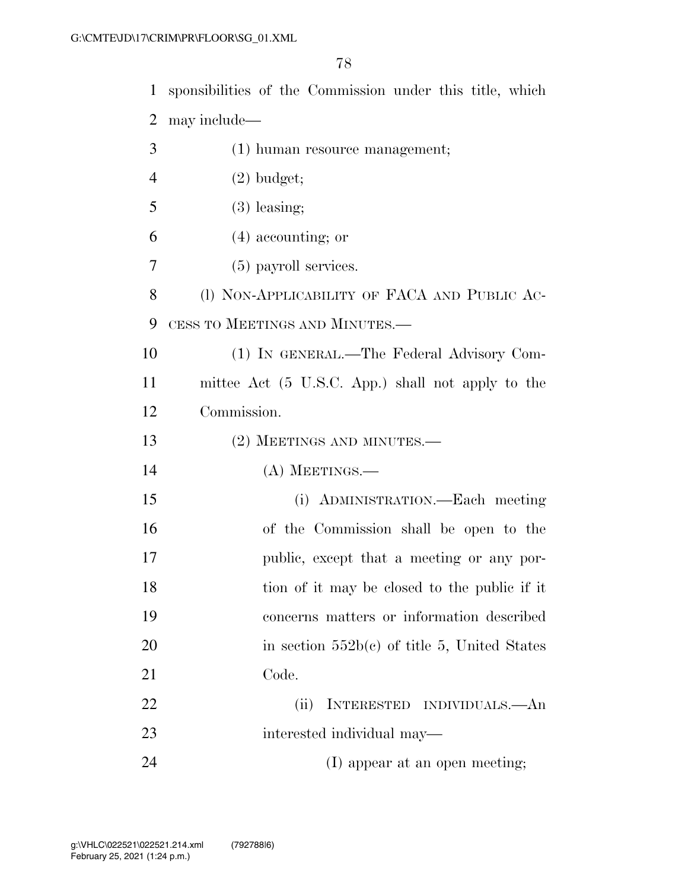sponsibilities of the Commission under this title, which may include—

(1) human resource management;

(2) budget;

(3) leasing;

(4) accounting; or

(5) payroll services.

(l) NON-APPLICABILITY OF FACA AND PUBLIC ACCESS TO MEETINGS AND MINUTES.—

(1) IN GENERAL.—The Federal Advisory Committee Act (5 U.S.C. App.) shall not apply to the Commission.

(2) MEETINGS AND MINUTES.—

(A) MEETINGS.—

(i) ADMINISTRATION.—Each meeting of the Commission shall be open to the public, except that a meeting or any portion of it may be closed to the public if it concerns matters or information described in section 552b(c) of title 5, United States Code.

(ii) INTERESTED INDIVIDUALS.—An interested individual may—

(I) appear at an open meeting;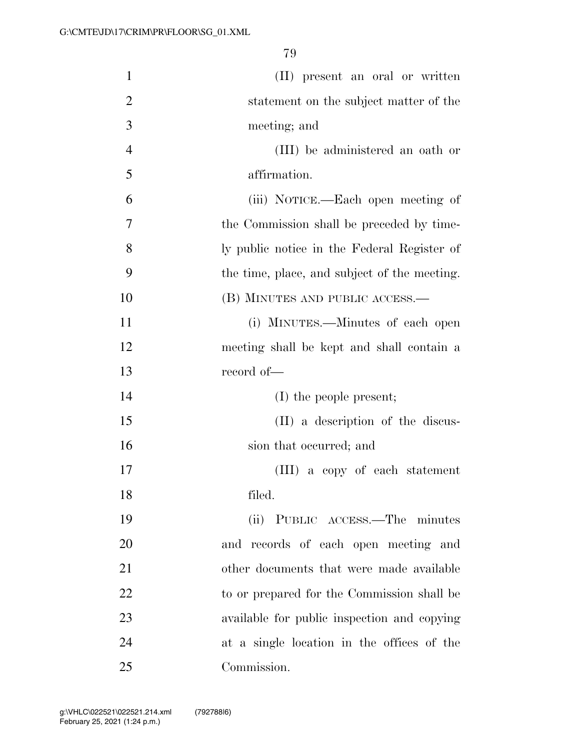(II) present an oral or written statement on the subject matter of the meeting; and

(III) be administered an oath or affirmation.

(iii) NOTICE.—Each open meeting of the Commission shall be preceded by timely public notice in the Federal Register of the time, place, and subject of the meeting.

(B) MINUTES AND PUBLIC ACCESS.—

(i) MINUTES.—Minutes of each open meeting shall be kept and shall contain a record of—

(I) the people present;

(II) a description of the discussion that occurred; and

(III) a copy of each statement filed.

(ii) PUBLIC ACCESS.—The minutes and records of each open meeting and other documents that were made available to or prepared for the Commission shall be available for public inspection and copying at a single location in the offices of the Commission.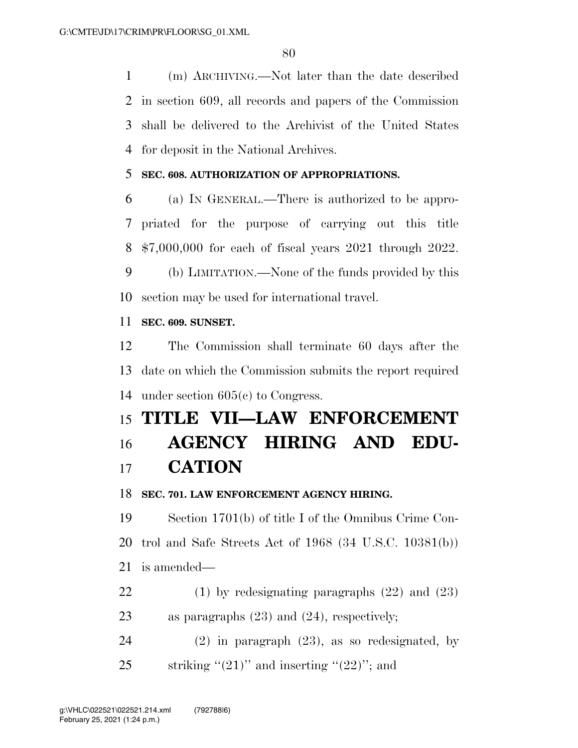(m) ARCHIVING.—Not later than the date described in section 609, all records and papers of the Commission shall be delivered to the Archivist of the United States for deposit in the National Archives.

**SEC. 608. AUTHORIZATION OF APPROPRIATIONS.**

(a) IN GENERAL.—There is authorized to be appropriated for the purpose of carrying out this title $7,000,000 for each of fiscal years 2021 through 2022.

(b) LIMITATION.—None of the funds provided by this section may be used for international travel.

**SEC. 609. SUNSET.**

The Commission shall terminate 60 days after the date on which the Commission submits the report required under section 605(c) to Congress.

# TITLE VII—LAW ENFORCEMENT AGENCY HIRING AND EDUCATION

**SEC. 701. LAW ENFORCEMENT AGENCY HIRING.**

Section 1701(b) of title I of the Omnibus Crime Control and Safe Streets Act of 1968 (34 U.S.C. 10381(b)) is amended—

(1) by redesignating paragraphs (22) and (23) as paragraphs (23) and (24), respectively;

(2) in paragraph (23), as so redesignated, by striking ''(21)'' and inserting ''(22)''; and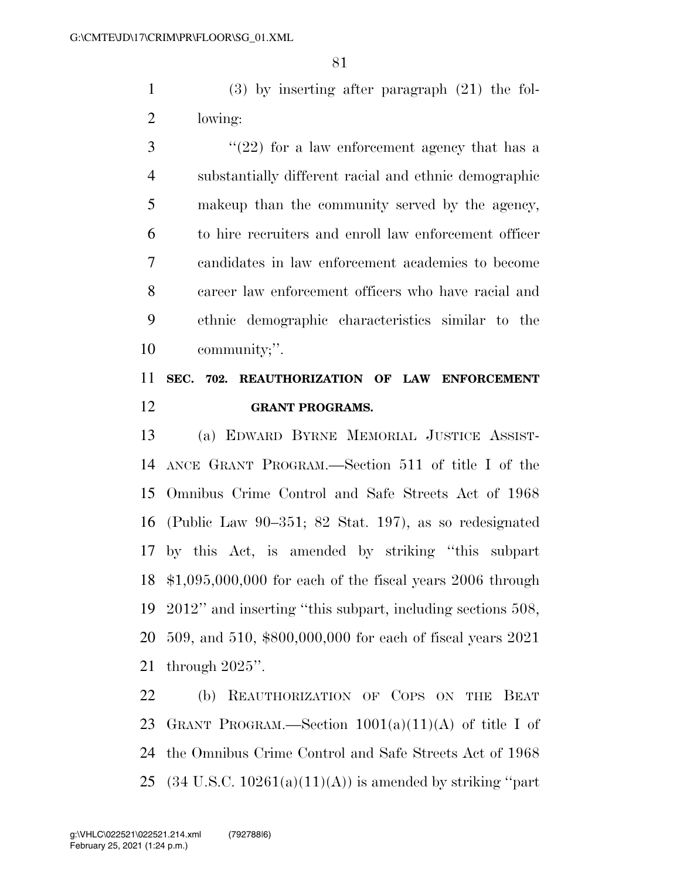(3) by inserting after paragraph (21) the following:

"(22) for a law enforcement agency that has a substantially different racial and ethnic demographic makeup than the community served by the agency, to hire recruiters and enroll law enforcement officer candidates in law enforcement academies to become career law enforcement officers who have racial and ethnic demographic characteristics similar to the community;".

**SEC. 702. REAUTHORIZATION OF LAW ENFORCEMENT GRANT PROGRAMS.**

(a) EDWARD BYRNE MEMORIAL JUSTICE ASSISTANCE GRANT PROGRAM.—Section 511 of title I of the Omnibus Crime Control and Safe Streets Act of 1968 (Public Law 90–351; 82 Stat. 197), as so redesignated by this Act, is amended by striking "this subpart $1,095,000,000 for each of the fiscal years 2006 through 2012" and inserting "this subpart, including sections 508, 509, and 510, $800,000,000 for each of fiscal years 2021 through 2025".

(b) REAUTHORIZATION OF COPS ON THE BEAT GRANT PROGRAM.—Section 1001(a)(11)(A) of title I of the Omnibus Crime Control and Safe Streets Act of 1968 (34 U.S.C. 10261(a)(11)(A)) is amended by striking "part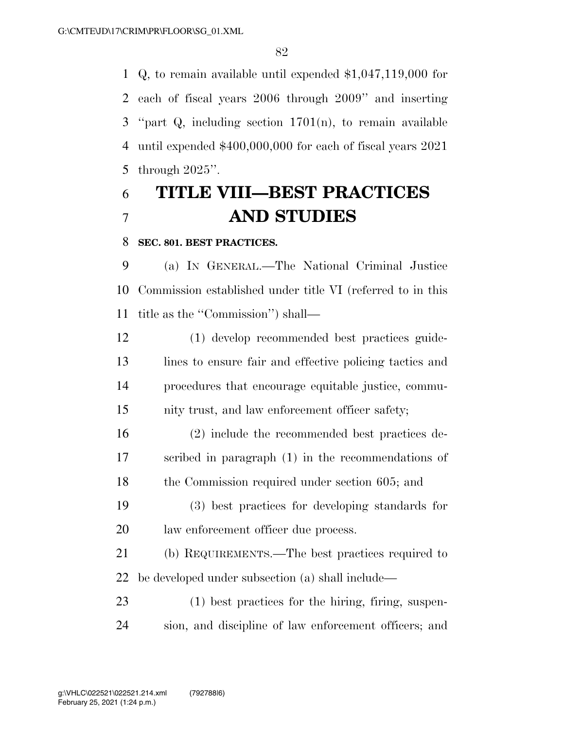Q, to remain available until expended $1,047,119,000 for each of fiscal years 2006 through 2009'' and inserting ''part Q, including section 1701(n), to remain available until expended $400,000,000 for each of fiscal years 2021 through 2025''.

# TITLE VIII—BEST PRACTICES AND STUDIES

**SEC. 801. BEST PRACTICES.**

(a) IN GENERAL.—The National Criminal Justice Commission established under title VI (referred to in this title as the ''Commission'') shall—

(1) develop recommended best practices guidelines to ensure fair and effective policing tactics and procedures that encourage equitable justice, community trust, and law enforcement officer safety;

(2) include the recommended best practices described in paragraph (1) in the recommendations of the Commission required under section 605; and

(3) best practices for developing standards for law enforcement officer due process.

(b) REQUIREMENTS.—The best practices required to be developed under subsection (a) shall include—

(1) best practices for the hiring, firing, suspension, and discipline of law enforcement officers; and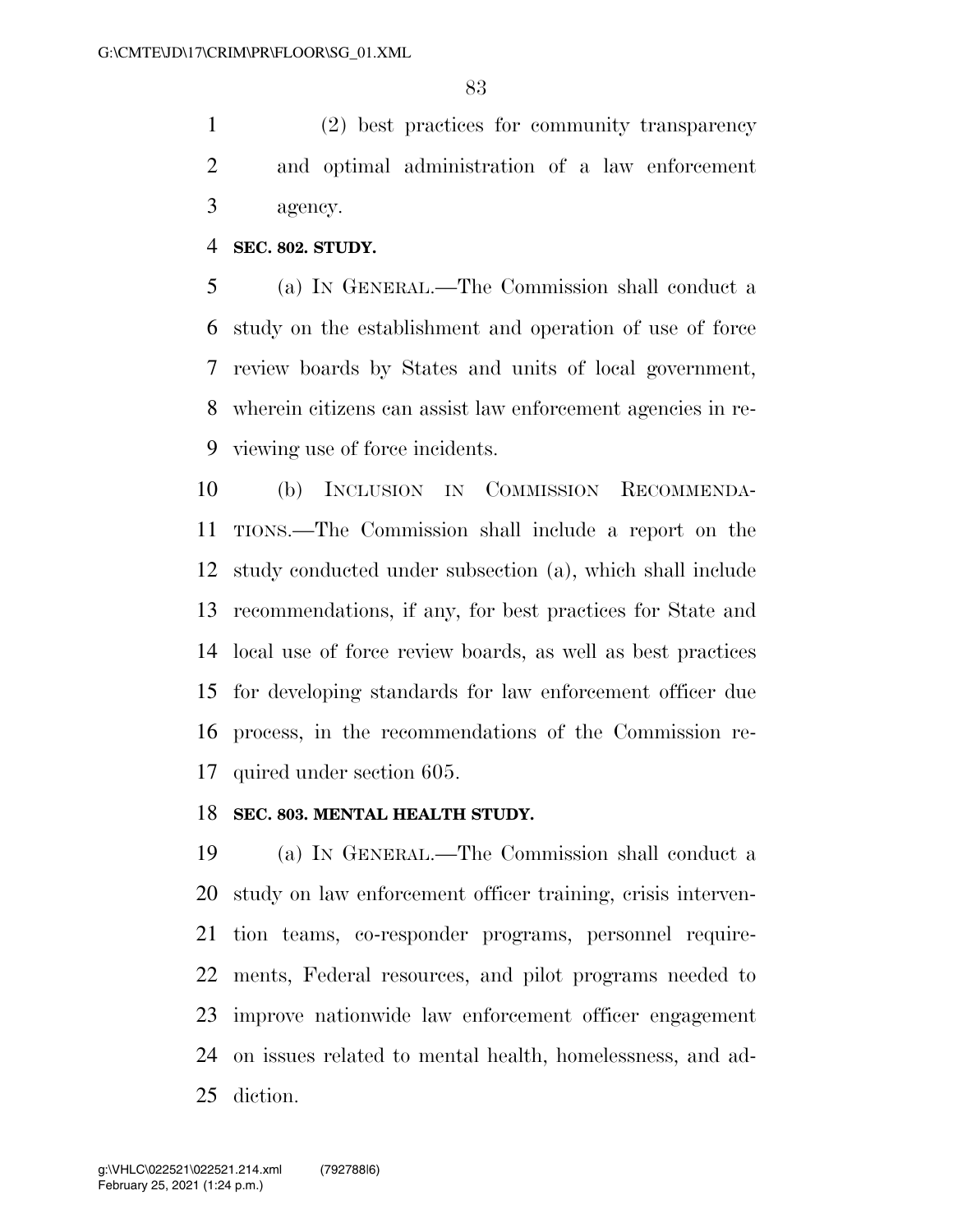(2) best practices for community transparency and optimal administration of a law enforcement agency.

**SEC. 802. STUDY.**

(a) IN GENERAL.—The Commission shall conduct a study on the establishment and operation of use of force review boards by States and units of local government, wherein citizens can assist law enforcement agencies in reviewing use of force incidents.

(b) INCLUSION IN COMMISSION RECOMMENDATIONS.—The Commission shall include a report on the study conducted under subsection (a), which shall include recommendations, if any, for best practices for State and local use of force review boards, as well as best practices for developing standards for law enforcement officer due process, in the recommendations of the Commission required under section 605.

**SEC. 803. MENTAL HEALTH STUDY.**

(a) IN GENERAL.—The Commission shall conduct a study on law enforcement officer training, crisis intervention teams, co-responder programs, personnel requirements, Federal resources, and pilot programs needed to improve nationwide law enforcement officer engagement on issues related to mental health, homelessness, and addiction.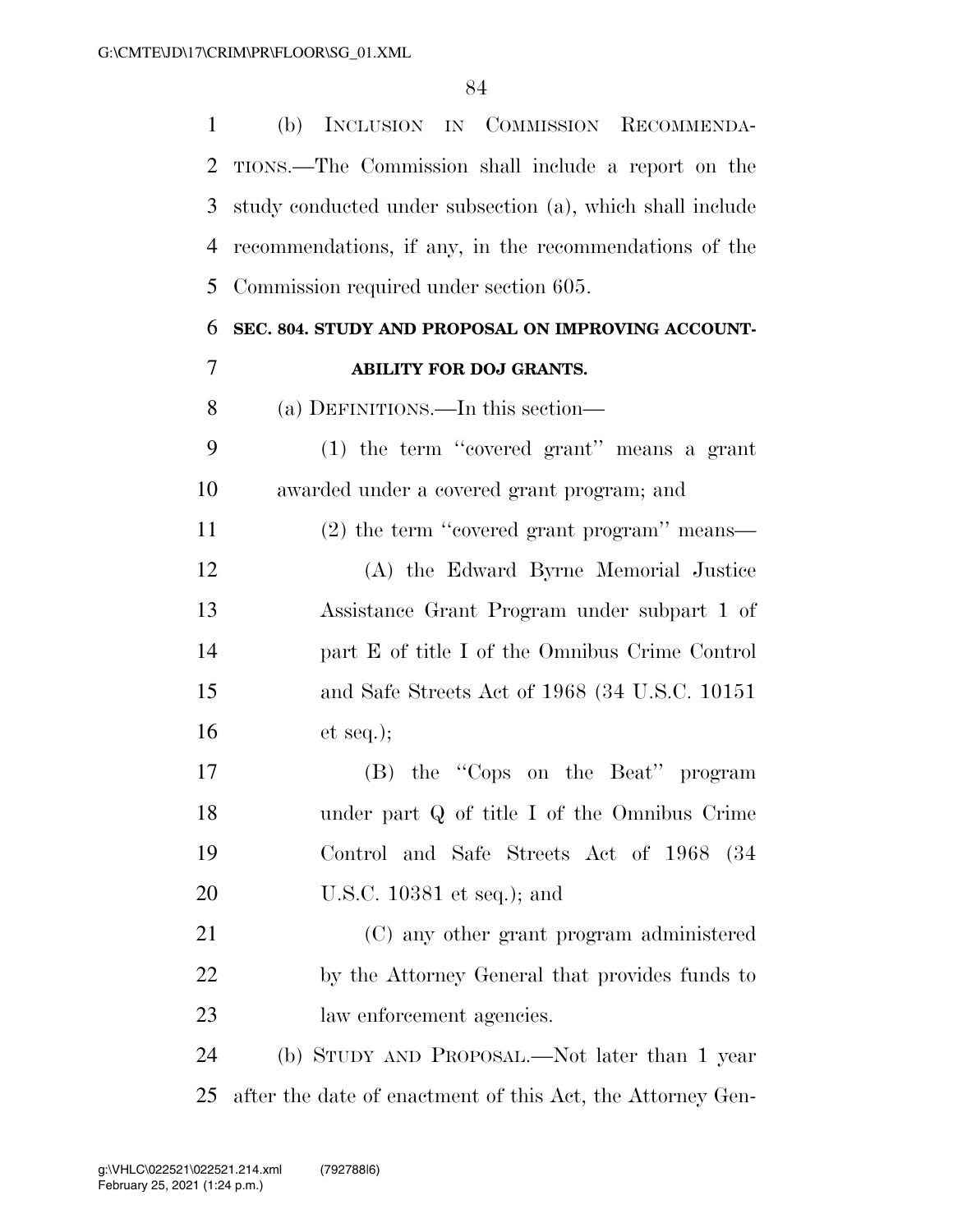(b) INCLUSION IN COMMISSION RECOMMENDATIONS.—The Commission shall include a report on the study conducted under subsection (a), which shall include recommendations, if any, in the recommendations of the Commission required under section 605.

### SEC. 804. STUDY AND PROPOSAL ON IMPROVING ACCOUNTABILITY FOR DOJ GRANTS.

(a) DEFINITIONS.—In this section—

(1) the term ''covered grant'' means a grant awarded under a covered grant program; and

(2) the term ''covered grant program'' means—

(A) the Edward Byrne Memorial Justice Assistance Grant Program under subpart 1 of part E of title I of the Omnibus Crime Control and Safe Streets Act of 1968 (34 U.S.C. 10151 et seq.);

(B) the ''Cops on the Beat'' program under part Q of title I of the Omnibus Crime Control and Safe Streets Act of 1968 (34 U.S.C. 10381 et seq.); and

(C) any other grant program administered by the Attorney General that provides funds to law enforcement agencies.

(b) STUDY AND PROPOSAL.—Not later than 1 year after the date of enactment of this Act, the Attorney Gen-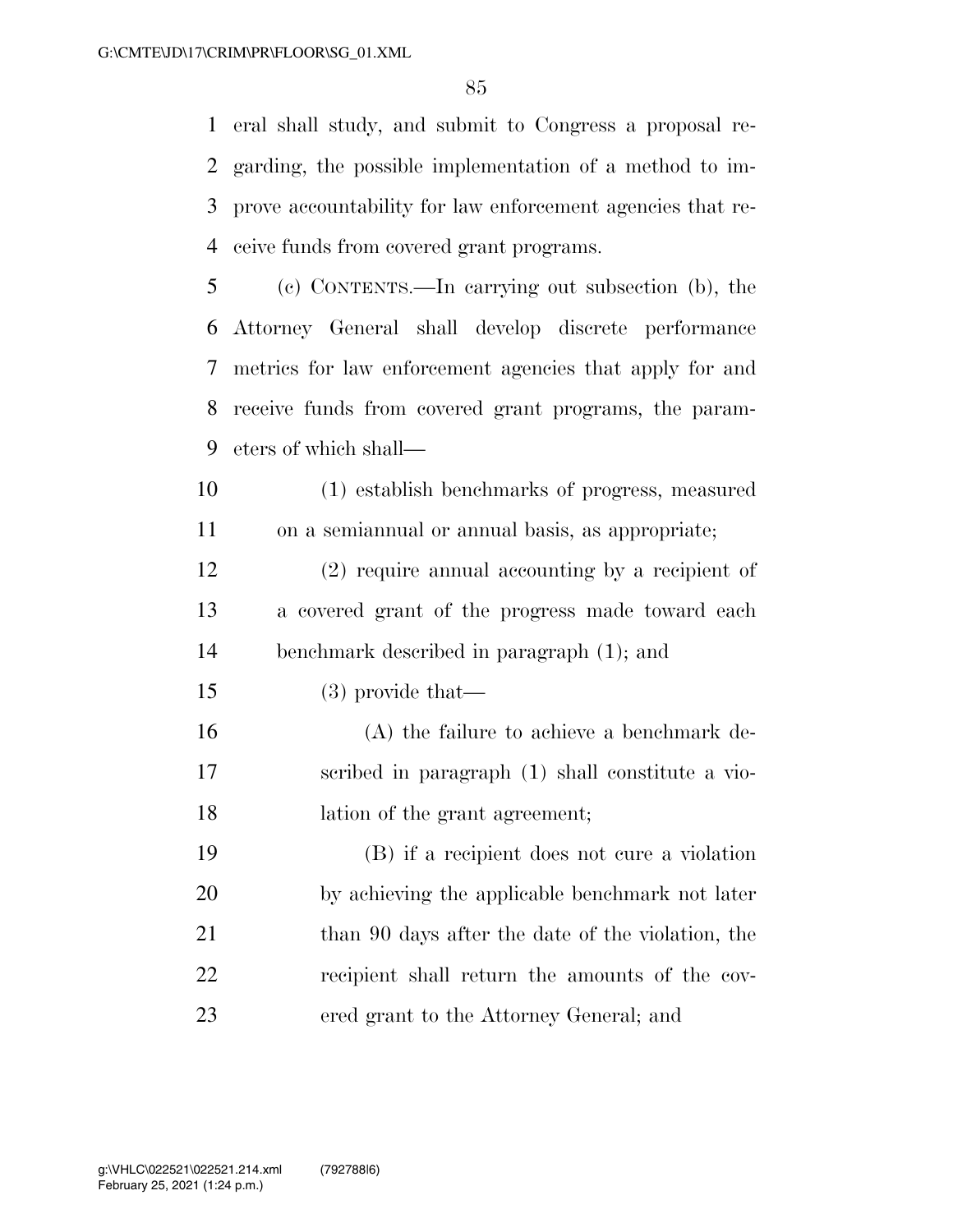eral shall study, and submit to Congress a proposal regarding, the possible implementation of a method to improve accountability for law enforcement agencies that receive funds from covered grant programs.

(c) CONTENTS.—In carrying out subsection (b), the Attorney General shall develop discrete performance metrics for law enforcement agencies that apply for and receive funds from covered grant programs, the parameters of which shall—

(1) establish benchmarks of progress, measured on a semiannual or annual basis, as appropriate;

(2) require annual accounting by a recipient of a covered grant of the progress made toward each benchmark described in paragraph (1); and

(3) provide that—

(A) the failure to achieve a benchmark described in paragraph (1) shall constitute a violation of the grant agreement;

(B) if a recipient does not cure a violation by achieving the applicable benchmark not later than 90 days after the date of the violation, the recipient shall return the amounts of the covered grant to the Attorney General; and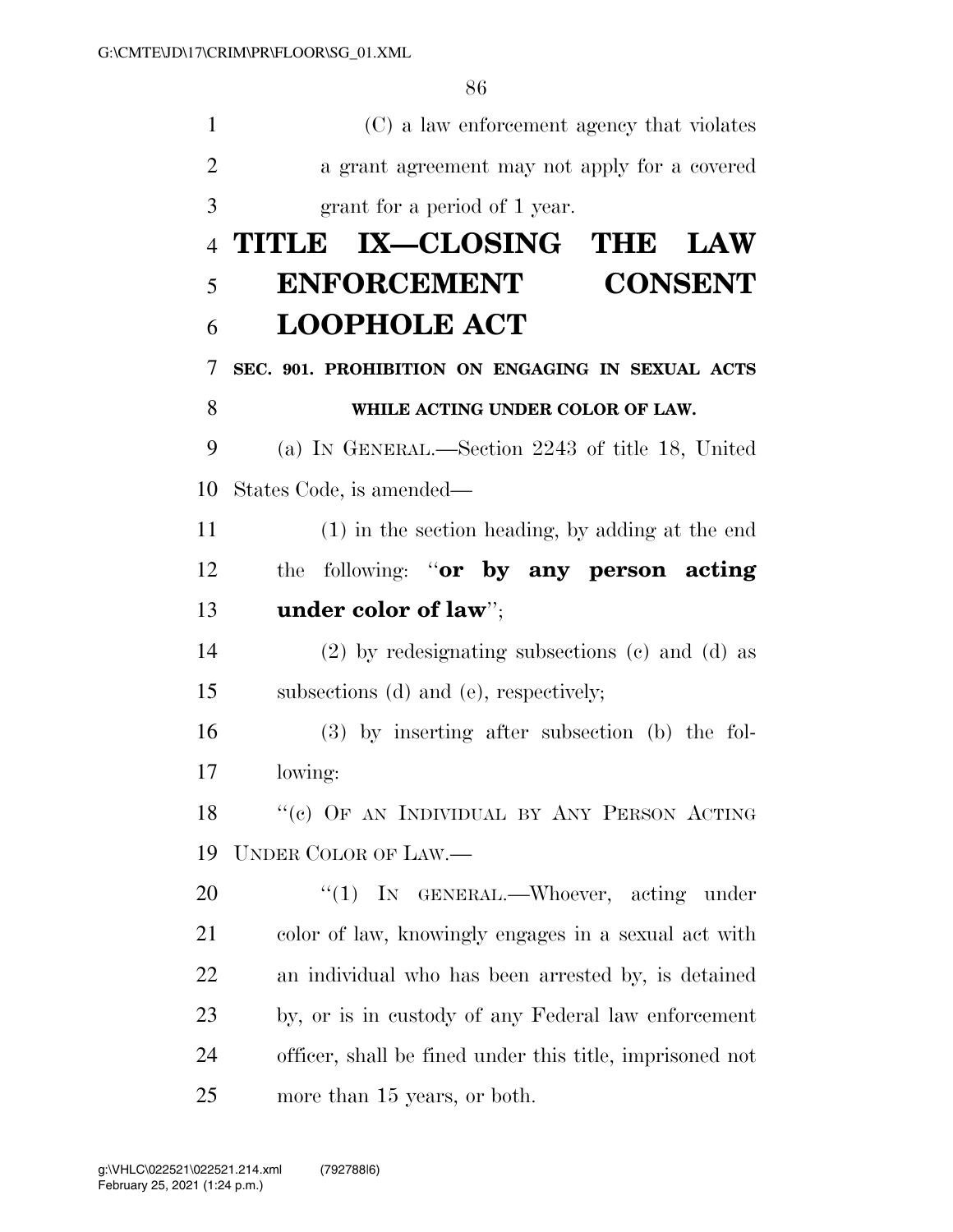(C) a law enforcement agency that violates a grant agreement may not apply for a covered grant for a period of 1 year.

# TITLE IX—CLOSING THE LAW ENFORCEMENT CONSENT LOOPHOLE ACT

**SEC. 901. PROHIBITION ON ENGAGING IN SEXUAL ACTS WHILE ACTING UNDER COLOR OF LAW.**

(a) IN GENERAL.—Section 2243 of title 18, United States Code, is amended—

(1) in the section heading, by adding at the end the following: "**or by any person acting under color of law**";

(2) by redesignating subsections (c) and (d) as subsections (d) and (e), respectively;

(3) by inserting after subsection (b) the following:

"(c) OF AN INDIVIDUAL BY ANY PERSON ACTING UNDER COLOR OF LAW.—

"(1) IN GENERAL.—Whoever, acting under color of law, knowingly engages in a sexual act with an individual who has been arrested by, is detained by, or is in custody of any Federal law enforcement officer, shall be fined under this title, imprisoned not more than 15 years, or both.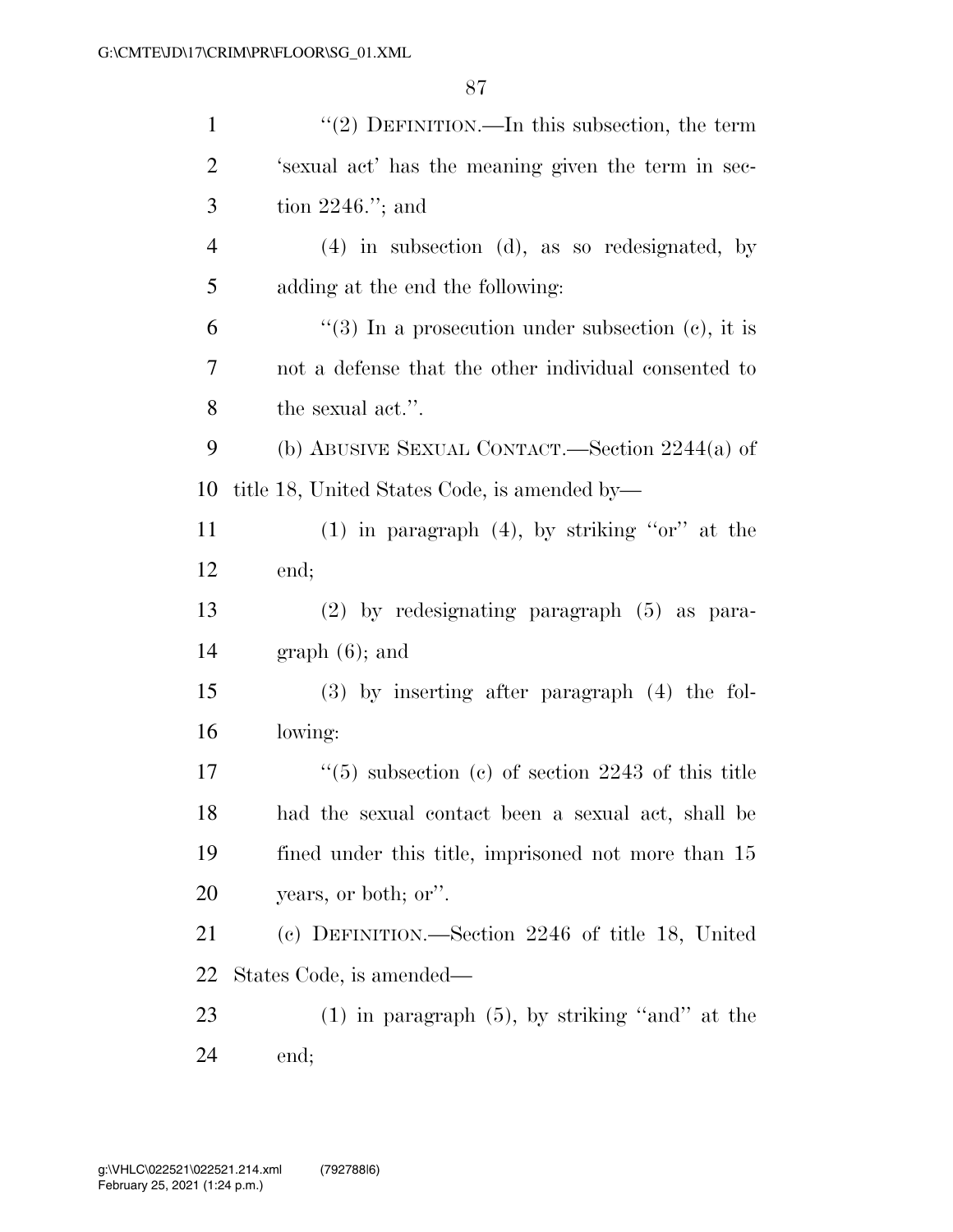"(2) DEFINITION.—In this subsection, the term 'sexual act' has the meaning given the term in section 2246."; and

(4) in subsection (d), as so redesignated, by adding at the end the following:

"(3) In a prosecution under subsection (c), it is not a defense that the other individual consented to the sexual act.".

(b) ABUSIVE SEXUAL CONTACT.—Section 2244(a) of title 18, United States Code, is amended by—

(1) in paragraph (4), by striking "or" at the end;

(2) by redesignating paragraph (5) as paragraph (6); and

(3) by inserting after paragraph (4) the following:

"(5) subsection (c) of section 2243 of this title had the sexual contact been a sexual act, shall be fined under this title, imprisoned not more than 15 years, or both; or".

(c) DEFINITION.—Section 2246 of title 18, United States Code, is amended—

(1) in paragraph (5), by striking "and" at the end;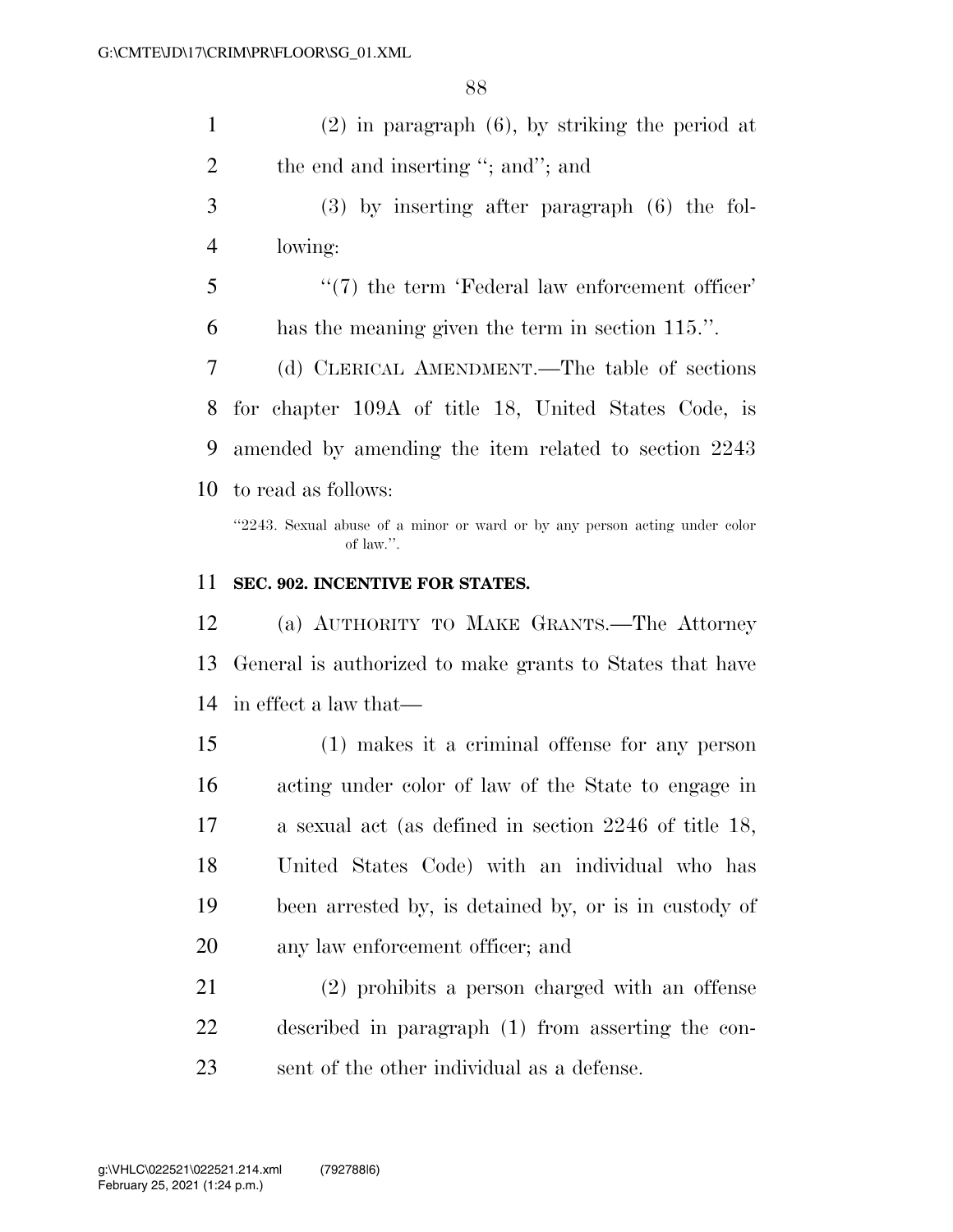(2) in paragraph (6), by striking the period at the end and inserting "; and"; and

(3) by inserting after paragraph (6) the following:

"(7) the term 'Federal law enforcement officer' has the meaning given the term in section 115.".

(d) CLERICAL AMENDMENT.—The table of sections for chapter 109A of title 18, United States Code, is amended by amending the item related to section 2243 to read as follows:

"2243. Sexual abuse of a minor or ward or by any person acting under color of law.".

**SEC. 902. INCENTIVE FOR STATES.**

(a) AUTHORITY TO MAKE GRANTS.—The Attorney General is authorized to make grants to States that have in effect a law that—

(1) makes it a criminal offense for any person acting under color of law of the State to engage in a sexual act (as defined in section 2246 of title 18, United States Code) with an individual who has been arrested by, is detained by, or is in custody of any law enforcement officer; and

(2) prohibits a person charged with an offense described in paragraph (1) from asserting the consent of the other individual as a defense.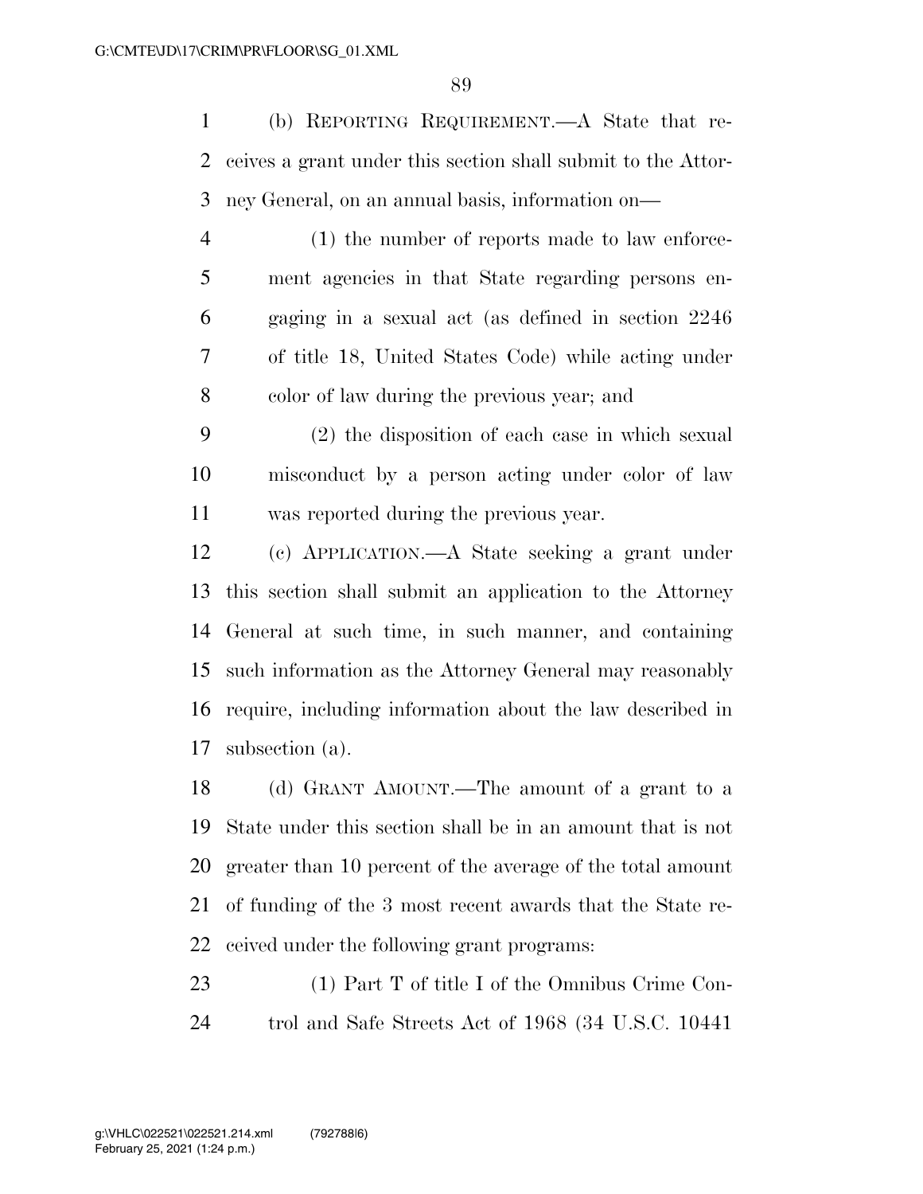(b) REPORTING REQUIREMENT.—A State that receives a grant under this section shall submit to the Attorney General, on an annual basis, information on—

(1) the number of reports made to law enforcement agencies in that State regarding persons engaging in a sexual act (as defined in section 2246 of title 18, United States Code) while acting under color of law during the previous year; and

(2) the disposition of each case in which sexual misconduct by a person acting under color of law was reported during the previous year.

(c) APPLICATION.—A State seeking a grant under this section shall submit an application to the Attorney General at such time, in such manner, and containing such information as the Attorney General may reasonably require, including information about the law described in subsection (a).

(d) GRANT AMOUNT.—The amount of a grant to a State under this section shall be in an amount that is not greater than 10 percent of the average of the total amount of funding of the 3 most recent awards that the State received under the following grant programs:

(1) Part T of title I of the Omnibus Crime Control and Safe Streets Act of 1968 (34 U.S.C. 10441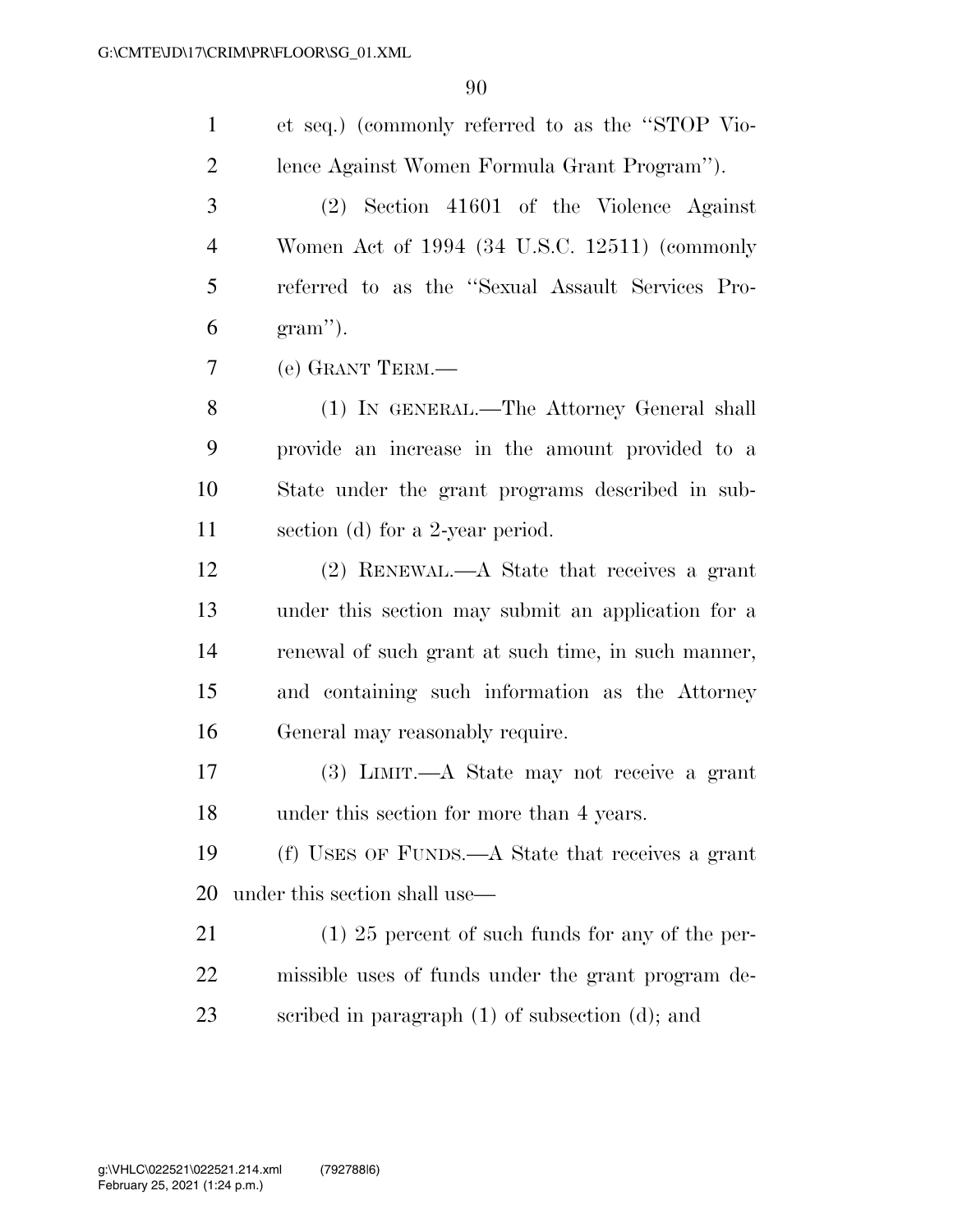et seq.) (commonly referred to as the ''STOP Violence Against Women Formula Grant Program'').

(2) Section 41601 of the Violence Against Women Act of 1994 (34 U.S.C. 12511) (commonly referred to as the ''Sexual Assault Services Program'').

(e) GRANT TERM.—

(1) IN GENERAL.—The Attorney General shall provide an increase in the amount provided to a State under the grant programs described in subsection (d) for a 2-year period.

(2) RENEWAL.—A State that receives a grant under this section may submit an application for a renewal of such grant at such time, in such manner, and containing such information as the Attorney General may reasonably require.

(3) LIMIT.—A State may not receive a grant under this section for more than 4 years.

(f) USES OF FUNDS.—A State that receives a grant under this section shall use—

(1) 25 percent of such funds for any of the permissible uses of funds under the grant program described in paragraph (1) of subsection (d); and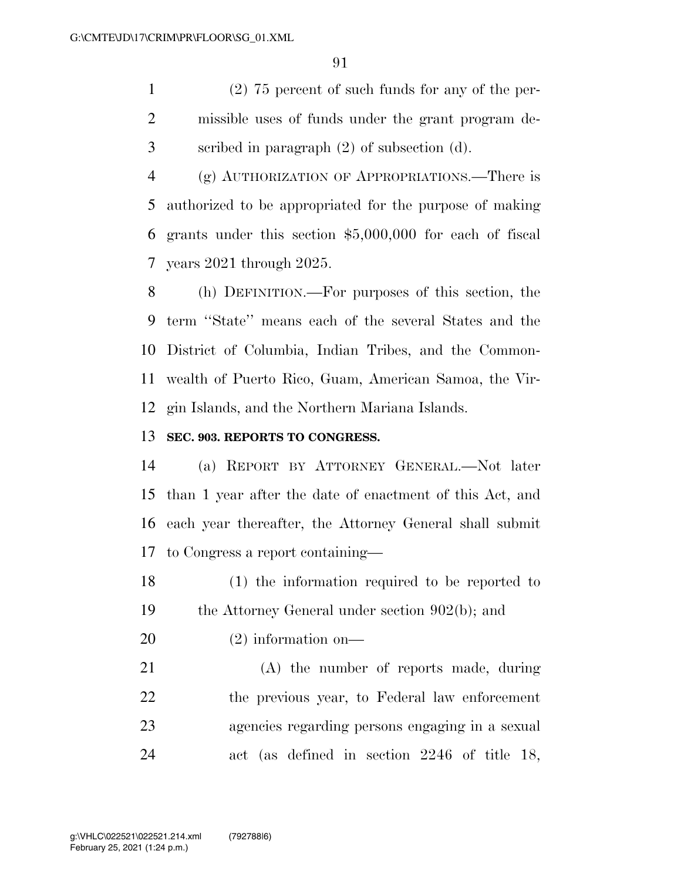(2) 75 percent of such funds for any of the permissible uses of funds under the grant program described in paragraph (2) of subsection (d).

(g) AUTHORIZATION OF APPROPRIATIONS.—There is authorized to be appropriated for the purpose of making grants under this section $5,000,000 for each of fiscal years 2021 through 2025.

(h) DEFINITION.—For purposes of this section, the term ''State'' means each of the several States and the District of Columbia, Indian Tribes, and the Commonwealth of Puerto Rico, Guam, American Samoa, the Virgin Islands, and the Northern Mariana Islands.

**SEC. 903. REPORTS TO CONGRESS.**

(a) REPORT BY ATTORNEY GENERAL.—Not later than 1 year after the date of enactment of this Act, and each year thereafter, the Attorney General shall submit to Congress a report containing—

(1) the information required to be reported to the Attorney General under section 902(b); and

(2) information on—

(A) the number of reports made, during the previous year, to Federal law enforcement agencies regarding persons engaging in a sexual act (as defined in section 2246 of title 18,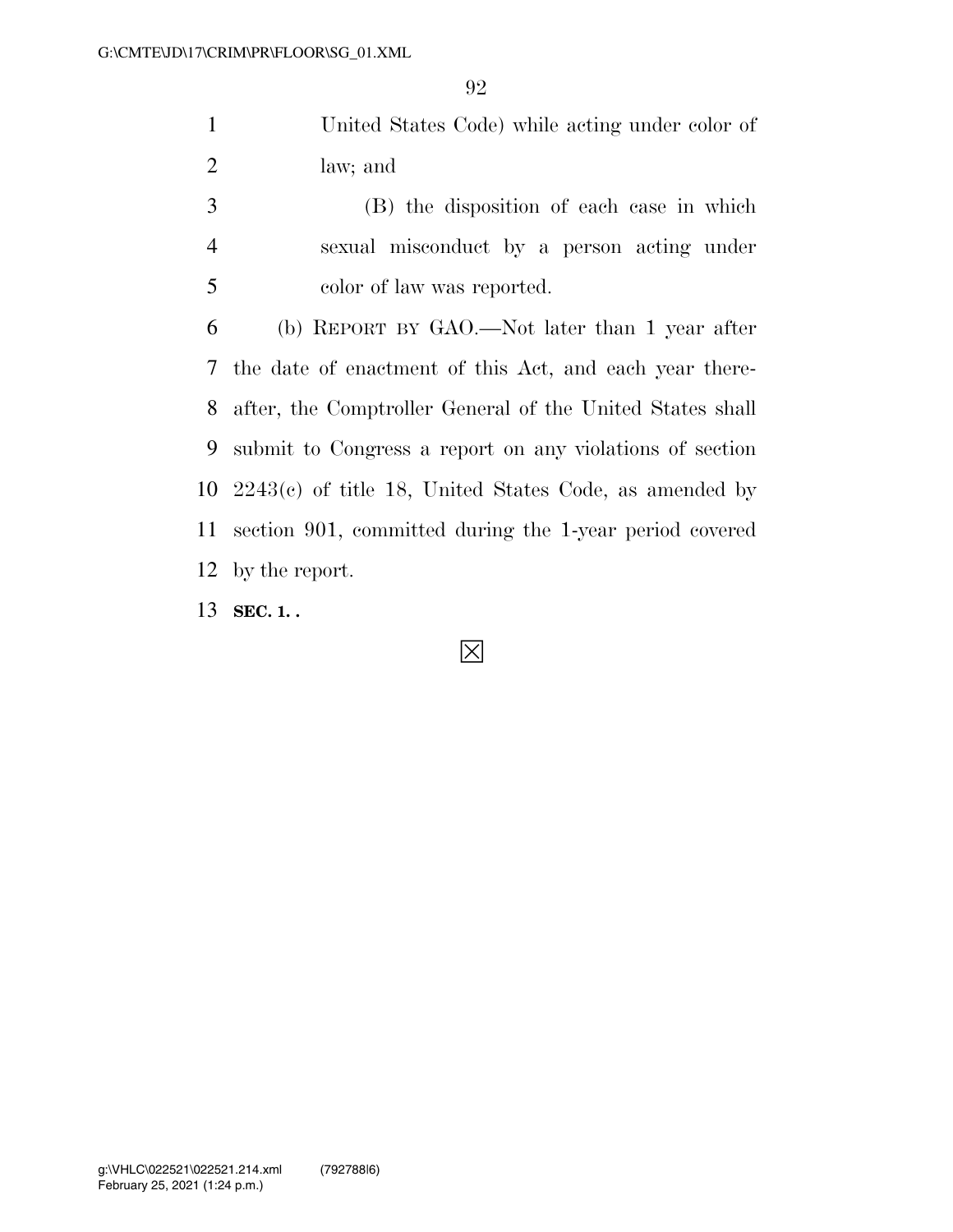United States Code) while acting under color of law; and

(B) the disposition of each case in which sexual misconduct by a person acting under color of law was reported.

(b) REPORT BY GAO.—Not later than 1 year after the date of enactment of this Act, and each year thereafter, the Comptroller General of the United States shall submit to Congress a report on any violations of section 2243(c) of title 18, United States Code, as amended by section 901, committed during the 1-year period covered by the report.

**SEC. 1. .**

☒